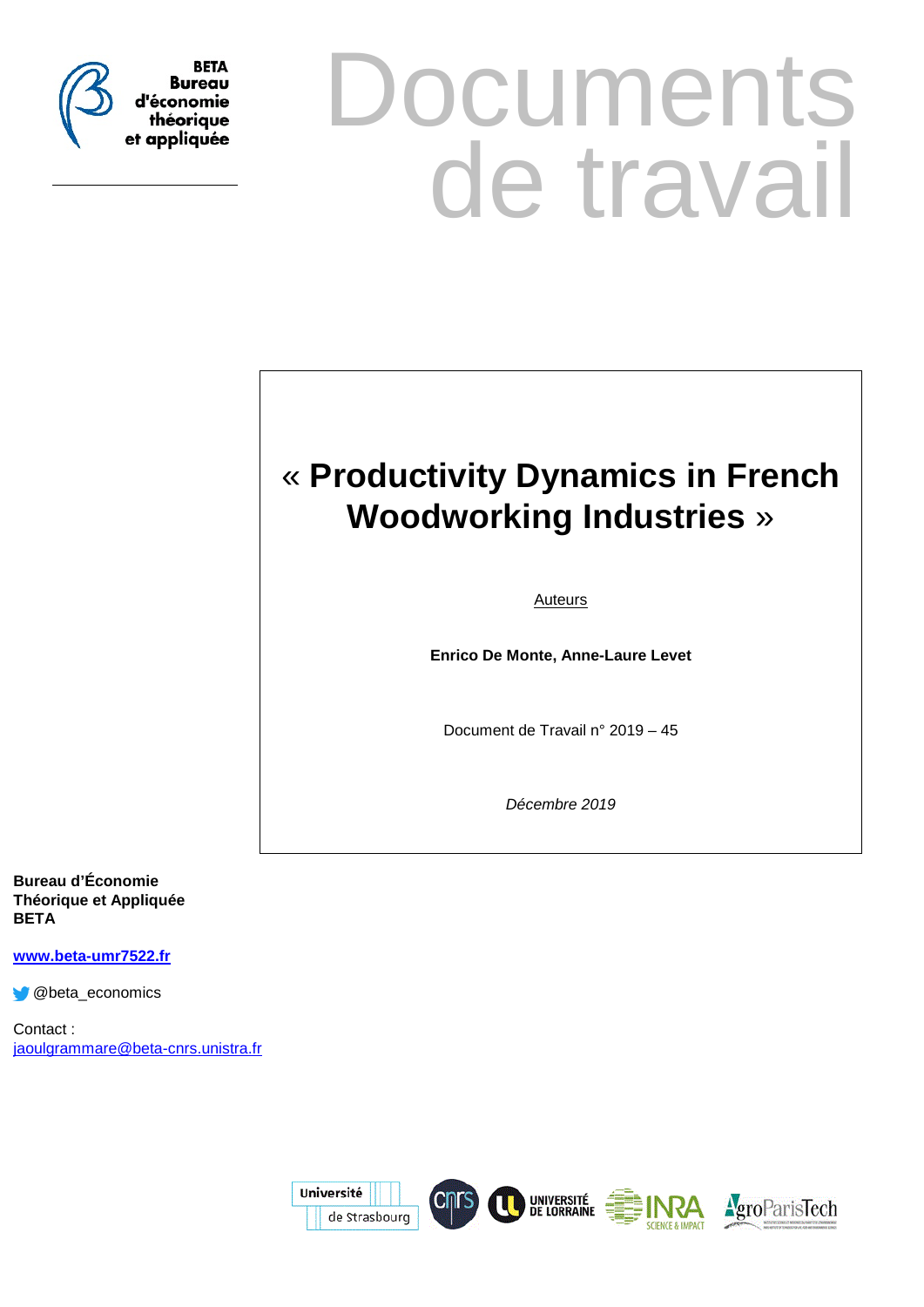BETA
Bureau d'économie théorique et appliquée

# Documents de travail

# « Productivity Dynamics in French Woodworking Industries »

Auteurs

**Enrico De Monte, Anne-Laure Levet**

Document de Travail n° 2019 – 45

*Décembre 2019*

**Bureau d'Économie Théorique et Appliquée BETA**

www.beta-umr7522.fr

@beta_economics

Contact :
jaoulgrammare@beta-cnrs.unistra.fr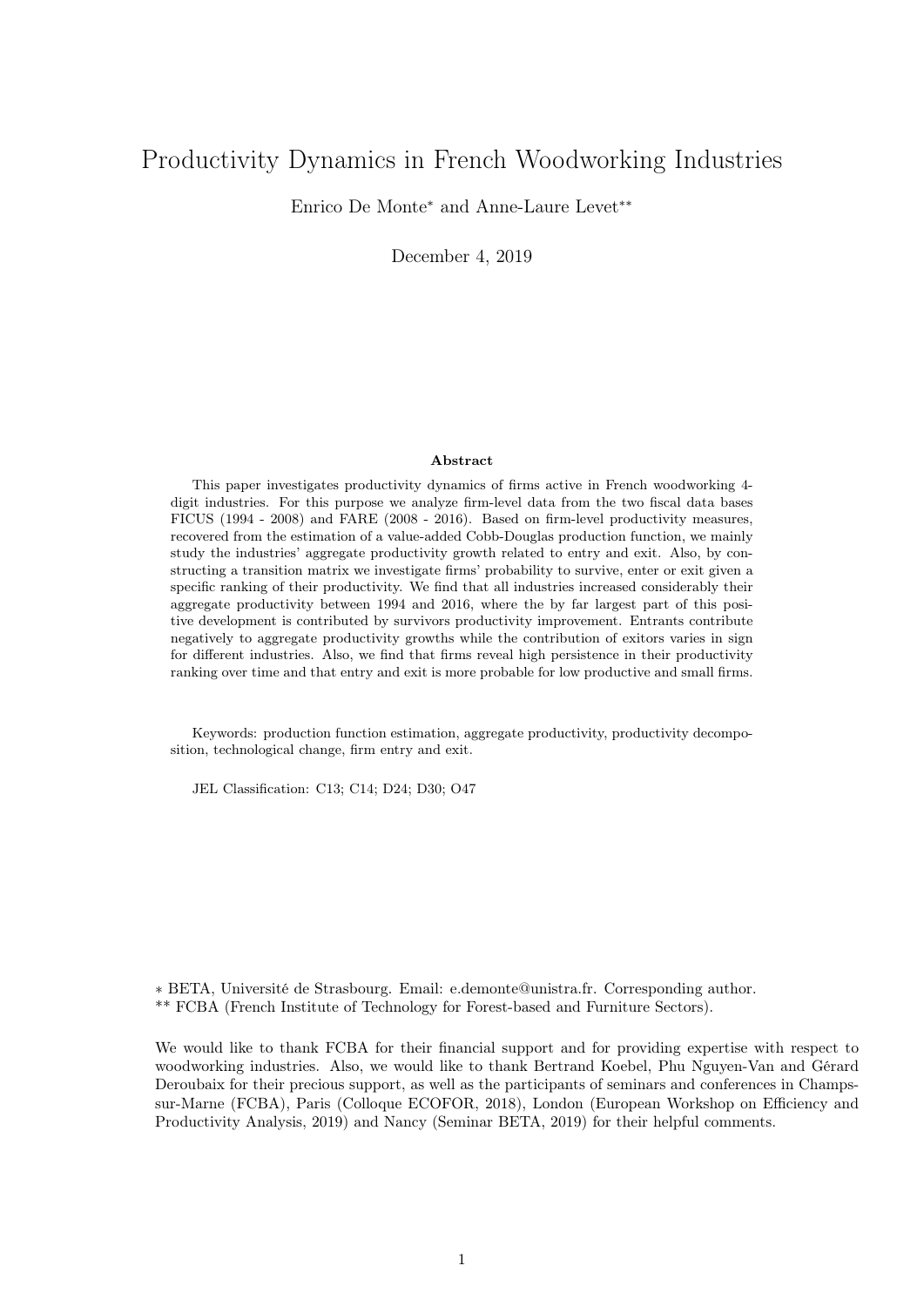# Productivity Dynamics in French Woodworking Industries

Enrico De Monte* and Anne-Laure Levet**

December 4, 2019

### Abstract

This paper investigates productivity dynamics of firms active in French woodworking 4-digit industries. For this purpose we analyze firm-level data from the two fiscal data bases FICUS (1994 - 2008) and FARE (2008 - 2016). Based on firm-level productivity measures, recovered from the estimation of a value-added Cobb-Douglas production function, we mainly study the industries' aggregate productivity growth related to entry and exit. Also, by constructing a transition matrix we investigate firms' probability to survive, enter or exit given a specific ranking of their productivity. We find that all industries increased considerably their aggregate productivity between 1994 and 2016, where the by far largest part of this positive development is contributed by survivors productivity improvement. Entrants contribute negatively to aggregate productivity growths while the contribution of exitors varies in sign for different industries. Also, we find that firms reveal high persistence in their productivity ranking over time and that entry and exit is more probable for low productive and small firms.

Keywords: production function estimation, aggregate productivity, productivity decomposition, technological change, firm entry and exit.

JEL Classification: C13; C14; D24; D30; O47

* BETA, Université de Strasbourg. Email: e.demonte@unistra.fr. Corresponding author.
** FCBA (French Institute of Technology for Forest-based and Furniture Sectors).

We would like to thank FCBA for their financial support and for providing expertise with respect to woodworking industries. Also, we would like to thank Bertrand Koebel, Phu Nguyen-Van and Gérard Deroubaix for their precious support, as well as the participants of seminars and conferences in Champs-sur-Marne (FCBA), Paris (Colloque ECOFOR, 2018), London (European Workshop on Efficiency and Productivity Analysis, 2019) and Nancy (Seminar BETA, 2019) for their helpful comments.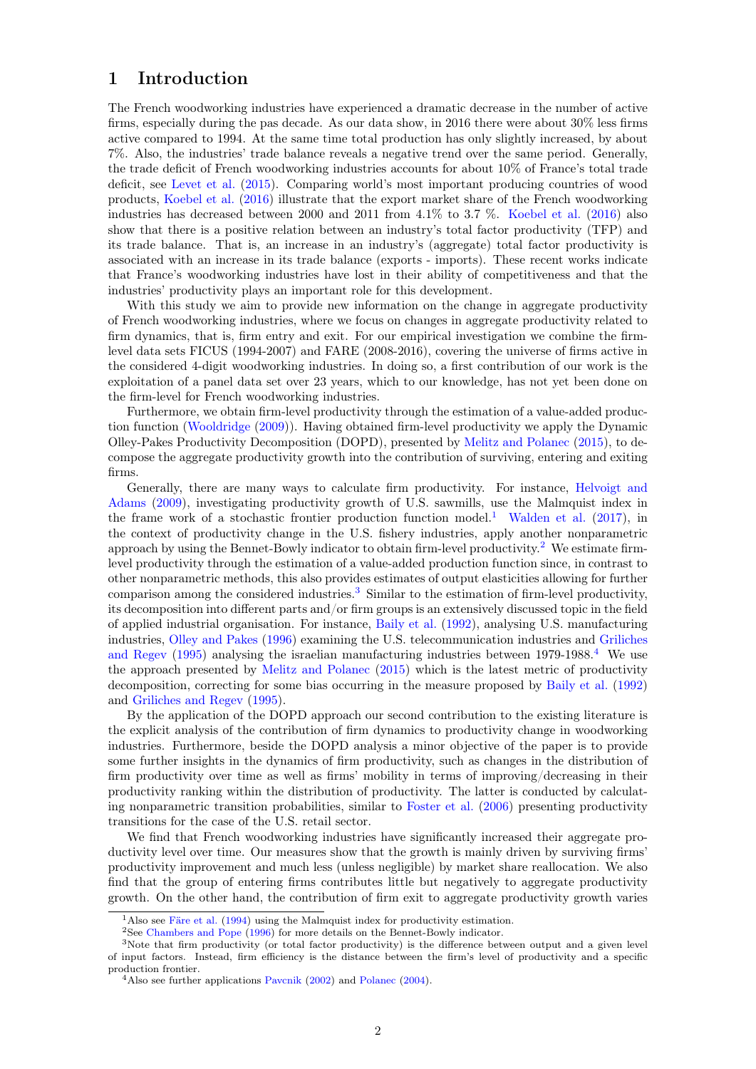# 1 Introduction

The French woodworking industries have experienced a dramatic decrease in the number of active firms, especially during the pas decade. As our data show, in 2016 there were about 30% less firms active compared to 1994. At the same time total production has only slightly increased, by about 7%. Also, the industries' trade balance reveals a negative trend over the same period. Generally, the trade deficit of French woodworking industries accounts for about 10% of France's total trade deficit, see Levet et al. (2015). Comparing world's most important producing countries of wood products, Koebel et al. (2016) illustrate that the export market share of the French woodworking industries has decreased between 2000 and 2011 from 4.1% to 3.7 %. Koebel et al. (2016) also show that there is a positive relation between an industry's total factor productivity (TFP) and its trade balance. That is, an increase in an industry's (aggregate) total factor productivity is associated with an increase in its trade balance (exports - imports). These recent works indicate that France's woodworking industries have lost in their ability of competitiveness and that the industries' productivity plays an important role for this development.

With this study we aim to provide new information on the change in aggregate productivity of French woodworking industries, where we focus on changes in aggregate productivity related to firm dynamics, that is, firm entry and exit. For our empirical investigation we combine the firm-level data sets FICUS (1994-2007) and FARE (2008-2016), covering the universe of firms active in the considered 4-digit woodworking industries. In doing so, a first contribution of our work is the exploitation of a panel data set over 23 years, which to our knowledge, has not yet been done on the firm-level for French woodworking industries.

Furthermore, we obtain firm-level productivity through the estimation of a value-added production function (Wooldridge (2009)). Having obtained firm-level productivity we apply the Dynamic Olley-Pakes Productivity Decomposition (DOPD), presented by Melitz and Polanec (2015), to decompose the aggregate productivity growth into the contribution of surviving, entering and exiting firms.

Generally, there are many ways to calculate firm productivity. For instance, Helvoigt and Adams (2009), investigating productivity growth of U.S. sawmills, use the Malmquist index in the frame work of a stochastic frontier production function model.[1] Walden et al. (2017), in the context of productivity change in the U.S. fishery industries, apply another nonparametric approach by using the Bennet-Bowly indicator to obtain firm-level productivity.[2] We estimate firm-level productivity through the estimation of a value-added production function since, in contrast to other nonparametric methods, this also provides estimates of output elasticities allowing for further comparison among the considered industries.[3] Similar to the estimation of firm-level productivity, its decomposition into different parts and/or firm groups is an extensively discussed topic in the field of applied industrial organisation. For instance, Baily et al. (1992), analysing U.S. manufacturing industries, Olley and Pakes (1996) examining the U.S. telecommunication industries and Griliches and Regev (1995) analysing the israelian manufacturing industries between 1979-1988.[4] We use the approach presented by Melitz and Polanec (2015) which is the latest metric of productivity decomposition, correcting for some bias occurring in the measure proposed by Baily et al. (1992) and Griliches and Regev (1995).

By the application of the DOPD approach our second contribution to the existing literature is the explicit analysis of the contribution of firm dynamics to productivity change in woodworking industries. Furthermore, beside the DOPD analysis a minor objective of the paper is to provide some further insights in the dynamics of firm productivity, such as changes in the distribution of firm productivity over time as well as firms' mobility in terms of improving/decreasing in their productivity ranking within the distribution of productivity. The latter is conducted by calculating nonparametric transition probabilities, similar to Foster et al. (2006) presenting productivity transitions for the case of the U.S. retail sector.

We find that French woodworking industries have significantly increased their aggregate productivity level over time. Our measures show that the growth is mainly driven by surviving firms' productivity improvement and much less (unless negligible) by market share reallocation. We also find that the group of entering firms contributes little but negatively to aggregate productivity growth. On the other hand, the contribution of firm exit to aggregate productivity growth varies

[1] Also see Färe et al. (1994) using the Malmquist index for productivity estimation.

[2] See Chambers and Pope (1996) for more details on the Bennet-Bowly indicator.

[3] Note that firm productivity (or total factor productivity) is the difference between output and a given level of input factors. Instead, firm efficiency is the distance between the firm's level of productivity and a specific production frontier.

[4] Also see further applications Pavcnik (2002) and Polanec (2004).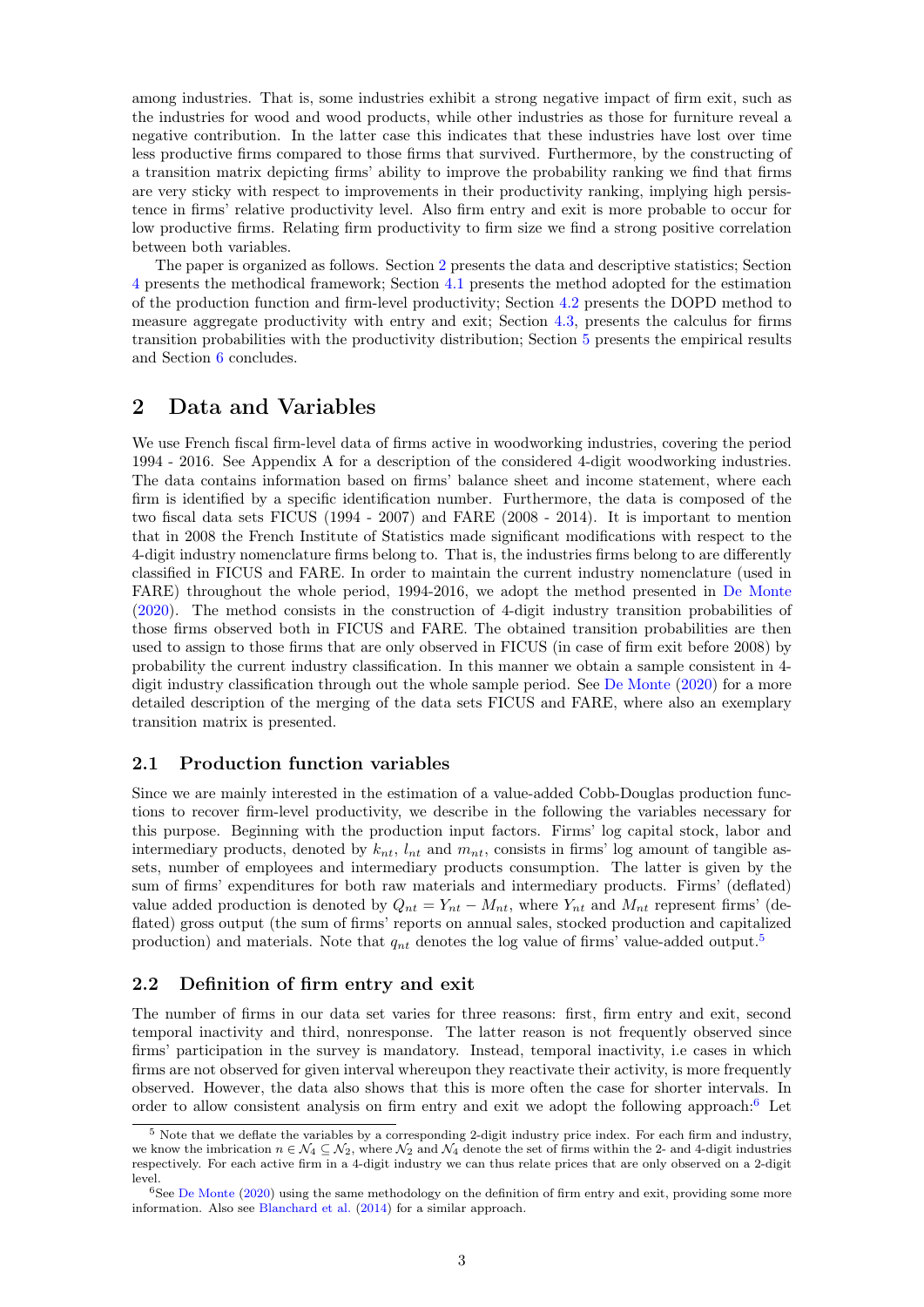among industries. That is, some industries exhibit a strong negative impact of firm exit, such as the industries for wood and wood products, while other industries as those for furniture reveal a negative contribution. In the latter case this indicates that these industries have lost over time less productive firms compared to those firms that survived. Furthermore, by the constructing of a transition matrix depicting firms' ability to improve the probability ranking we find that firms are very sticky with respect to improvements in their productivity ranking, implying high persistence in firms' relative productivity level. Also firm entry and exit is more probable to occur for low productive firms. Relating firm productivity to firm size we find a strong positive correlation between both variables.

The paper is organized as follows. Section 2 presents the data and descriptive statistics; Section 4 presents the methodical framework; Section 4.1 presents the method adopted for the estimation of the production function and firm-level productivity; Section 4.2 presents the DOPD method to measure aggregate productivity with entry and exit; Section 4.3, presents the calculus for firms transition probabilities with the productivity distribution; Section 5 presents the empirical results and Section 6 concludes.

## 2 Data and Variables

We use French fiscal firm-level data of firms active in woodworking industries, covering the period 1994 - 2016. See Appendix A for a description of the considered 4-digit woodworking industries. The data contains information based on firms' balance sheet and income statement, where each firm is identified by a specific identification number. Furthermore, the data is composed of the two fiscal data sets FICUS (1994 - 2007) and FARE (2008 - 2014). It is important to mention that in 2008 the French Institute of Statistics made significant modifications with respect to the 4-digit industry nomenclature firms belong to. That is, the industries firms belong to are differently classified in FICUS and FARE. In order to maintain the current industry nomenclature (used in FARE) throughout the whole period, 1994-2016, we adopt the method presented in De Monte (2020). The method consists in the construction of 4-digit industry transition probabilities of those firms observed both in FICUS and FARE. The obtained transition probabilities are then used to assign to those firms that are only observed in FICUS (in case of firm exit before 2008) by probability the current industry classification. In this manner we obtain a sample consistent in 4-digit industry classification through out the whole sample period. See De Monte (2020) for a more detailed description of the merging of the data sets FICUS and FARE, where also an exemplary transition matrix is presented.

### 2.1 Production function variables

Since we are mainly interested in the estimation of a value-added Cobb-Douglas production functions to recover firm-level productivity, we describe in the following the variables necessary for this purpose. Beginning with the production input factors. Firms' log capital stock, labor and intermediary products, denoted by $k_{nt}$, $l_{nt}$ and $m_{nt}$, consists in firms' log amount of tangible assets, number of employees and intermediary products consumption. The latter is given by the sum of firms' expenditures for both raw materials and intermediary products. Firms' (deflated) value added production is denoted by $Q_{nt} = Y_{nt} - M_{nt}$, where $Y_{nt}$ and $M_{nt}$ represent firms' (deflated) gross output (the sum of firms' reports on annual sales, stocked production and capitalized production) and materials. Note that $q_{nt}$ denotes the log value of firms' value-added output.[5]

### 2.2 Definition of firm entry and exit

The number of firms in our data set varies for three reasons: first, firm entry and exit, second temporal inactivity and third, nonresponse. The latter reason is not frequently observed since firms' participation in the survey is mandatory. Instead, temporal inactivity, i.e cases in which firms are not observed for given interval whereupon they reactivate their activity, is more frequently observed. However, the data also shows that this is more often the case for shorter intervals. In order to allow consistent analysis on firm entry and exit we adopt the following approach:[6] Let

[5] Note that we deflate the variables by a corresponding 2-digit industry price index. For each firm and industry, we know the imbrication $n \in \mathcal{N}_4 \subseteq \mathcal{N}_2$, where $\mathcal{N}_2$ and $\mathcal{N}_4$ denote the set of firms within the 2- and 4-digit industries respectively. For each active firm in a 4-digit industry we can thus relate prices that are only observed on a 2-digit level.

[6] See De Monte (2020) using the same methodology on the definition of firm entry and exit, providing some more information. Also see Blanchard et al. (2014) for a similar approach.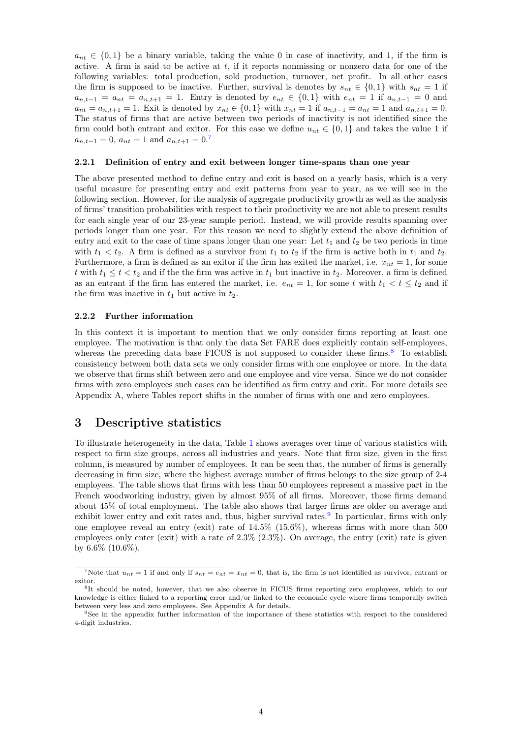$a_{nt} \in \{0, 1\}$ be a binary variable, taking the value 0 in case of inactivity, and 1, if the firm is active. A firm is said to be active at $t$, if it reports nonmissing or nonzero data for one of the following variables: total production, sold production, turnover, net profit. In all other cases the firm is supposed to be inactive. Further, survival is denotes by $s_{nt} \in \{0, 1\}$ with $s_{nt} = 1$ if $a_{n,t-1} = a_{nt} = a_{n,t+1} = 1$. Entry is denoted by $e_{nt} \in \{0, 1\}$ with $e_{nt} = 1$ if $a_{n,t-1} = 0$ and $a_{nt} = a_{n,t+1} = 1$. Exit is denoted by $x_{nt} \in \{0, 1\}$ with $x_{nt} = 1$ if $a_{n,t-1} = a_{nt} = 1$ and $a_{n,t+1} = 0$. The status of firms that are active between two periods of inactivity is not identified since the firm could both entrant and exitor. For this case we define $u_{nt} \in \{0, 1\}$ and takes the value 1 if $a_{n,t-1} = 0$, $a_{nt} = 1$ and $a_{n,t+1} = 0$.[7]

### 2.2.1 Definition of entry and exit between longer time-spans than one year

The above presented method to define entry and exit is based on a yearly basis, which is a very useful measure for presenting entry and exit patterns from year to year, as we will see in the following section. However, for the analysis of aggregate productivity growth as well as the analysis of firms' transition probabilities with respect to their productivity we are not able to present results for each single year of our 23-year sample period. Instead, we will provide results spanning over periods longer than one year. For this reason we need to slightly extend the above definition of entry and exit to the case of time spans longer than one year: Let $t_1$ and $t_2$ be two periods in time with $t_1 < t_2$. A firm is defined as a survivor from $t_1$ to $t_2$ if the firm is active both in $t_1$ and $t_2$. Furthermore, a firm is defined as an exitor if the firm has exited the market, i.e. $x_{nt} = 1$, for some $t$ with $t_1 \leq t < t_2$ and if the the firm was active in $t_1$ but inactive in $t_2$. Moreover, a firm is defined as an entrant if the firm has entered the market, i.e. $e_{nt} = 1$, for some $t$ with $t_1 < t \leq t_2$ and if the firm was inactive in $t_1$ but active in $t_2$.

### 2.2.2 Further information

In this context it is important to mention that we only consider firms reporting at least one employee. The motivation is that only the data Set FARE does explicitly contain self-employees, whereas the preceding data base FICUS is not supposed to consider these firms.[8] To establish consistency between both data sets we only consider firms with one employee or more. In the data we observe that firms shift between zero and one employee and vice versa. Since we do not consider firms with zero employees such cases can be identified as firm entry and exit. For more details see Appendix A, where Tables report shifts in the number of firms with one and zero employees.

## 3 Descriptive statistics

To illustrate heterogeneity in the data, Table 1 shows averages over time of various statistics with respect to firm size groups, across all industries and years. Note that firm size, given in the first column, is measured by number of employees. It can be seen that, the number of firms is generally decreasing in firm size, where the highest average number of firms belongs to the size group of 2-4 employees. The table shows that firms with less than 50 employees represent a massive part in the French woodworking industry, given by almost 95% of all firms. Moreover, those firms demand about 45% of total employment. The table also shows that larger firms are older on average and exhibit lower entry and exit rates and, thus, higher survival rates.[9] In particular, firms with only one employee reveal an entry (exit) rate of 14.5% (15.6%), whereas firms with more than 500 employees only enter (exit) with a rate of 2.3% (2.3%). On average, the entry (exit) rate is given by 6.6% (10.6%).

[7] Note that $u_{nt} = 1$ if and only if $s_{nt} = e_{nt} = x_{nt} = 0$, that is, the firm is not identified as survivor, entrant or exitor.

[8] It should be noted, however, that we also observe in FICUS firms reporting zero employees, which to our knowledge is either linked to a reporting error and/or linked to the economic cycle where firms temporally switch between very less and zero employees. See Appendix A for details.

[9] See in the appendix further information of the importance of these statistics with respect to the considered 4-digit industries.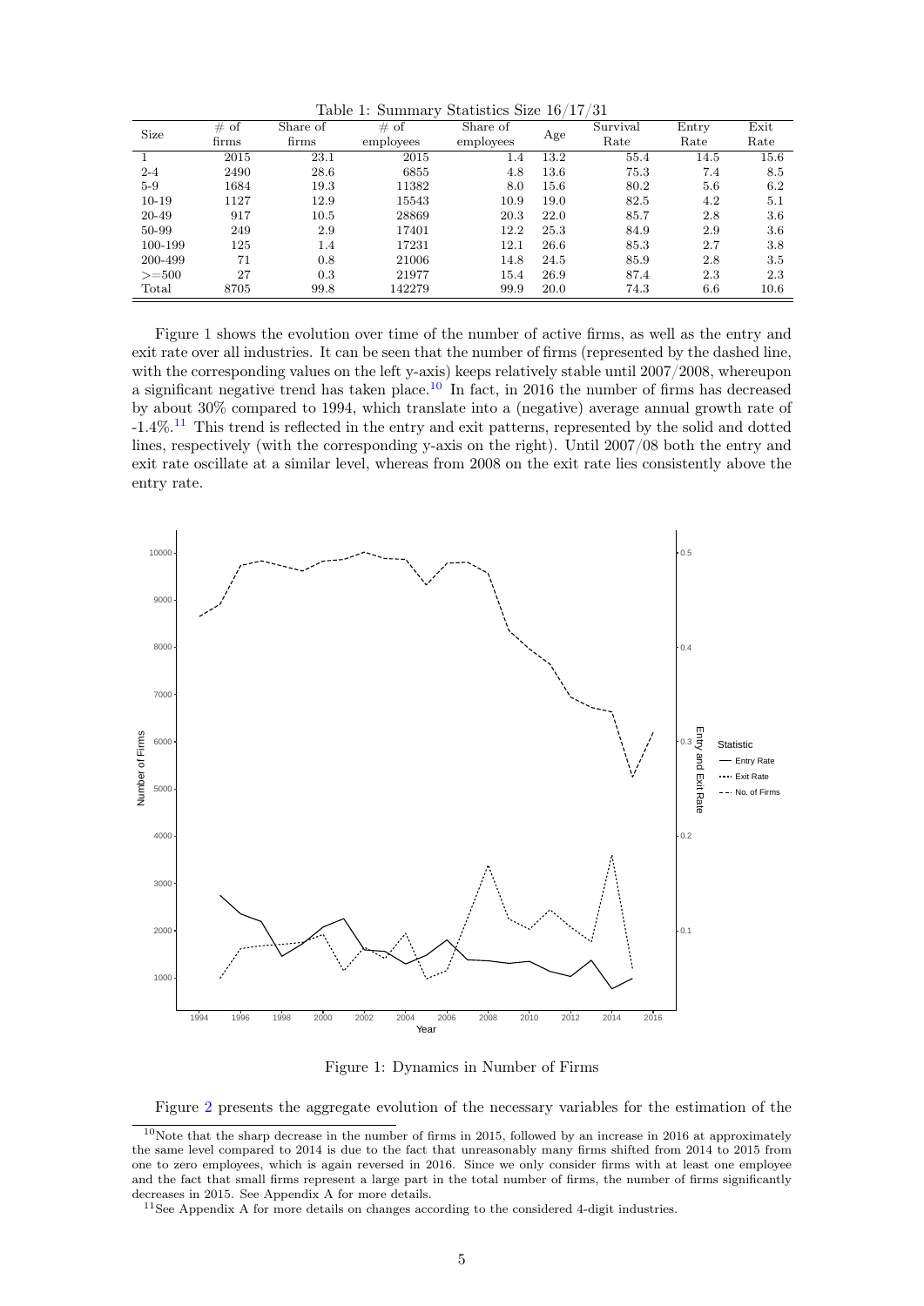Table 1: Summary Statistics Size 16/17/31

| Size | # of firms | Share of firms | # of employees | Share of employees | Age | Survival Rate | Entry Rate | Exit Rate |
|---|---|---|---|---|---|---|---|---|
| 1 | 2015 | 23.1 | 2015 | 1.4 | 13.2 | 55.4 | 14.5 | 15.6 |
| 2-4 | 2490 | 28.6 | 6855 | 4.8 | 13.6 | 75.3 | 7.4 | 8.5 |
| 5-9 | 1684 | 19.3 | 11382 | 8.0 | 15.6 | 80.2 | 5.6 | 6.2 |
| 10-19 | 1127 | 12.9 | 15543 | 10.9 | 19.0 | 82.5 | 4.2 | 5.1 |
| 20-49 | 917 | 10.5 | 28869 | 20.3 | 22.0 | 85.7 | 2.8 | 3.6 |
| 50-99 | 249 | 2.9 | 17401 | 12.2 | 25.3 | 84.9 | 2.9 | 3.6 |
| 100-199 | 125 | 1.4 | 17231 | 12.1 | 26.6 | 85.3 | 2.7 | 3.8 |
| 200-499 | 71 | 0.8 | 21006 | 14.8 | 24.5 | 85.9 | 2.8 | 3.5 |
| >=500 | 27 | 0.3 | 21977 | 15.4 | 26.9 | 87.4 | 2.3 | 2.3 |
| Total | 8705 | 99.8 | 142279 | 99.9 | 20.0 | 74.3 | 6.6 | 10.6 |

Figure 1 shows the evolution over time of the number of active firms, as well as the entry and exit rate over all industries. It can be seen that the number of firms (represented by the dashed line, with the corresponding values on the left y-axis) keeps relatively stable until 2007/2008, whereupon a significant negative trend has taken place.[10] In fact, in 2016 the number of firms has decreased by about 30% compared to 1994, which translate into a (negative) average annual growth rate of -1.4%.[11] This trend is reflected in the entry and exit patterns, represented by the solid and dotted lines, respectively (with the corresponding y-axis on the right). Until 2007/08 both the entry and exit rate oscillate at a similar level, whereas from 2008 on the exit rate lies consistently above the entry rate.

Figure 1: Dynamics in Number of Firms

Figure 2 presents the aggregate evolution of the necessary variables for the estimation of the

[10] Note that the sharp decrease in the number of firms in 2015, followed by an increase in 2016 at approximately the same level compared to 2014 is due to the fact that unreasonably many firms shifted from 2014 to 2015 from one to zero employees, which is again reversed in 2016. Since we only consider firms with at least one employee and the fact that small firms represent a large part in the total number of firms, the number of firms significantly decreases in 2015. See Appendix A for more details.

[11] See Appendix A for more details on changes according to the considered 4-digit industries.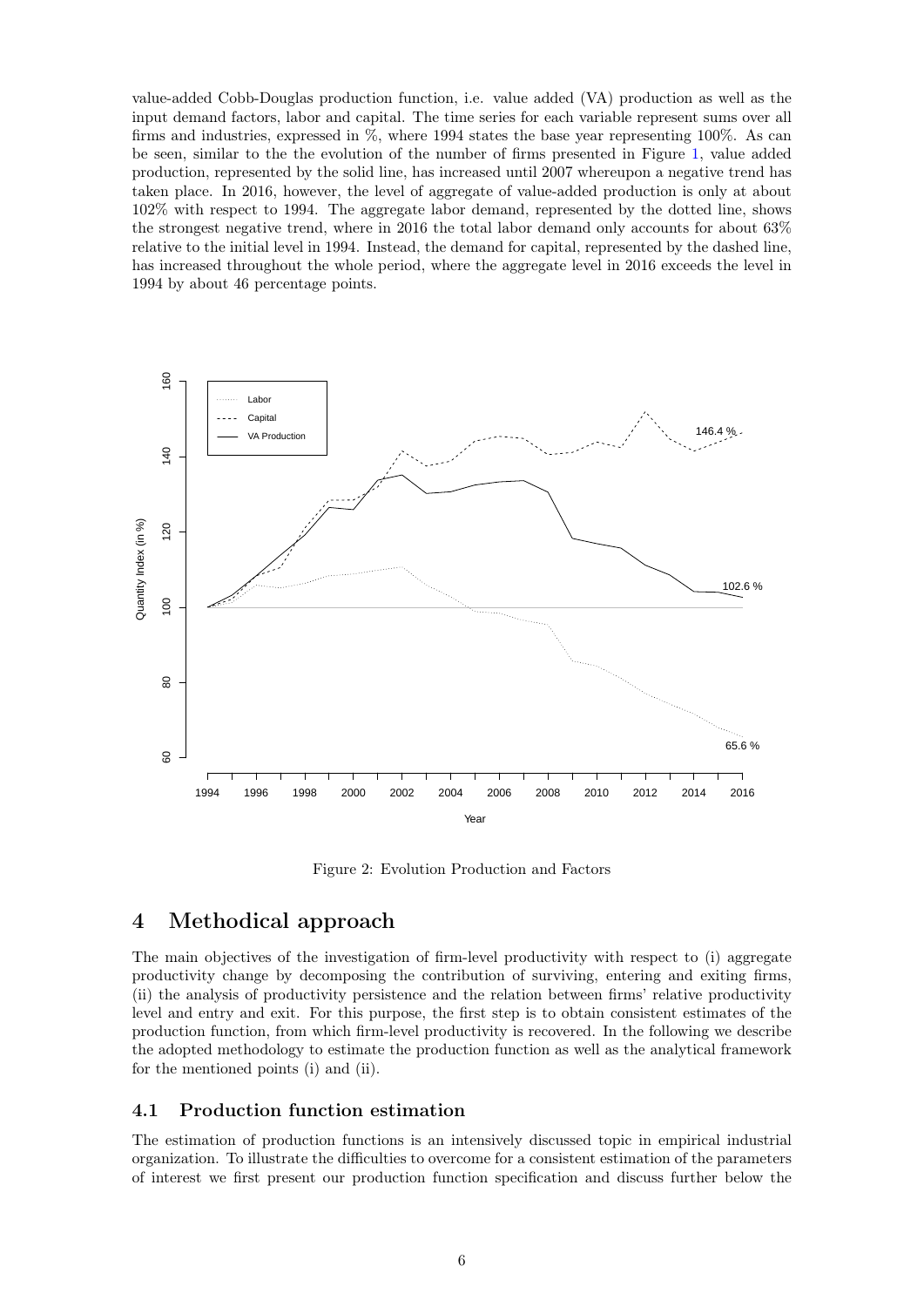value-added Cobb-Douglas production function, i.e. value added (VA) production as well as the input demand factors, labor and capital. The time series for each variable represent sums over all firms and industries, expressed in %, where 1994 states the base year representing 100%. As can be seen, similar to the the evolution of the number of firms presented in Figure 1, value added production, represented by the solid line, has increased until 2007 whereupon a negative trend has taken place. In 2016, however, the level of aggregate of value-added production is only at about 102% with respect to 1994. The aggregate labor demand, represented by the dotted line, shows the strongest negative trend, where in 2016 the total labor demand only accounts for about 63% relative to the initial level in 1994. Instead, the demand for capital, represented by the dashed line, has increased throughout the whole period, where the aggregate level in 2016 exceeds the level in 1994 by about 46 percentage points.

Figure 2: Evolution Production and Factors

# 4 Methodical approach

The main objectives of the investigation of firm-level productivity with respect to (i) aggregate productivity change by decomposing the contribution of surviving, entering and exiting firms, (ii) the analysis of productivity persistence and the relation between firms' relative productivity level and entry and exit. For this purpose, the first step is to obtain consistent estimates of the production function, from which firm-level productivity is recovered. In the following we describe the adopted methodology to estimate the production function as well as the analytical framework for the mentioned points (i) and (ii).

## 4.1 Production function estimation

The estimation of production functions is an intensively discussed topic in empirical industrial organization. To illustrate the difficulties to overcome for a consistent estimation of the parameters of interest we first present our production function specification and discuss further below the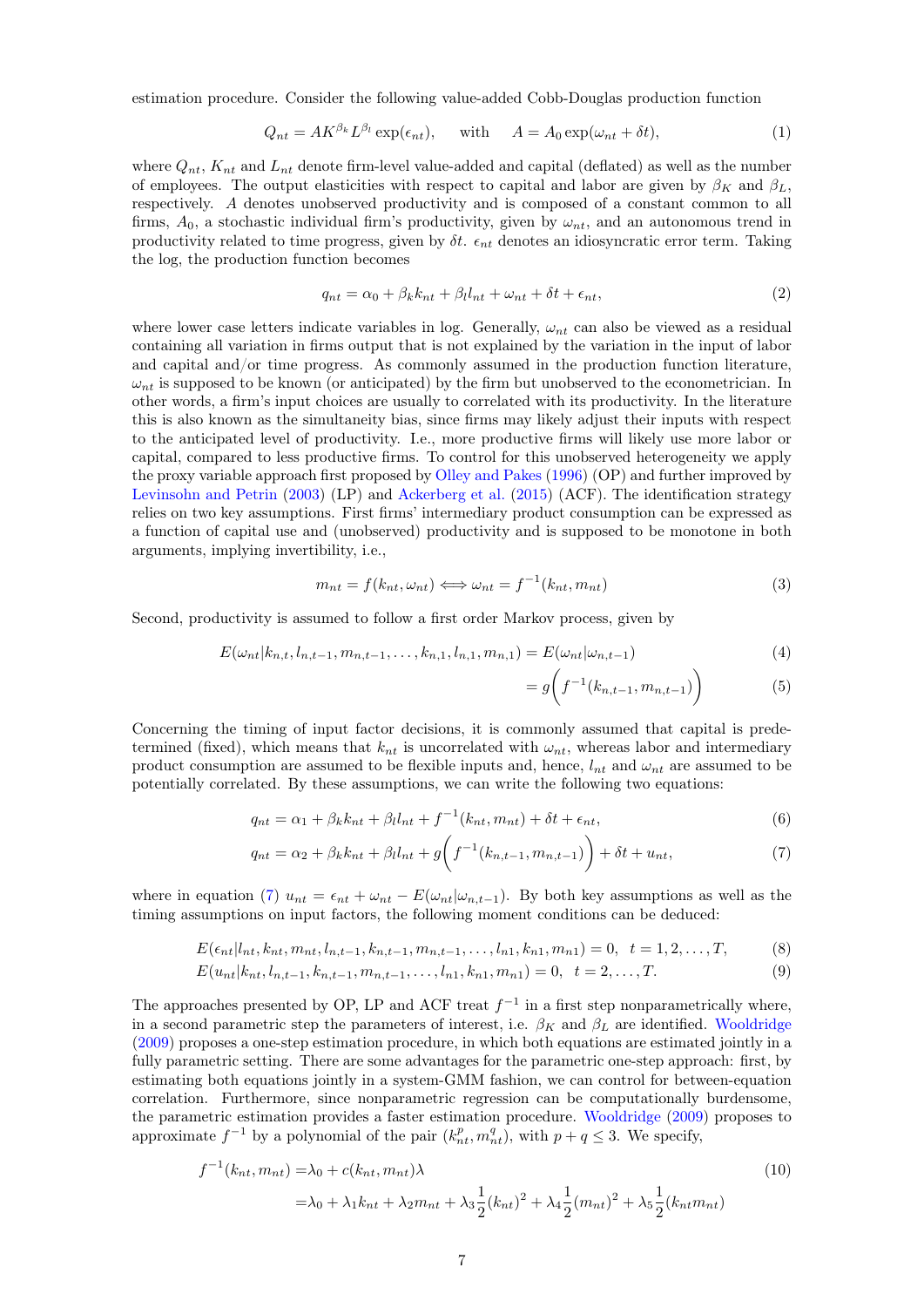estimation procedure. Consider the following value-added Cobb-Douglas production function

$$Q_{nt} = AK^{\beta_k} L^{\beta_l} \exp(\epsilon_{nt}), \qquad \text{with} \qquad A = A_0 \exp(\omega_{nt} + \delta t), \tag{1}$$

where $Q_{nt}$, $K_{nt}$ and $L_{nt}$ denote firm-level value-added and capital (deflated) as well as the number of employees. The output elasticities with respect to capital and labor are given by $\beta_K$ and $\beta_L$, respectively. $A$ denotes unobserved productivity and is composed of a constant common to all firms, $A_0$, a stochastic individual firm's productivity, given by $\omega_{nt}$, and an autonomous trend in productivity related to time progress, given by $\delta t$. $\epsilon_{nt}$ denotes an idiosyncratic error term. Taking the log, the production function becomes

$$q_{nt} = \alpha_0 + \beta_k k_{nt} + \beta_l l_{nt} + \omega_{nt} + \delta t + \epsilon_{nt}, \tag{2}$$

where lower case letters indicate variables in log. Generally, $\omega_{nt}$ can also be viewed as a residual containing all variation in firms output that is not explained by the variation in the input of labor and capital and/or time progress. As commonly assumed in the production function literature, $\omega_{nt}$ is supposed to be known (or anticipated) by the firm but unobserved to the econometrician. In other words, a firm's input choices are usually to correlated with its productivity. In the literature this is also known as the simultaneity bias, since firms may likely adjust their inputs with respect to the anticipated level of productivity. I.e., more productive firms will likely use more labor or capital, compared to less productive firms. To control for this unobserved heterogeneity we apply the proxy variable approach first proposed by Olley and Pakes (1996) (OP) and further improved by Levinsohn and Petrin (2003) (LP) and Ackerberg et al. (2015) (ACF). The identification strategy relies on two key assumptions. First firms' intermediary product consumption can be expressed as a function of capital use and (unobserved) productivity and is supposed to be monotone in both arguments, implying invertibility, i.e.,

$$m_{nt} = f(k_{nt}, \omega_{nt}) \Longleftrightarrow \omega_{nt} = f^{-1}(k_{nt}, m_{nt}) \tag{3}$$

Second, productivity is assumed to follow a first order Markov process, given by

$$E(\omega_{nt} | k_{n,t}, l_{n,t-1}, m_{n,t-1}, \ldots, k_{n,1}, l_{n,1}, m_{n,1}) = E(\omega_{nt} | \omega_{n,t-1}) \tag{4}$$

$$= g\Big(f^{-1}(k_{n,t-1}, m_{n,t-1})\Big) \tag{5}$$

Concerning the timing of input factor decisions, it is commonly assumed that capital is predetermined (fixed), which means that $k_{nt}$ is uncorrelated with $\omega_{nt}$, whereas labor and intermediary product consumption are assumed to be flexible inputs and, hence, $l_{nt}$ and $\omega_{nt}$ are assumed to be potentially correlated. By these assumptions, we can write the following two equations:

$$q_{nt} = \alpha_1 + \beta_k k_{nt} + \beta_l l_{nt} + f^{-1}(k_{nt}, m_{nt}) + \delta t + \epsilon_{nt}, \tag{6}$$

$$q_{nt} = \alpha_2 + \beta_k k_{nt} + \beta_l l_{nt} + g\Big(f^{-1}(k_{n,t-1}, m_{n,t-1})\Big) + \delta t + u_{nt}, \tag{7}$$

where in equation (7) $u_{nt} = \epsilon_{nt} + \omega_{nt} - E(\omega_{nt} | \omega_{n,t-1})$. By both key assumptions as well as the timing assumptions on input factors, the following moment conditions can be deduced:

$$E(\epsilon_{nt} | l_{nt}, k_{nt}, m_{nt}, l_{n,t-1}, k_{n,t-1}, m_{n,t-1}, \ldots, l_{n1}, k_{n1}, m_{n1}) = 0, \quad t = 1, 2, \ldots, T, \tag{8}$$

$$E(u_{nt} | k_{nt}, l_{n,t-1}, k_{n,t-1}, m_{n,t-1}, \ldots, l_{n1}, k_{n1}, m_{n1}) = 0, \quad t = 2, \ldots, T. \tag{9}$$

The approaches presented by OP, LP and ACF treat $f^{-1}$ in a first step nonparametrically where, in a second parametric step the parameters of interest, i.e. $\beta_K$ and $\beta_L$ are identified. Wooldridge (2009) proposes a one-step estimation procedure, in which both equations are estimated jointly in a fully parametric setting. There are some advantages for the parametric one-step approach: first, by estimating both equations jointly in a system-GMM fashion, we can control for between-equation correlation. Furthermore, since nonparametric regression can be computationally burdensome, the parametric estimation provides a faster estimation procedure. Wooldridge (2009) proposes to approximate $f^{-1}$ by a polynomial of the pair $(k_{nt}^p, m_{nt}^q)$, with $p + q \leq 3$. We specify,

$$\begin{aligned} f^{-1}(k_{nt}, m_{nt}) =& \lambda_0 + c(k_{nt}, m_{nt})\lambda \\ =& \lambda_0 + \lambda_1 k_{nt} + \lambda_2 m_{nt} + \lambda_3 \frac{1}{2}(k_{nt})^2 + \lambda_4 \frac{1}{2}(m_{nt})^2 + \lambda_5 \frac{1}{2}(k_{nt} m_{nt}) \end{aligned} \tag{10}$$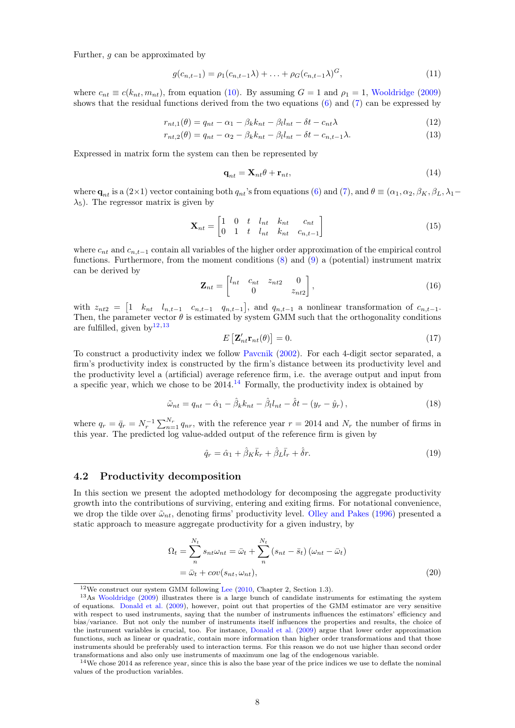Further, $g$ can be approximated by

$$g(c_{n,t-1}) = \rho_1(c_{n,t-1}\lambda) + \ldots + \rho_G(c_{n,t-1}\lambda)^G, \tag{11}$$

where $c_{nt} \equiv c(k_{nt}, m_{nt})$, from equation (10). By assuming $G = 1$ and $\rho_1 = 1$, Wooldridge (2009) shows that the residual functions derived from the two equations (6) and (7) can be expressed by

$$r_{nt,1}(\theta) = q_{nt} - \alpha_1 - \beta_k k_{nt} - \beta_l l_{nt} - \delta t - c_{nt}\lambda \tag{12}$$

$$r_{nt,2}(\theta) = q_{nt} - \alpha_2 - \beta_k k_{nt} - \beta_l l_{nt} - \delta t - c_{n,t-1}\lambda. \tag{13}$$

Expressed in matrix form the system can then be represented by

$$\mathbf{q}_{nt} = \mathbf{X}_{nt}\theta + \mathbf{r}_{nt}, \tag{14}$$

where $\mathbf{q}_{nt}$ is a $(2 \times 1)$ vector containing both $q_{nt}$'s from equations (6) and (7), and $\theta \equiv (\alpha_1, \alpha_2, \beta_K, \beta_L, \lambda_1 - \lambda_5)$. The regressor matrix is given by

$$\mathbf{X}_{nt} = \begin{bmatrix} 1 & 0 & t & l_{nt} & k_{nt} & c_{nt} \\ 0 & 1 & t & l_{nt} & k_{nt} & c_{n,t-1} \end{bmatrix} \tag{15}$$

where $c_{nt}$ and $c_{n,t-1}$ contain all variables of the higher order approximation of the empirical control functions. Furthermore, from the moment conditions (8) and (9) a (potential) instrument matrix can be derived by

$$\mathbf{Z}_{nt} = \begin{bmatrix} l_{nt} & c_{nt} & z_{nt2} & 0 \\ & 0 & & z_{nt2} \end{bmatrix}, \tag{16}$$

with $z_{nt2} = \begin{bmatrix} 1 & k_{nt} & l_{n,t-1} & c_{n,t-1} & q_{n,t-1} \end{bmatrix}$, and $q_{n,t-1}$ a nonlinear transformation of $c_{n,t-1}$. Then, the parameter vector $\theta$ is estimated by system GMM such that the orthogonality conditions are fulfilled, given by[12,13]

$$E\left[\mathbf{Z}'_{nt}\mathbf{r}_{nt}(\theta)\right] = 0. \tag{17}$$

To construct a productivity index we follow Pavcnik (2002). For each 4-digit sector separated, a firm's productivity index is constructed by the firm's distance between its productivity level and the productivity level a (artificial) average reference firm, i.e. the average output and input from a specific year, which we chose to be 2014.[14] Formally, the productivity index is obtained by

$$\tilde{\omega}_{nt} = q_{nt} - \hat{\alpha}_1 - \hat{\beta}_k k_{nt} - \hat{\beta}_l l_{nt} - \hat{\delta}t - (y_r - \hat{y}_r), \tag{18}$$

where $q_r = \bar{q}_r = N_r^{-1}\sum_{n=1}^{N_r} q_{nr}$, with the reference year $r = 2014$ and $N_r$ the number of firms in this year. The predicted log value-added output of the reference firm is given by

$$\hat{q}_r = \hat{\alpha}_1 + \hat{\beta}_K \bar{k}_r + \hat{\beta}_L \bar{l}_r + \hat{\delta}r. \tag{19}$$

## 4.2 Productivity decomposition

In this section we present the adopted methodology for decomposing the aggregate productivity growth into the contributions of surviving, entering and exiting firms. For notational convenience, we drop the tilde over $\tilde{\omega}_{nt}$, denoting firms' productivity level. Olley and Pakes (1996) presented a static approach to measure aggregate productivity for a given industry, by

$$\Omega_t = \sum_{n}^{N_t} s_{nt}\omega_{nt} = \bar{\omega}_t + \sum_{n}^{N_t}(s_{nt} - \bar{s}_t)(\omega_{nt} - \bar{\omega}_t)$$
$$= \bar{\omega}_t + cov(s_{nt}, \omega_{nt}), \tag{20}$$

[12] We construct our system GMM following Lee (2010, Chapter 2, Section 1.3).

[13] As Wooldridge (2009) illustrates there is a large bunch of candidate instruments for estimating the system of equations. Donald et al. (2009), however, point out that properties of the GMM estimator are very sensitive with respect to used instruments, saying that the number of instruments influences the estimators' efficiency and bias/variance. But not only the number of instruments itself influences the properties and results, the choice of the instrument variables is crucial, too. For instance, Donald et al. (2009) argue that lower order approximation functions, such as linear or quadratic, contain more information than higher order transformations and that those instruments should be preferably used to interaction terms. For this reason we do not use higher than second order transformations and also only use instruments of maximum one lag of the endogenous variable.

[14] We chose 2014 as reference year, since this is also the base year of the price indices we use to deflate the nominal values of the production variables.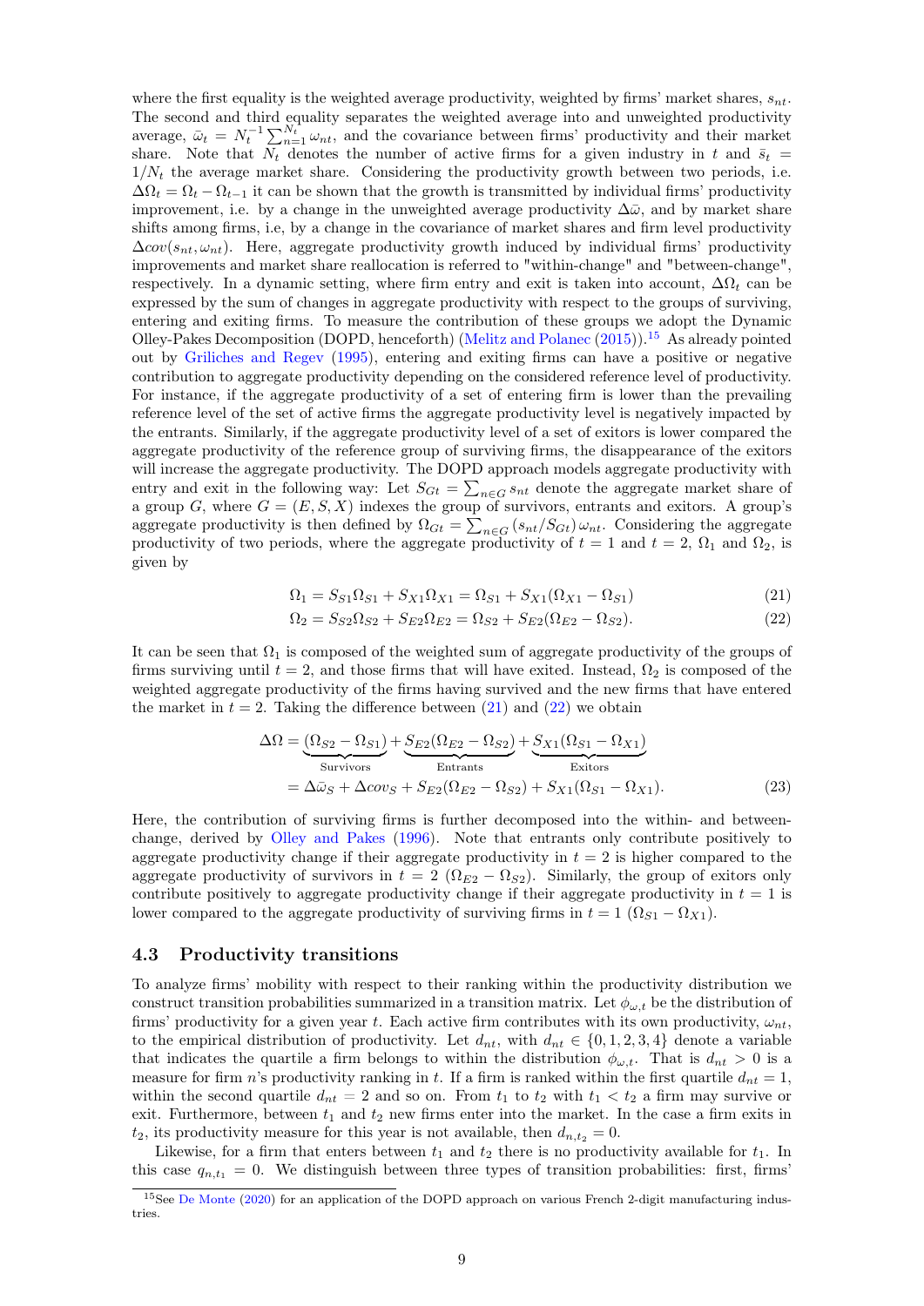where the first equality is the weighted average productivity, weighted by firms' market shares, $s_{nt}$. The second and third equality separates the weighted average into and unweighted productivity average, $\bar{\omega}_t = N_t^{-1}\sum_{n=1}^{N_t}\omega_{nt}$, and the covariance between firms' productivity and their market share. Note that $N_t$ denotes the number of active firms for a given industry in $t$ and $\bar{s}_t = 1/N_t$ the average market share. Considering the productivity growth between two periods, i.e. $\Delta\Omega_t = \Omega_t - \Omega_{t-1}$ it can be shown that the growth is transmitted by individual firms' productivity improvement, i.e. by a change in the unweighted average productivity $\Delta\bar{\omega}$, and by market share shifts among firms, i.e, by a change in the covariance of market shares and firm level productivity $\Delta cov(s_{nt}, \omega_{nt})$. Here, aggregate productivity growth induced by individual firms' productivity improvements and market share reallocation is referred to "within-change" and "between-change", respectively. In a dynamic setting, where firm entry and exit is taken into account, $\Delta\Omega_t$ can be expressed by the sum of changes in aggregate productivity with respect to the groups of surviving, entering and exiting firms. To measure the contribution of these groups we adopt the Dynamic Olley-Pakes Decomposition (DOPD, henceforth) (Melitz and Polanec (2015)).[15] As already pointed out by Griliches and Regev (1995), entering and exiting firms can have a positive or negative contribution to aggregate productivity depending on the considered reference level of productivity. For instance, if the aggregate productivity of a set of entering firm is lower than the prevailing reference level of the set of active firms the aggregate productivity level is negatively impacted by the entrants. Similarly, if the aggregate productivity level of a set of exitors is lower compared the aggregate productivity of the reference group of surviving firms, the disappearance of the exitors will increase the aggregate productivity. The DOPD approach models aggregate productivity with entry and exit in the following way: Let $S_{Gt} = \sum_{n\in G} s_{nt}$ denote the aggregate market share of a group $G$, where $G = (E, S, X)$ indexes the group of survivors, entrants and exitors. A group's aggregate productivity is then defined by $\Omega_{Gt} = \sum_{n\in G}(s_{nt}/S_{Gt})\,\omega_{nt}$. Considering the aggregate productivity of two periods, where the aggregate productivity of $t = 1$ and $t = 2$, $\Omega_1$ and $\Omega_2$, is given by

$$\Omega_1 = S_{S1}\Omega_{S1} + S_{X1}\Omega_{X1} = \Omega_{S1} + S_{X1}(\Omega_{X1} - \Omega_{S1}) \tag{21}$$

$$\Omega_2 = S_{S2}\Omega_{S2} + S_{E2}\Omega_{E2} = \Omega_{S2} + S_{E2}(\Omega_{E2} - \Omega_{S2}). \tag{22}$$

It can be seen that $\Omega_1$ is composed of the weighted sum of aggregate productivity of the groups of firms surviving until $t = 2$, and those firms that will have exited. Instead, $\Omega_2$ is composed of the weighted aggregate productivity of the firms having survived and the new firms that have entered the market in $t = 2$. Taking the difference between (21) and (22) we obtain

$$\begin{aligned}\Delta\Omega &= \underbrace{(\Omega_{S2} - \Omega_{S1})}_{\text{Survivors}} + \underbrace{S_{E2}(\Omega_{E2} - \Omega_{S2})}_{\text{Entrants}} + \underbrace{S_{X1}(\Omega_{S1} - \Omega_{X1})}_{\text{Exitors}} \\ &= \Delta\bar{\omega}_S + \Delta cov_S + S_{E2}(\Omega_{E2} - \Omega_{S2}) + S_{X1}(\Omega_{S1} - \Omega_{X1}).\end{aligned} \tag{23}$$

Here, the contribution of surviving firms is further decomposed into the within- and between-change, derived by Olley and Pakes (1996). Note that entrants only contribute positively to aggregate productivity change if their aggregate productivity in $t = 2$ is higher compared to the aggregate productivity of survivors in $t = 2$ $(\Omega_{E2} - \Omega_{S2})$. Similarly, the group of exitors only contribute positively to aggregate productivity change if their aggregate productivity in $t = 1$ is lower compared to the aggregate productivity of surviving firms in $t = 1$ $(\Omega_{S1} - \Omega_{X1})$.

## 4.3 Productivity transitions

To analyze firms' mobility with respect to their ranking within the productivity distribution we construct transition probabilities summarized in a transition matrix. Let $\phi_{\omega,t}$ be the distribution of firms' productivity for a given year $t$. Each active firm contributes with its own productivity, $\omega_{nt}$, to the empirical distribution of productivity. Let $d_{nt}$, with $d_{nt} \in \{0, 1, 2, 3, 4\}$ denote a variable that indicates the quartile a firm belongs to within the distribution $\phi_{\omega,t}$. That is $d_{nt} > 0$ is a measure for firm $n$'s productivity ranking in $t$. If a firm is ranked within the first quartile $d_{nt} = 1$, within the second quartile $d_{nt} = 2$ and so on. From $t_1$ to $t_2$ with $t_1 < t_2$ a firm may survive or exit. Furthermore, between $t_1$ and $t_2$ new firms enter into the market. In the case a firm exits in $t_2$, its productivity measure for this year is not available, then $d_{n,t_2} = 0$.

Likewise, for a firm that enters between $t_1$ and $t_2$ there is no productivity available for $t_1$. In this case $q_{n,t_1} = 0$. We distinguish between three types of transition probabilities: first, firms'

[15] See De Monte (2020) for an application of the DOPD approach on various French 2-digit manufacturing industries.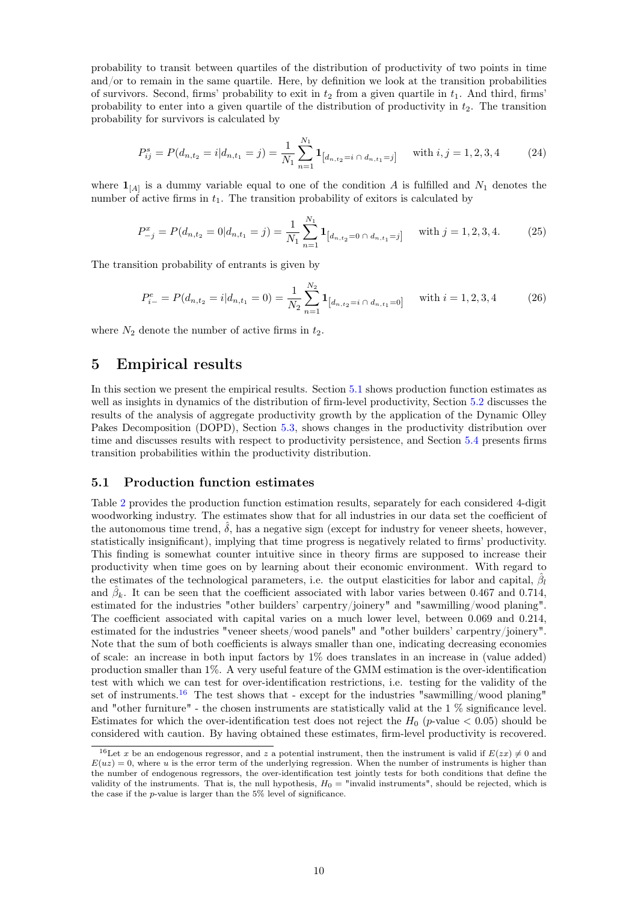probability to transit between quartiles of the distribution of productivity of two points in time and/or to remain in the same quartile. Here, by definition we look at the transition probabilities of survivors. Second, firms' probability to exit in $t_2$ from a given quartile in $t_1$. And third, firms' probability to enter into a given quartile of the distribution of productivity in $t_2$. The transition probability for survivors is calculated by

$$P^s_{ij} = P(d_{n,t_2} = i | d_{n,t_1} = j) = \frac{1}{N_1} \sum_{n=1}^{N_1} \mathbf{1}_{[d_{n,t_2}=i \, \cap \, d_{n,t_1}=j]} \quad \text{with } i,j = 1,2,3,4 \tag{24}$$

where $\mathbf{1}_{[A]}$ is a dummy variable equal to one of the condition $A$ is fulfilled and $N_1$ denotes the number of active firms in $t_1$. The transition probability of exitors is calculated by

$$P^x_{-j} = P(d_{n,t_2} = 0 | d_{n,t_1} = j) = \frac{1}{N_1} \sum_{n=1}^{N_1} \mathbf{1}_{[d_{n,t_2}=0 \, \cap \, d_{n,t_1}=j]} \quad \text{with } j = 1,2,3,4. \tag{25}$$

The transition probability of entrants is given by

$$P^e_{i-} = P(d_{n,t_2} = i | d_{n,t_1} = 0) = \frac{1}{N_2} \sum_{n=1}^{N_2} \mathbf{1}_{[d_{n,t_2}=i \, \cap \, d_{n,t_1}=0]} \quad \text{with } i = 1,2,3,4 \tag{26}$$

where $N_2$ denote the number of active firms in $t_2$.

# 5 Empirical results

In this section we present the empirical results. Section 5.1 shows production function estimates as well as insights in dynamics of the distribution of firm-level productivity, Section 5.2 discusses the results of the analysis of aggregate productivity growth by the application of the Dynamic Olley Pakes Decomposition (DOPD), Section 5.3, shows changes in the productivity distribution over time and discusses results with respect to productivity persistence, and Section 5.4 presents firms transition probabilities within the productivity distribution.

## 5.1 Production function estimates

Table 2 provides the production function estimation results, separately for each considered 4-digit woodworking industry. The estimates show that for all industries in our data set the coefficient of the autonomous time trend, $\hat{\delta}$, has a negative sign (except for industry for veneer sheets, however, statistically insignificant), implying that time progress is negatively related to firms' productivity. This finding is somewhat counter intuitive since in theory firms are supposed to increase their productivity when time goes on by learning about their economic environment. With regard to the estimates of the technological parameters, i.e. the output elasticities for labor and capital, $\hat{\beta}_l$ and $\hat{\beta}_k$. It can be seen that the coefficient associated with labor varies between 0.467 and 0.714, estimated for the industries "other builders' carpentry/joinery" and "sawmilling/wood planing". The coefficient associated with capital varies on a much lower level, between 0.069 and 0.214, estimated for the industries "veneer sheets/wood panels" and "other builders' carpentry/joinery". Note that the sum of both coefficients is always smaller than one, indicating decreasing economies of scale: an increase in both input factors by 1% does translates in an increase in (value added) production smaller than 1%. A very useful feature of the GMM estimation is the over-identification test with which we can test for over-identification restrictions, i.e. testing for the validity of the set of instruments.[16] The test shows that - except for the industries "sawmilling/wood planing" and "other furniture" - the chosen instruments are statistically valid at the 1 % significance level. Estimates for which the over-identification test does not reject the $H_0$ ($p$-value $< 0.05$) should be considered with caution. By having obtained these estimates, firm-level productivity is recovered.

[16] Let $x$ be an endogenous regressor, and $z$ a potential instrument, then the instrument is valid if $E(zx) \neq 0$ and $E(uz) = 0$, where $u$ is the error term of the underlying regression. When the number of instruments is higher than the number of endogenous regressors, the over-identification test jointly tests for both conditions that define the validity of the instruments. That is, the null hypothesis, $H_0$ = "invalid instruments", should be rejected, which is the case if the $p$-value is larger than the 5% level of significance.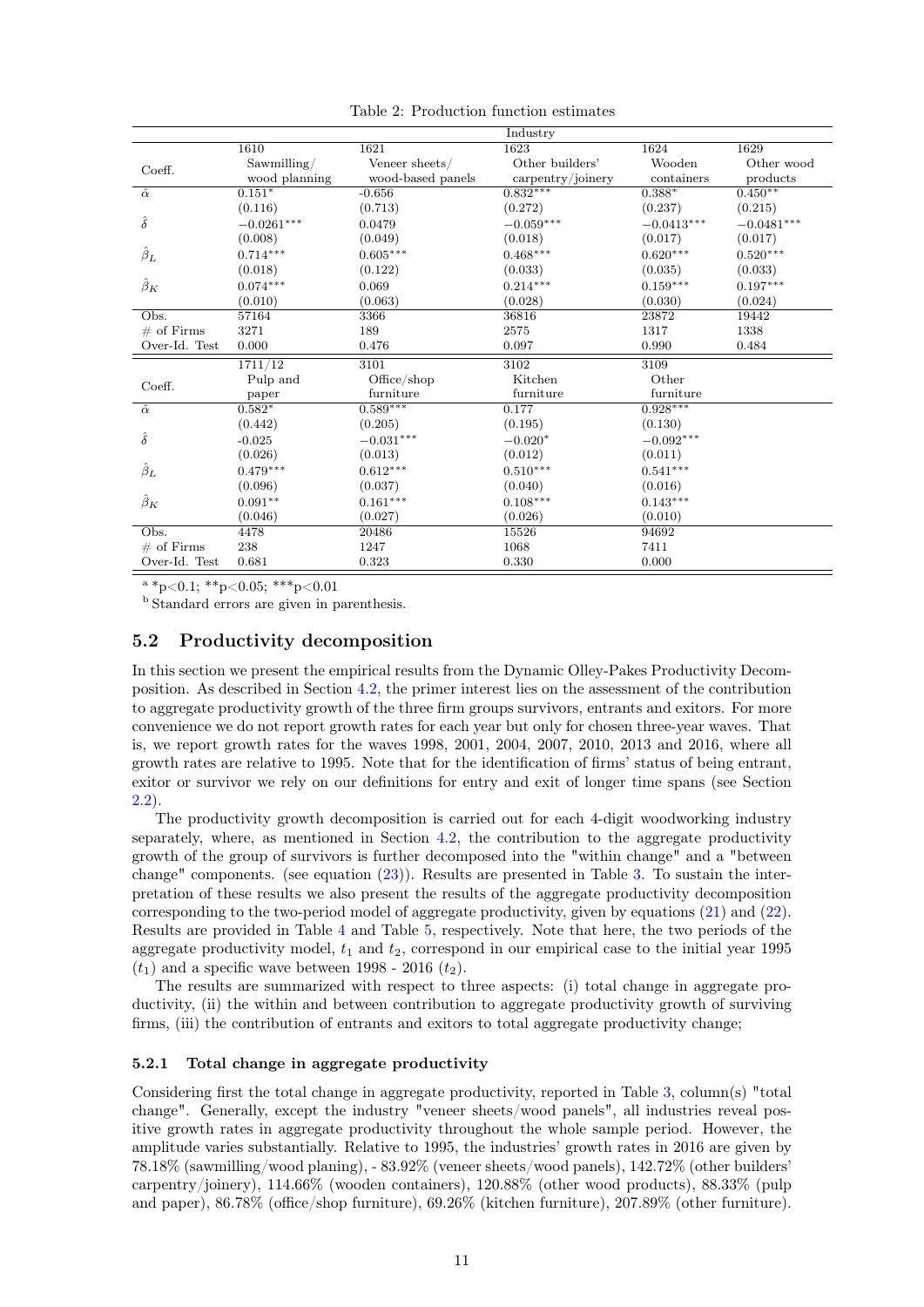Table 2: Production function estimates

| Coeff. | Industry | | | | |
|---|---|---|---|---|---|
| | 1610 Sawmilling/ wood planning | 1621 Veneer sheets/ wood-based panels | 1623 Other builders' carpentry/joinery | 1624 Wooden containers | 1629 Other wood products |
| $\hat{\alpha}$ | 0.151* | -0.656 | 0.832*** | 0.388* | 0.450** |
| | (0.116) | (0.713) | (0.272) | (0.237) | (0.215) |
| $\hat{\delta}$ | −0.0261*** | 0.0479 | −0.059*** | −0.0413*** | −0.0481*** |
| | (0.008) | (0.049) | (0.018) | (0.017) | (0.017) |
| $\hat{\beta}_L$ | 0.714*** | 0.605*** | 0.468*** | 0.620*** | 0.520*** |
| | (0.018) | (0.122) | (0.033) | (0.035) | (0.033) |
| $\hat{\beta}_K$ | 0.074*** | 0.069 | 0.214*** | 0.159*** | 0.197*** |
| | (0.010) | (0.063) | (0.028) | (0.030) | (0.024) |
| Obs. | 57164 | 3366 | 36816 | 23872 | 19442 |
| # of Firms | 3271 | 189 | 2575 | 1317 | 1338 |
| Over-Id. Test | 0.000 | 0.476 | 0.097 | 0.990 | 0.484 |

| Coeff. | 1711/12 Pulp and paper | 3101 Office/shop furniture | 3102 Kitchen furniture | 3109 Other furniture |
|---|---|---|---|---|
| $\hat{\alpha}$ | 0.582* | 0.589*** | 0.177 | 0.928*** |
| | (0.442) | (0.205) | (0.195) | (0.130) |
| $\hat{\delta}$ | -0.025 | −0.031*** | −0.020* | −0.092*** |
| | (0.026) | (0.013) | (0.012) | (0.011) |
| $\hat{\beta}_L$ | 0.479*** | 0.612*** | 0.510*** | 0.541*** |
| | (0.096) | (0.037) | (0.040) | (0.016) |
| $\hat{\beta}_K$ | 0.091** | 0.161*** | 0.108*** | 0.143*** |
| | (0.046) | (0.027) | (0.026) | (0.010) |
| Obs. | 4478 | 20486 | 15526 | 94692 |
| # of Firms | 238 | 1247 | 1068 | 7411 |
| Over-Id. Test | 0.681 | 0.323 | 0.330 | 0.000 |

[a] *p<0.1; **p<0.05; ***p<0.01

[b] Standard errors are given in parenthesis.

## 5.2 Productivity decomposition

In this section we present the empirical results from the Dynamic Olley-Pakes Productivity Decomposition. As described in Section 4.2, the primer interest lies on the assessment of the contribution to aggregate productivity growth of the three firm groups survivors, entrants and exitors. For more convenience we do not report growth rates for each year but only for chosen three-year waves. That is, we report growth rates for the waves 1998, 2001, 2004, 2007, 2010, 2013 and 2016, where all growth rates are relative to 1995. Note that for the identification of firms' status of being entrant, exitor or survivor we rely on our definitions for entry and exit of longer time spans (see Section 2.2).

The productivity growth decomposition is carried out for each 4-digit woodworking industry separately, where, as mentioned in Section 4.2, the contribution to the aggregate productivity growth of the group of survivors is further decomposed into the "within change" and a "between change" components. (see equation (23)). Results are presented in Table 3. To sustain the interpretation of these results we also present the results of the aggregate productivity decomposition corresponding to the two-period model of aggregate productivity, given by equations (21) and (22). Results are provided in Table 4 and Table 5, respectively. Note that here, the two periods of the aggregate productivity model, $t_1$ and $t_2$, correspond in our empirical case to the initial year 1995 ($t_1$) and a specific wave between 1998 - 2016 ($t_2$).

The results are summarized with respect to three aspects: (i) total change in aggregate productivity, (ii) the within and between contribution to aggregate productivity growth of surviving firms, (iii) the contribution of entrants and exitors to total aggregate productivity change;

### 5.2.1 Total change in aggregate productivity

Considering first the total change in aggregate productivity, reported in Table 3, column(s) "total change". Generally, except the industry "veneer sheets/wood panels", all industries reveal positive growth rates in aggregate productivity throughout the whole sample period. However, the amplitude varies substantially. Relative to 1995, the industries' growth rates in 2016 are given by 78.18% (sawmilling/wood planing), - 83.92% (veneer sheets/wood panels), 142.72% (other builders' carpentry/joinery), 114.66% (wooden containers), 120.88% (other wood products), 88.33% (pulp and paper), 86.78% (office/shop furniture), 69.26% (kitchen furniture), 207.89% (other furniture).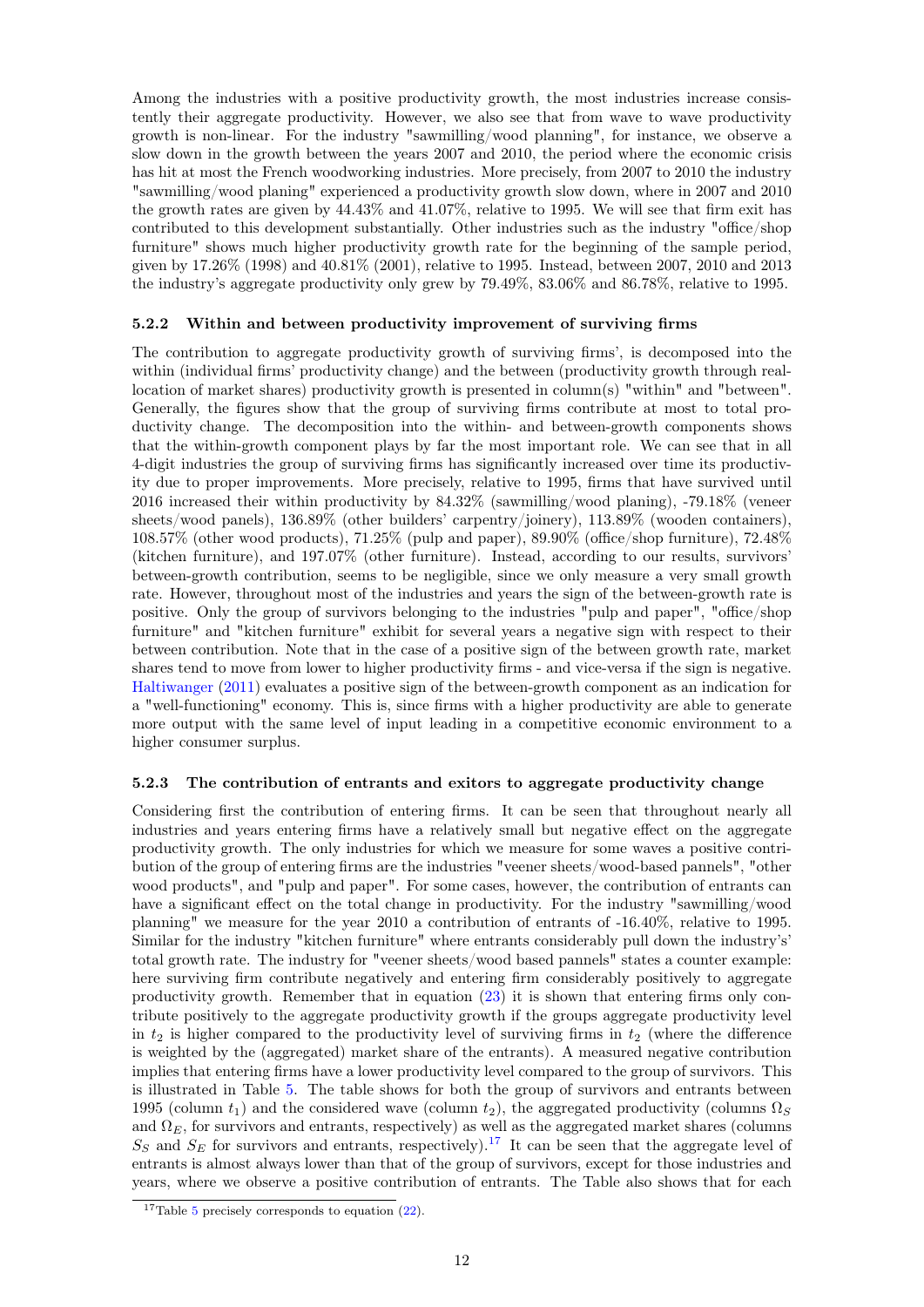Among the industries with a positive productivity growth, the most industries increase consistently their aggregate productivity. However, we also see that from wave to wave productivity growth is non-linear. For the industry "sawmilling/wood planning", for instance, we observe a slow down in the growth between the years 2007 and 2010, the period where the economic crisis has hit at most the French woodworking industries. More precisely, from 2007 to 2010 the industry "sawmilling/wood planing" experienced a productivity growth slow down, where in 2007 and 2010 the growth rates are given by 44.43% and 41.07%, relative to 1995. We will see that firm exit has contributed to this development substantially. Other industries such as the industry "office/shop furniture" shows much higher productivity growth rate for the beginning of the sample period, given by 17.26% (1998) and 40.81% (2001), relative to 1995. Instead, between 2007, 2010 and 2013 the industry's aggregate productivity only grew by 79.49%, 83.06% and 86.78%, relative to 1995.

### 5.2.2 Within and between productivity improvement of surviving firms

The contribution to aggregate productivity growth of surviving firms', is decomposed into the within (individual firms' productivity change) and the between (productivity growth through reallocation of market shares) productivity growth is presented in column(s) "within" and "between". Generally, the figures show that the group of surviving firms contribute at most to total productivity change. The decomposition into the within- and between-growth components shows that the within-growth component plays by far the most important role. We can see that in all 4-digit industries the group of surviving firms has significantly increased over time its productivity due to proper improvements. More precisely, relative to 1995, firms that have survived until 2016 increased their within productivity by 84.32% (sawmilling/wood planing), -79.18% (veneer sheets/wood panels), 136.89% (other builders' carpentry/joinery), 113.89% (wooden containers), 108.57% (other wood products), 71.25% (pulp and paper), 89.90% (office/shop furniture), 72.48% (kitchen furniture), and 197.07% (other furniture). Instead, according to our results, survivors' between-growth contribution, seems to be negligible, since we only measure a very small growth rate. However, throughout most of the industries and years the sign of the between-growth rate is positive. Only the group of survivors belonging to the industries "pulp and paper", "office/shop furniture" and "kitchen furniture" exhibit for several years a negative sign with respect to their between contribution. Note that in the case of a positive sign of the between growth rate, market shares tend to move from lower to higher productivity firms - and vice-versa if the sign is negative. Haltiwanger (2011) evaluates a positive sign of the between-growth component as an indication for a "well-functioning" economy. This is, since firms with a higher productivity are able to generate more output with the same level of input leading in a competitive economic environment to a higher consumer surplus.

### 5.2.3 The contribution of entrants and exitors to aggregate productivity change

Considering first the contribution of entering firms. It can be seen that throughout nearly all industries and years entering firms have a relatively small but negative effect on the aggregate productivity growth. The only industries for which we measure for some waves a positive contribution of the group of entering firms are the industries "veener sheets/wood-based pannels", "other wood products", and "pulp and paper". For some cases, however, the contribution of entrants can have a significant effect on the total change in productivity. For the industry "sawmilling/wood planning" we measure for the year 2010 a contribution of entrants of -16.40%, relative to 1995. Similar for the industry "kitchen furniture" where entrants considerably pull down the industry's' total growth rate. The industry for "veener sheets/wood based pannels" states a counter example: here surviving firm contribute negatively and entering firm considerably positively to aggregate productivity growth. Remember that in equation (23) it is shown that entering firms only contribute positively to the aggregate productivity growth if the groups aggregate productivity level in $t_2$ is higher compared to the productivity level of surviving firms in $t_2$ (where the difference is weighted by the (aggregated) market share of the entrants). A measured negative contribution implies that entering firms have a lower productivity level compared to the group of survivors. This is illustrated in Table 5. The table shows for both the group of survivors and entrants between 1995 (column $t_1$) and the considered wave (column $t_2$), the aggregated productivity (columns $\Omega_S$ and $\Omega_E$, for survivors and entrants, respectively) as well as the aggregated market shares (columns $S_S$ and $S_E$ for survivors and entrants, respectively).[17] It can be seen that the aggregate level of entrants is almost always lower than that of the group of survivors, except for those industries and years, where we observe a positive contribution of entrants. The Table also shows that for each

[17] Table 5 precisely corresponds to equation (22).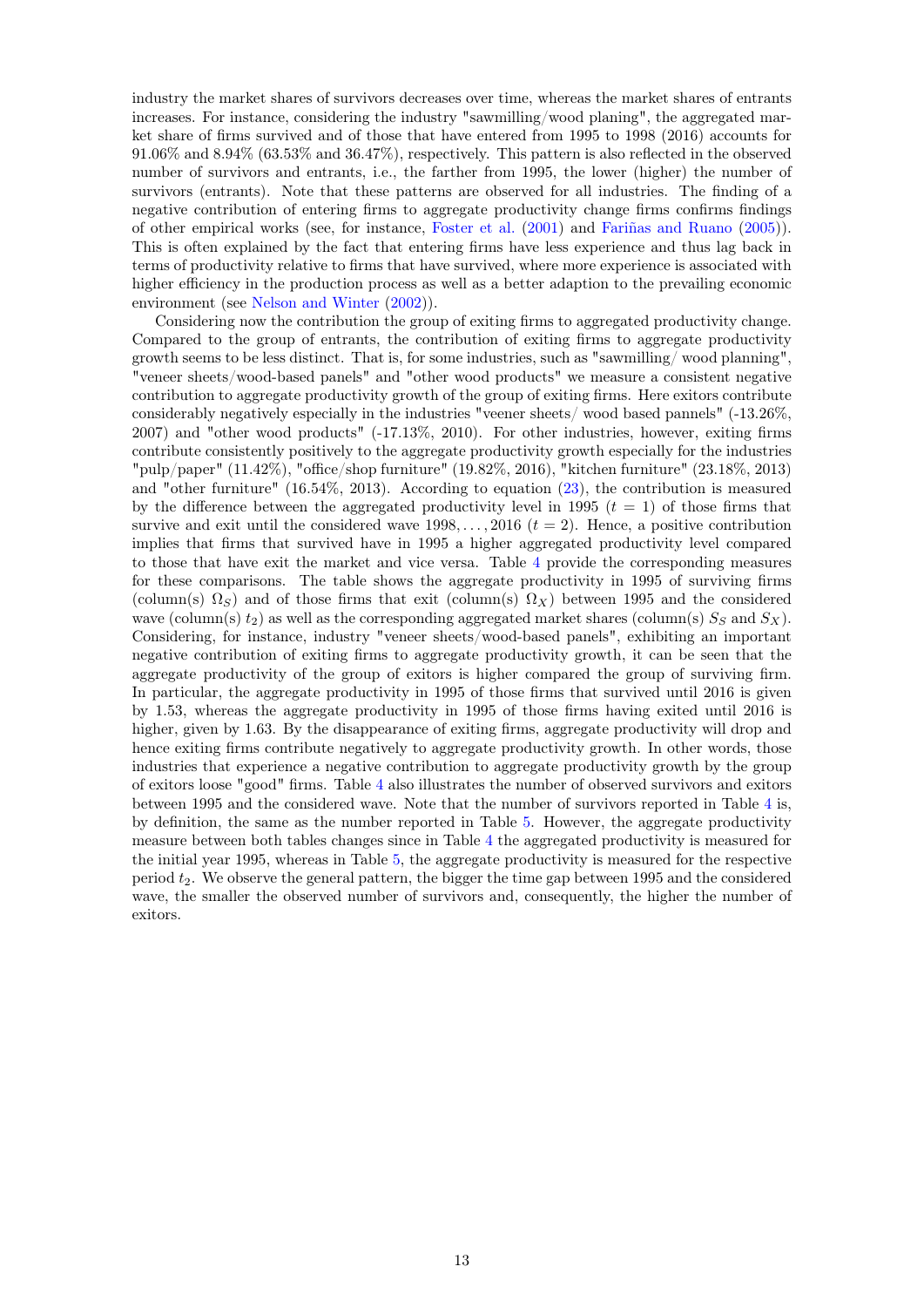industry the market shares of survivors decreases over time, whereas the market shares of entrants increases. For instance, considering the industry "sawmilling/wood planing", the aggregated market share of firms survived and of those that have entered from 1995 to 1998 (2016) accounts for 91.06% and 8.94% (63.53% and 36.47%), respectively. This pattern is also reflected in the observed number of survivors and entrants, i.e., the farther from 1995, the lower (higher) the number of survivors (entrants). Note that these patterns are observed for all industries. The finding of a negative contribution of entering firms to aggregate productivity change firms confirms findings of other empirical works (see, for instance, Foster et al. (2001) and Fariñas and Ruano (2005)). This is often explained by the fact that entering firms have less experience and thus lag back in terms of productivity relative to firms that have survived, where more experience is associated with higher efficiency in the production process as well as a better adaption to the prevailing economic environment (see Nelson and Winter (2002)).

Considering now the contribution the group of exiting firms to aggregated productivity change. Compared to the group of entrants, the contribution of exiting firms to aggregate productivity growth seems to be less distinct. That is, for some industries, such as "sawmilling/ wood planning", "veneer sheets/wood-based panels" and "other wood products" we measure a consistent negative contribution to aggregate productivity growth of the group of exiting firms. Here exitors contribute considerably negatively especially in the industries "veener sheets/ wood based pannels" (-13.26%, 2007) and "other wood products" (-17.13%, 2010). For other industries, however, exiting firms contribute consistently positively to the aggregate productivity growth especially for the industries "pulp/paper" (11.42%), "office/shop furniture" (19.82%, 2016), "kitchen furniture" (23.18%, 2013) and "other furniture" (16.54%, 2013). According to equation (23), the contribution is measured by the difference between the aggregated productivity level in 1995 ($t = 1$) of those firms that survive and exit until the considered wave $1998, \ldots, 2016$ ($t = 2$). Hence, a positive contribution implies that firms that survived have in 1995 a higher aggregated productivity level compared to those that have exit the market and vice versa. Table 4 provide the corresponding measures for these comparisons. The table shows the aggregate productivity in 1995 of surviving firms (column(s) $\Omega_S$) and of those firms that exit (column(s) $\Omega_X$) between 1995 and the considered wave (column(s) $t_2$) as well as the corresponding aggregated market shares (column(s) $S_S$ and $S_X$). Considering, for instance, industry "veneer sheets/wood-based panels", exhibiting an important negative contribution of exiting firms to aggregate productivity growth, it can be seen that the aggregate productivity of the group of exitors is higher compared the group of surviving firm. In particular, the aggregate productivity in 1995 of those firms that survived until 2016 is given by 1.53, whereas the aggregate productivity in 1995 of those firms having exited until 2016 is higher, given by 1.63. By the disappearance of exiting firms, aggregate productivity will drop and hence exiting firms contribute negatively to aggregate productivity growth. In other words, those industries that experience a negative contribution to aggregate productivity growth by the group of exitors loose "good" firms. Table 4 also illustrates the number of observed survivors and exitors between 1995 and the considered wave. Note that the number of survivors reported in Table 4 is, by definition, the same as the number reported in Table 5. However, the aggregate productivity measure between both tables changes since in Table 4 the aggregated productivity is measured for the initial year 1995, whereas in Table 5, the aggregate productivity is measured for the respective period $t_2$. We observe the general pattern, the bigger the time gap between 1995 and the considered wave, the smaller the observed number of survivors and, consequently, the higher the number of exitors.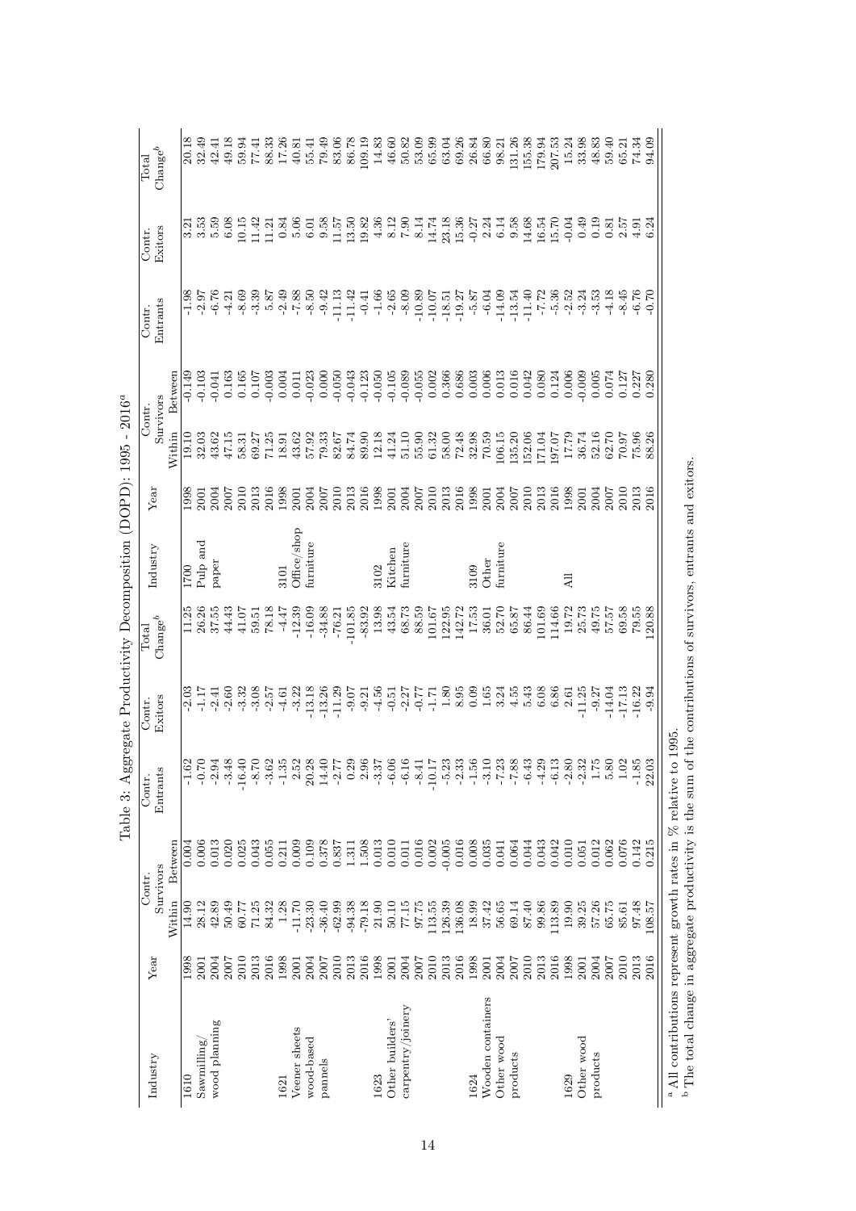Table 3: Aggregate Productivity Decomposition (DOPD): 1995 - 2016[a]

| Industry | Year | Contr. Survivors | | Contr. Entrants | Contr. Exitors | Total Change[b] | Industry | Year | Contr. Survivors | | Contr. Entrants | Contr. Exitors | Total Change[b] |
|---|---|---|---|---|---|---|---|---|---|---|---|---|---|
| | | Within | Between | | | | | | Within | Between | | | |
| 1610 | 1998 | 14.90 | 0.004 | -1.62 | -2.03 | 11.25 | 1700 | 1998 | 19.10 | -0.149 | -1.98 | 3.21 | 20.18 |
| Sawmilling/ | 2001 | 28.12 | 0.006 | -0.70 | -1.17 | 26.26 | Pulp and | 2001 | 32.03 | -0.103 | -2.97 | 3.53 | 32.49 |
| wood planning | 2004 | 42.89 | 0.013 | -2.94 | -2.41 | 37.55 | paper | 2004 | 43.62 | -0.041 | -6.76 | 5.59 | 42.41 |
| | 2007 | 50.49 | 0.020 | -3.48 | -2.60 | 44.43 | | 2007 | 47.15 | 0.163 | -4.21 | 6.08 | 49.18 |
| | 2010 | 60.77 | 0.025 | -16.40 | -3.32 | 41.07 | | 2010 | 58.31 | 0.165 | -8.69 | 10.15 | 59.94 |
| | 2013 | 71.25 | 0.043 | -8.70 | -3.08 | 59.51 | | 2013 | 69.27 | 0.107 | -3.39 | 11.42 | 77.41 |
| | 2016 | 84.32 | 0.055 | -3.62 | -2.57 | 78.18 | | 2016 | 71.25 | -0.003 | 5.87 | 11.21 | 88.33 |
| 1621 | 1998 | 1.28 | 0.211 | -1.35 | -4.61 | -4.47 | 3101 | 1998 | 18.91 | 0.004 | -2.49 | 0.84 | 17.26 |
| Veneer sheets | 2001 | -11.70 | 0.009 | 2.52 | -3.22 | -12.39 | Office/shop | 2001 | 43.62 | 0.011 | -7.88 | 5.06 | 40.81 |
| wood-based | 2004 | -23.30 | 0.109 | 20.28 | -13.18 | -16.09 | furniture | 2004 | 57.92 | -0.023 | -8.50 | 6.01 | 55.41 |
| pannels | 2007 | -36.40 | 0.378 | 14.40 | -13.26 | -34.88 | | 2007 | 79.33 | 0.000 | -9.42 | 9.58 | 79.49 |
| | 2010 | -62.99 | 0.837 | -2.77 | -11.29 | -76.21 | | 2010 | 82.67 | -0.050 | -11.13 | 11.57 | 83.06 |
| | 2013 | -94.38 | 1.311 | 0.29 | -9.07 | -101.85 | | 2013 | 84.74 | -0.043 | -11.42 | 13.50 | 86.78 |
| | 2016 | -79.18 | 1.508 | 2.96 | -9.21 | -83.92 | | 2016 | 89.90 | -0.123 | -0.41 | 19.82 | 109.19 |
| 1623 | 1998 | 21.90 | 0.013 | -3.37 | -4.56 | 13.98 | 3102 | 1998 | 12.18 | -0.050 | -1.66 | 4.36 | 14.83 |
| Other builders' | 2001 | 50.10 | 0.010 | -6.06 | -0.51 | 43.54 | Kitchen | 2001 | 41.24 | -0.105 | -2.65 | 8.12 | 46.60 |
| carpentry/joinery | 2004 | 77.15 | 0.011 | -6.16 | -2.27 | 68.73 | furniture | 2004 | 51.10 | -0.089 | -8.09 | 7.90 | 50.82 |
| | 2007 | 97.75 | 0.016 | -8.41 | -0.77 | 88.59 | | 2007 | 55.90 | -0.055 | -10.89 | 8.14 | 53.09 |
| | 2010 | 113.55 | 0.002 | -10.17 | -1.71 | 101.67 | | 2010 | 61.32 | 0.002 | -10.07 | 14.74 | 65.99 |
| | 2013 | 126.39 | -0.005 | -5.23 | 1.80 | 122.95 | | 2013 | 58.00 | 0.366 | -18.51 | 23.18 | 63.04 |
| | 2016 | 136.08 | 0.016 | -2.33 | 8.95 | 142.72 | | 2016 | 72.48 | 0.686 | -19.27 | 15.36 | 69.26 |
| 1624 | 1998 | 18.99 | 0.008 | -1.56 | 0.09 | 17.53 | 3109 | 1998 | 32.98 | 0.003 | -5.87 | -0.27 | 26.84 |
| Wooden containers | 2001 | 37.42 | 0.035 | -3.10 | 1.65 | 36.01 | Other | 2001 | 70.59 | 0.006 | -6.04 | 2.24 | 66.80 |
| Other wood | 2004 | 56.65 | 0.041 | -7.23 | 3.24 | 52.70 | furniture | 2004 | 106.15 | 0.013 | -14.09 | 6.14 | 98.21 |
| products | 2007 | 69.14 | 0.064 | -7.88 | 4.55 | 65.87 | | 2007 | 135.20 | 0.016 | -13.54 | 9.58 | 131.26 |
| | 2010 | 87.40 | 0.044 | -6.43 | 5.43 | 86.44 | | 2010 | 152.06 | 0.042 | -11.40 | 14.68 | 155.38 |
| | 2013 | 99.86 | 0.043 | -4.29 | 6.08 | 101.69 | | 2013 | 171.04 | 0.080 | -7.72 | 16.54 | 179.94 |
| | 2016 | 113.89 | 0.042 | -6.13 | 6.86 | 114.66 | | 2016 | 197.07 | 0.124 | -5.36 | 15.70 | 207.53 |
| 1629 | 1998 | 19.90 | 0.010 | -2.80 | 2.61 | 19.72 | All | 1998 | 17.79 | 0.006 | -2.52 | -0.04 | 15.24 |
| Other wood | 2001 | 39.25 | 0.051 | -2.32 | -11.25 | 25.73 | | 2001 | 36.74 | -0.009 | -3.24 | 0.49 | 33.98 |
| products | 2004 | 57.26 | 0.012 | 1.75 | -9.27 | 49.75 | | 2004 | 52.16 | 0.005 | -3.53 | 0.19 | 48.83 |
| | 2007 | 65.75 | 0.062 | 5.80 | -14.04 | 57.57 | | 2007 | 62.70 | 0.074 | -4.18 | 0.81 | 59.40 |
| | 2010 | 85.61 | 0.076 | 1.02 | -17.13 | 69.58 | | 2010 | 70.97 | 0.127 | -8.45 | 2.57 | 65.21 |
| | 2013 | 97.48 | 0.142 | -1.85 | -16.22 | 79.55 | | 2013 | 75.96 | 0.227 | -6.76 | 4.91 | 74.34 |
| | 2016 | 108.57 | 0.215 | 22.03 | -9.94 | 120.88 | | 2016 | 88.26 | 0.280 | -0.70 | 6.24 | 94.09 |

[a] All contributions represent growth rates in % relative to 1995.
[b] The total change in aggregate productivity is the sum of the contributions of survivors, entrants and exitors.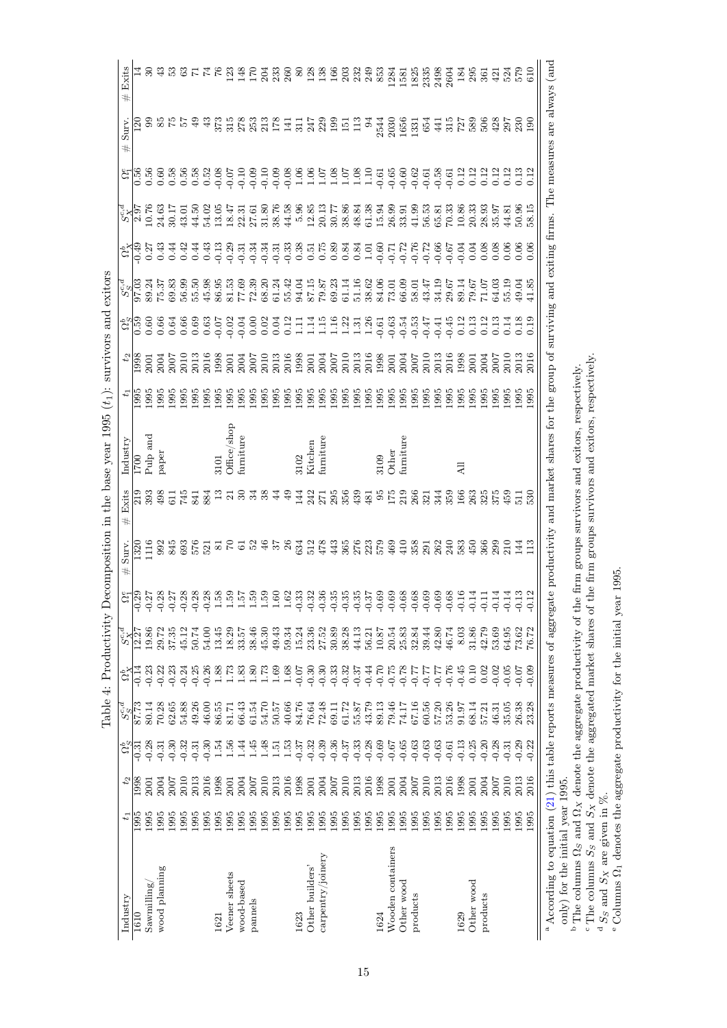Table 4: Productivity Decomposition in the base year 1995 ($t_1$): survivors and exitors

| Industry | $t_1$ | $t_2$ | $\Omega_S^b$ | $S_S^{c,d}$ | $\Omega_X^b$ | $S_X^{c,d}$ | $\Omega_1^e$ | # Surv. | # Exits | Industry | $t_1$ | $t_2$ | $\Omega_S^b$ | $S_S^{c,d}$ | $\Omega_X^b$ | $S_X^{c,d}$ | $\Omega_1^e$ | # Surv. | # Exits |
|---|---|---|---|---|---|---|---|---|---|---|---|---|---|---|---|---|---|---|---|
| 1610 | 1995 | 1998 | -0.31 | 87.73 | -0.14 | 12.27 | -0.29 | 1320 | 219 | 1700 | 1995 | 1998 | 0.59 | 97.03 | -0.49 | 2.97 | 0.56 | 120 | 14 |
| Sawmilling/ | 1995 | 2001 | -0.28 | 80.14 | -0.23 | 19.86 | -0.27 | 1116 | 393 | Pulp and | 1995 | 2001 | 0.60 | 89.24 | 0.27 | 10.76 | 0.56 | 99 | 30 |
| wood planning | 1995 | 2004 | -0.31 | 70.28 | -0.22 | 29.72 | -0.28 | 992 | 498 | paper | 1995 | 2004 | 0.66 | 75.37 | 0.43 | 24.63 | 0.60 | 85 | 43 |
| | 1995 | 2007 | -0.30 | 62.65 | -0.23 | 37.35 | -0.27 | 845 | 611 | | 1995 | 2007 | 0.64 | 69.83 | 0.44 | 30.17 | 0.58 | 75 | 53 |
| | 1995 | 2010 | -0.32 | 54.88 | -0.24 | 45.12 | -0.28 | 693 | 745 | | 1995 | 2010 | 0.66 | 56.99 | 0.42 | 43.01 | 0.56 | 57 | 63 |
| | 1995 | 2013 | -0.31 | 49.26 | -0.25 | 50.74 | -0.28 | 576 | 841 | | 1995 | 2013 | 0.69 | 55.50 | 0.44 | 44.50 | 0.58 | 49 | 71 |
| | 1995 | 2016 | -0.30 | 46.00 | -0.26 | 54.00 | -0.28 | 521 | 884 | | 1995 | 2016 | 0.63 | 45.98 | 0.43 | 54.02 | 0.52 | 43 | 74 |
| 1621 | 1995 | 1998 | 1.54 | 86.55 | 1.88 | 13.45 | 1.58 | 81 | 13 | 3101 | 1995 | 1998 | -0.07 | 86.95 | -0.13 | 13.05 | -0.08 | 373 | 76 |
| Veneer sheets | 1995 | 2001 | 1.56 | 81.71 | 1.73 | 18.29 | 1.59 | 70 | 21 | Office/shop | 1995 | 2001 | -0.02 | 81.53 | -0.29 | 18.47 | -0.07 | 315 | 123 |
| wood-based | 1995 | 2004 | 1.44 | 66.43 | 1.83 | 33.57 | 1.57 | 61 | 30 | furniture | 1995 | 2004 | -0.04 | 77.69 | -0.31 | 22.31 | -0.10 | 278 | 148 |
| pannels | 1995 | 2007 | 1.45 | 61.54 | 1.80 | 38.46 | 1.59 | 52 | 34 | | 1995 | 2007 | 0.00 | 72.39 | -0.34 | 27.61 | -0.09 | 253 | 170 |
| | 1995 | 2010 | 1.48 | 54.70 | 1.73 | 45.30 | 1.60 | 46 | 38 | | 1995 | 2010 | 0.02 | 68.20 | -0.34 | 31.80 | -0.10 | 213 | 204 |
| | 1995 | 2013 | 1.51 | 50.57 | 1.69 | 49.43 | 1.59 | 37 | 44 | | 1995 | 2013 | 0.04 | 61.24 | -0.31 | 38.76 | -0.09 | 178 | 233 |
| | 1995 | 2016 | 1.53 | 40.66 | 1.68 | 59.34 | 1.62 | 26 | 49 | | 1995 | 2016 | 0.12 | 55.42 | -0.33 | 44.58 | -0.08 | 141 | 260 |
| 1623 | 1995 | 1998 | -0.37 | 84.76 | -0.07 | 15.24 | -0.33 | 634 | 144 | 3102 | 1995 | 1998 | 1.11 | 94.04 | 0.38 | 5.96 | 1.06 | 311 | 80 |
| Other builders' | 1995 | 2001 | -0.32 | 76.64 | -0.30 | 23.36 | -0.32 | 512 | 242 | Kitchen | 1995 | 2001 | 1.14 | 87.15 | 0.51 | 12.85 | 1.06 | 247 | 128 |
| carpentry/joinery | 1995 | 2004 | -0.39 | 72.48 | -0.30 | 27.52 | -0.36 | 478 | 271 | furniture | 1995 | 2004 | 1.15 | 79.87 | 0.75 | 20.13 | 1.07 | 229 | 138 |
| | 1995 | 2007 | -0.36 | 69.11 | -0.33 | 30.89 | -0.35 | 443 | 295 | | 1995 | 2007 | 1.16 | 69.23 | 0.89 | 30.77 | 1.08 | 199 | 166 |
| | 1995 | 2010 | -0.37 | 61.72 | -0.32 | 38.28 | -0.35 | 365 | 356 | | 1995 | 2010 | 1.22 | 61.14 | 0.84 | 38.86 | 1.07 | 151 | 203 |
| | 1995 | 2013 | -0.33 | 55.87 | -0.37 | 44.13 | -0.35 | 276 | 439 | | 1995 | 2013 | 1.31 | 51.16 | 0.84 | 48.84 | 1.08 | 113 | 232 |
| | 1995 | 2016 | -0.28 | 43.79 | -0.44 | 56.21 | -0.37 | 223 | 481 | | 1995 | 2016 | 1.26 | 38.62 | 1.01 | 61.38 | 1.10 | 94 | 249 |
| 1624 | 1995 | 1998 | -0.69 | 89.13 | -0.70 | 10.87 | -0.69 | 579 | 95 | 3109 | 1995 | 1998 | -0.61 | 84.06 | -0.60 | 15.94 | -0.61 | 2544 | 853 |
| Wooden containers | 1995 | 2001 | -0.67 | 79.46 | -0.75 | 20.54 | -0.69 | 469 | 175 | Other | 1995 | 2001 | -0.63 | 73.01 | -0.71 | 26.99 | -0.65 | 2030 | 1284 |
| Other wood | 1995 | 2004 | -0.65 | 74.17 | -0.78 | 25.83 | -0.68 | 410 | 219 | furniture | 1995 | 2004 | -0.54 | 66.09 | -0.72 | 33.91 | -0.60 | 1656 | 1581 |
| products | 1995 | 2007 | -0.63 | 67.16 | -0.77 | 32.84 | -0.68 | 358 | 266 | | 1995 | 2007 | -0.53 | 58.01 | -0.76 | 41.99 | -0.62 | 1331 | 1825 |
| | 1995 | 2010 | -0.63 | 60.56 | -0.77 | 39.44 | -0.69 | 291 | 321 | | 1995 | 2010 | -0.47 | 43.47 | -0.72 | 56.53 | -0.61 | 654 | 2335 |
| | 1995 | 2013 | -0.63 | 57.20 | -0.77 | 42.80 | -0.69 | 262 | 344 | | 1995 | 2013 | -0.41 | 34.19 | -0.66 | 65.81 | -0.58 | 441 | 2498 |
| | 1995 | 2016 | -0.61 | 53.26 | -0.76 | 46.74 | -0.68 | 240 | 359 | | 1995 | 2016 | -0.45 | 29.67 | -0.67 | 70.33 | -0.61 | 315 | 2604 |
| 1629 | 1995 | 1998 | -0.13 | 91.97 | -0.45 | 8.03 | -0.16 | 583 | 166 | All | 1995 | 1998 | 0.12 | 89.14 | -0.04 | 10.86 | 0.12 | 727 | 184 |
| Other wood | 1995 | 2001 | -0.25 | 68.14 | 0.10 | 31.86 | -0.14 | 450 | 263 | | 1995 | 2001 | 0.13 | 79.67 | 0.04 | 20.33 | 0.12 | 589 | 295 |
| products | 1995 | 2004 | -0.20 | 57.21 | 0.02 | 42.79 | -0.11 | 366 | 325 | | 1995 | 2004 | 0.12 | 71.07 | 0.08 | 28.93 | 0.12 | 506 | 361 |
| | 1995 | 2007 | -0.28 | 46.31 | -0.02 | 53.69 | -0.14 | 299 | 375 | | 1995 | 2007 | 0.13 | 64.03 | 0.08 | 35.97 | 0.12 | 428 | 421 |
| | 1995 | 2010 | -0.31 | 35.05 | -0.05 | 64.95 | -0.14 | 210 | 459 | | 1995 | 2010 | 0.14 | 55.19 | 0.06 | 44.81 | 0.12 | 297 | 524 |
| | 1995 | 2013 | -0.29 | 26.38 | -0.07 | 73.62 | -0.13 | 144 | 511 | | 1995 | 2013 | 0.18 | 49.04 | 0.06 | 50.96 | 0.13 | 230 | 579 |
| | 1995 | 2016 | -0.22 | 23.28 | -0.09 | 76.72 | -0.12 | 113 | 530 | | 1995 | 2016 | 0.19 | 41.85 | 0.06 | 58.15 | 0.12 | 190 | 610 |

[a] According to equation (21) this table reports measures of aggregate productivity and market shares for the group of surviving and exiting firms. The measures are always (and only) for the initial year 1995.

[b] The columns $\Omega_S$ and $\Omega_X$ denote the aggregate productivity of the firm groups survivors and exitors, respectively.

[c] The columns $S_S$ and $S_X$ denote the aggregated market shares of the firm groups survivors and exitors, respectively.

[d] $S_S$ and $S_X$ are given in %.

[e] Columns $\Omega_1$ denotes the aggregate productivity for the initial year 1995.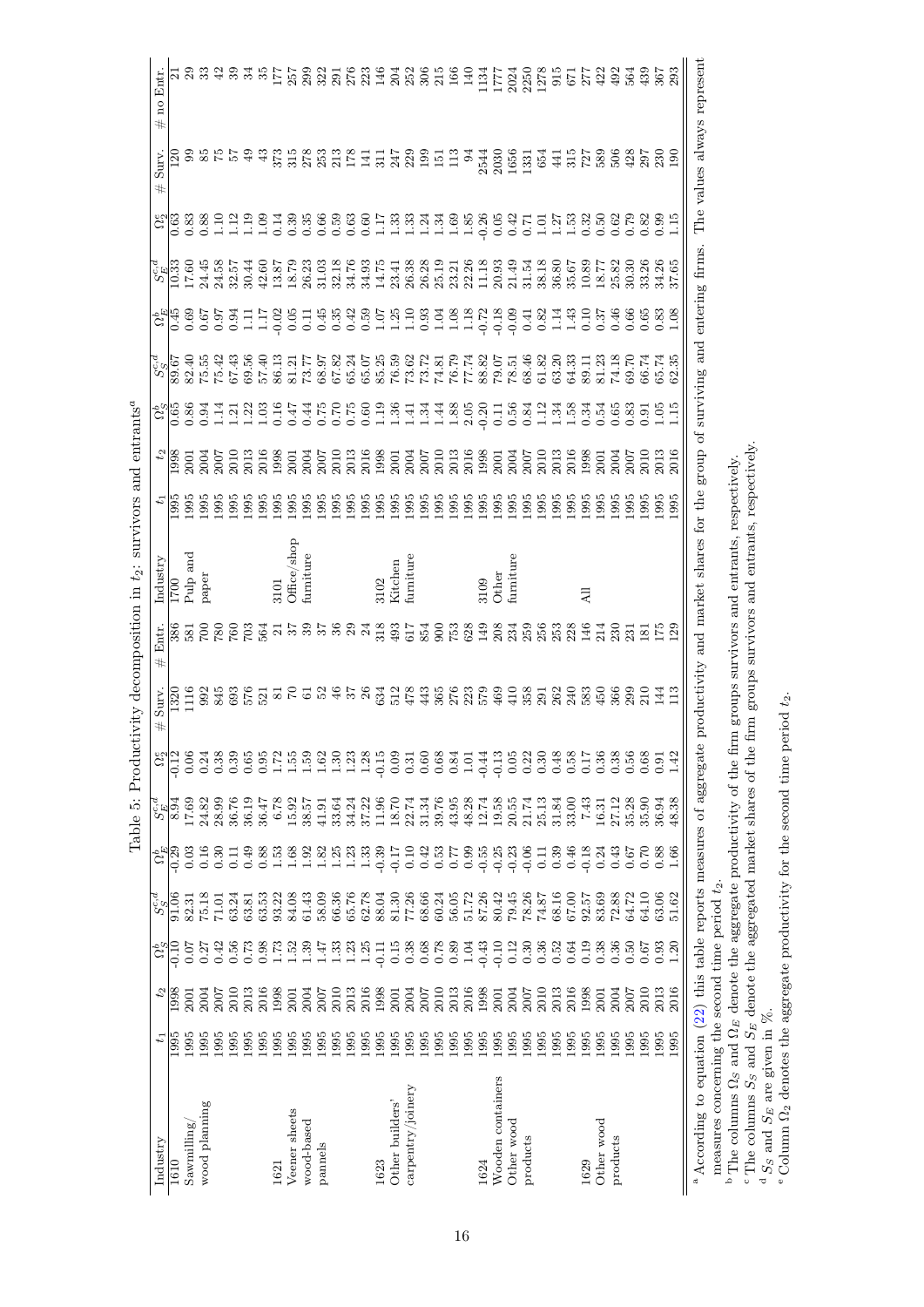Table 5: Productivity decomposition in $t_2$: survivors and entrants[a]

| Industry | $t_1$ | $t_2$ | $\Omega_S^b$ | $S_S^{c,d}$ | $\Omega_E^b$ | $S_E^{c,d}$ | $\Omega_2^e$ | # Surv. | # Entr. | Industry | $t_1$ | $t_2$ | $\Omega_S^b$ | $S_S^{c,d}$ | $\Omega_E^b$ | $S_E^{c,d}$ | $\Omega_2^e$ | # Surv. | # no Entr. |
|---|---|---|---|---|---|---|---|---|---|---|---|---|---|---|---|---|---|---|---|
| 1610 | 1995 | 1998 | -0.10 | 91.06 | -0.29 | 8.94 | -0.12 | 1320 | 386 | 1700 | 1995 | 1998 | 0.65 | 89.67 | 0.45 | 10.33 | 0.63 | 120 | 21 |
| Sawmilling/ | 1995 | 2001 | 0.07 | 82.31 | 0.03 | 17.69 | 0.06 | 1116 | 581 | Pulp and | 1995 | 2001 | 0.86 | 82.40 | 0.69 | 17.60 | 0.83 | 99 | 29 |
| wood planning | 1995 | 2004 | 0.27 | 75.18 | 0.16 | 24.82 | 0.24 | 992 | 700 | paper | 1995 | 2004 | 0.94 | 75.55 | 0.67 | 24.45 | 0.88 | 85 | 33 |
| | 1995 | 2007 | 0.42 | 71.01 | 0.30 | 28.99 | 0.38 | 845 | 780 | | 1995 | 2007 | 1.14 | 75.42 | 0.97 | 24.58 | 1.10 | 75 | 42 |
| | 1995 | 2010 | 0.56 | 63.24 | 0.11 | 36.76 | 0.39 | 693 | 760 | | 1995 | 2010 | 1.21 | 67.43 | 0.94 | 32.57 | 1.12 | 57 | 39 |
| | 1995 | 2013 | 0.73 | 63.81 | 0.49 | 36.19 | 0.65 | 576 | 703 | | 1995 | 2013 | 1.22 | 69.56 | 1.11 | 30.44 | 1.19 | 49 | 34 |
| | 1995 | 2016 | 0.98 | 63.53 | 0.88 | 36.47 | 0.95 | 521 | 564 | | 1995 | 2016 | 1.03 | 57.40 | 1.17 | 42.60 | 1.09 | 43 | 35 |
| 1621 | 1995 | 1998 | 1.73 | 93.22 | 1.53 | 6.78 | 1.72 | 81 | 21 | 3101 | 1995 | 1998 | 0.16 | 86.13 | -0.02 | 13.87 | 0.14 | 373 | 177 |
| Veneer sheets | 1995 | 2001 | 1.52 | 84.08 | 1.68 | 15.92 | 1.55 | 70 | 37 | Office/shop | 1995 | 2001 | 0.47 | 81.21 | 0.05 | 18.79 | 0.39 | 315 | 257 |
| wood-based | 1995 | 2004 | 1.39 | 61.43 | 1.92 | 38.57 | 1.59 | 61 | 39 | furniture | 1995 | 2004 | 0.44 | 73.77 | 0.11 | 26.23 | 0.35 | 278 | 299 |
| pannels | 1995 | 2007 | 1.47 | 58.09 | 1.82 | 41.91 | 1.62 | 52 | 37 | | 1995 | 2007 | 0.75 | 68.97 | 0.45 | 31.03 | 0.66 | 253 | 322 |
| | 1995 | 2010 | 1.33 | 66.36 | 1.25 | 33.64 | 1.30 | 46 | 36 | | 1995 | 2010 | 0.70 | 67.82 | 0.35 | 32.18 | 0.59 | 213 | 291 |
| | 1995 | 2013 | 1.23 | 65.76 | 1.23 | 34.24 | 1.23 | 37 | 29 | | 1995 | 2013 | 0.75 | 65.24 | 0.42 | 34.76 | 0.63 | 178 | 276 |
| | 1995 | 2016 | 1.25 | 62.78 | 1.33 | 37.22 | 1.28 | 26 | 24 | | 1995 | 2016 | 0.60 | 65.07 | 0.59 | 34.93 | 0.60 | 141 | 223 |
| 1623 | 1995 | 1998 | -0.11 | 88.04 | -0.39 | 11.96 | -0.15 | 634 | 318 | 3102 | 1995 | 1998 | 1.19 | 85.25 | 1.07 | 14.75 | 1.17 | 311 | 146 |
| Other builders' | 1995 | 2001 | 0.15 | 81.30 | -0.17 | 18.70 | 0.09 | 512 | 493 | Kitchen | 1995 | 2001 | 1.36 | 76.59 | 1.25 | 23.41 | 1.33 | 247 | 204 |
| carpentry/joinery | 1995 | 2004 | 0.38 | 77.26 | 0.10 | 22.74 | 0.31 | 478 | 617 | furniture | 1995 | 2004 | 1.41 | 73.62 | 1.10 | 26.38 | 1.33 | 229 | 252 |
| | 1995 | 2007 | 0.68 | 68.66 | 0.42 | 31.34 | 0.60 | 443 | 854 | | 1995 | 2007 | 1.34 | 73.72 | 0.93 | 26.28 | 1.24 | 199 | 306 |
| | 1995 | 2010 | 0.78 | 60.24 | 0.53 | 39.76 | 0.68 | 365 | 900 | | 1995 | 2010 | 1.44 | 74.81 | 1.04 | 25.19 | 1.34 | 151 | 215 |
| | 1995 | 2013 | 0.89 | 56.05 | 0.77 | 43.95 | 0.84 | 276 | 753 | | 1995 | 2013 | 1.88 | 76.79 | 1.08 | 23.21 | 1.69 | 113 | 166 |
| | 1995 | 2016 | 1.04 | 51.72 | 0.99 | 48.28 | 1.01 | 223 | 628 | | 1995 | 2016 | 2.05 | 77.74 | 1.18 | 22.26 | 1.85 | 94 | 140 |
| 1624 | 1995 | 1998 | -0.43 | 87.26 | -0.55 | 12.74 | -0.44 | 579 | 149 | 3109 | 1995 | 1998 | -0.20 | 88.82 | -0.72 | 11.18 | -0.26 | 2544 | 1134 |
| Wooden containers | 1995 | 2001 | -0.10 | 80.42 | -0.25 | 19.58 | -0.13 | 469 | 208 | Other | 1995 | 2001 | 0.11 | 79.07 | -0.18 | 20.93 | 0.05 | 2030 | 1777 |
| Other wood | 1995 | 2004 | 0.12 | 79.45 | -0.23 | 20.55 | 0.05 | 410 | 234 | furniture | 1995 | 2004 | 0.56 | 78.51 | -0.09 | 21.49 | 0.42 | 1656 | 2024 |
| products | 1995 | 2007 | 0.30 | 78.26 | -0.06 | 21.74 | 0.22 | 358 | 259 | | 1995 | 2007 | 0.84 | 68.46 | 0.41 | 31.54 | 0.71 | 1331 | 2250 |
| | 1995 | 2010 | 0.36 | 74.87 | 0.11 | 25.13 | 0.30 | 291 | 256 | | 1995 | 2010 | 1.12 | 61.82 | 0.82 | 38.18 | 1.01 | 654 | 1278 |
| | 1995 | 2013 | 0.52 | 68.16 | 0.39 | 31.84 | 0.48 | 262 | 253 | | 1995 | 2013 | 1.34 | 63.20 | 1.14 | 36.80 | 1.27 | 441 | 915 |
| | 1995 | 2016 | 0.64 | 67.00 | 0.46 | 33.00 | 0.58 | 240 | 228 | | 1995 | 2016 | 1.58 | 64.33 | 1.43 | 35.67 | 1.53 | 315 | 671 |
| 1629 | 1995 | 1998 | 0.19 | 92.57 | -0.18 | 7.43 | 0.17 | 583 | 146 | All | 1995 | 1998 | 0.34 | 89.11 | 0.10 | 10.89 | 0.32 | 727 | 277 |
| Other wood | 1995 | 2001 | 0.38 | 83.69 | 0.24 | 16.31 | 0.36 | 450 | 214 | | 1995 | 2001 | 0.54 | 81.23 | 0.37 | 18.77 | 0.50 | 589 | 422 |
| products | 1995 | 2004 | 0.36 | 72.88 | 0.43 | 27.12 | 0.38 | 366 | 230 | | 1995 | 2004 | 0.65 | 74.18 | 0.46 | 25.82 | 0.62 | 506 | 492 |
| | 1995 | 2007 | 0.50 | 64.72 | 0.67 | 35.28 | 0.56 | 299 | 231 | | 1995 | 2007 | 0.83 | 69.70 | 0.66 | 30.30 | 0.79 | 428 | 564 |
| | 1995 | 2010 | 0.67 | 64.10 | 0.70 | 35.90 | 0.68 | 210 | 181 | | 1995 | 2010 | 0.91 | 66.74 | 0.65 | 33.26 | 0.82 | 297 | 439 |
| | 1995 | 2013 | 0.93 | 63.06 | 0.88 | 36.94 | 0.91 | 144 | 175 | | 1995 | 2013 | 1.05 | 65.74 | 0.83 | 34.26 | 0.99 | 230 | 367 |
| | 1995 | 2016 | 1.20 | 51.62 | 1.66 | 48.38 | 1.42 | 113 | 129 | | 1995 | 2016 | 1.15 | 62.35 | 1.08 | 37.65 | 1.15 | 190 | 293 |

[a] According to equation (22) this table reports measures of aggregate productivity and market shares for the group of surviving and entering firms. The values always represent measures concerning the second time period $t_2$.

[b] The columns $\Omega_S$ and $\Omega_E$ denote the aggregate productivity of the firm groups survivors and entrants, respectively.

[c] The columns $S_S$ and $S_E$ denote the aggregated market shares of the firm groups survivors and entrants, respectively.

[d] $S_S$ and $S_E$ are given in %.

[e] Column $\Omega_2$ denotes the aggregate productivity for the second time period $t_2$.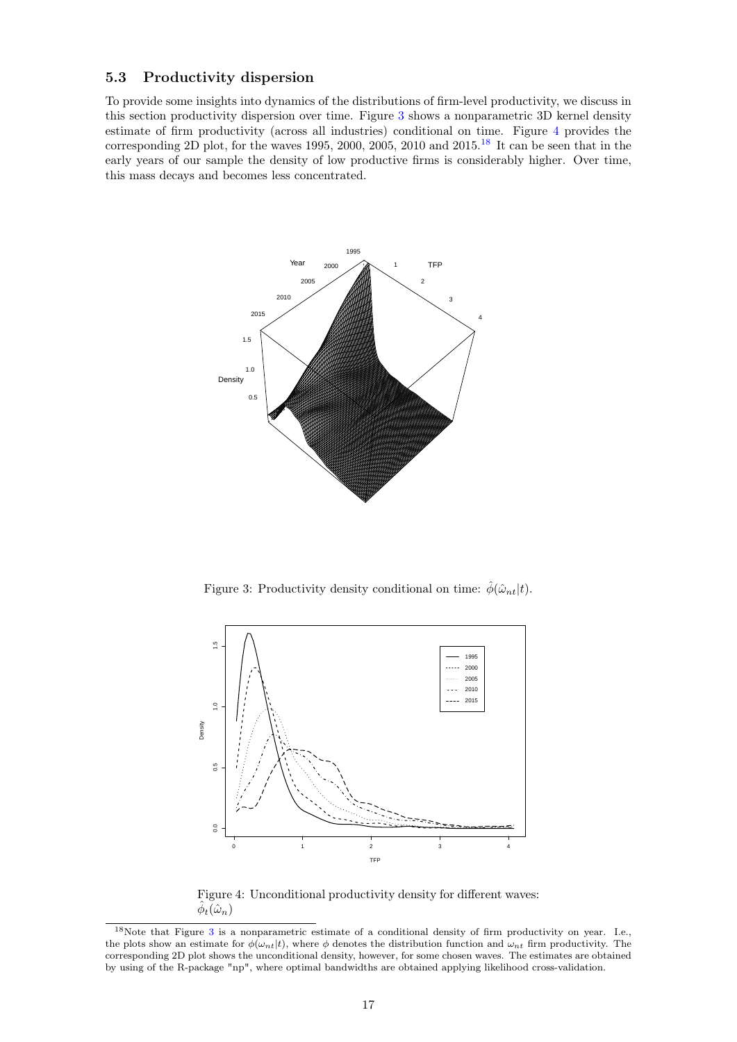### 5.3 Productivity dispersion

To provide some insights into dynamics of the distributions of firm-level productivity, we discuss in this section productivity dispersion over time. Figure 3 shows a nonparametric 3D kernel density estimate of firm productivity (across all industries) conditional on time. Figure 4 provides the corresponding 2D plot, for the waves 1995, 2000, 2005, 2010 and 2015.[18] It can be seen that in the early years of our sample the density of low productive firms is considerably higher. Over time, this mass decays and becomes less concentrated.

Figure 3: Productivity density conditional on time: $\hat{\phi}(\hat{\omega}_{nt}|t)$.

Figure 4: Unconditional productivity density for different waves: $\hat{\phi}_t(\hat{\omega}_n)$

[18] Note that Figure 3 is a nonparametric estimate of a conditional density of firm productivity on year. I.e., the plots show an estimate for $\phi(\omega_{nt}|t)$, where $\phi$ denotes the distribution function and $\omega_{nt}$ firm productivity. The corresponding 2D plot shows the unconditional density, however, for some chosen waves. The estimates are obtained by using of the R-package "np", where optimal bandwidths are obtained applying likelihood cross-validation.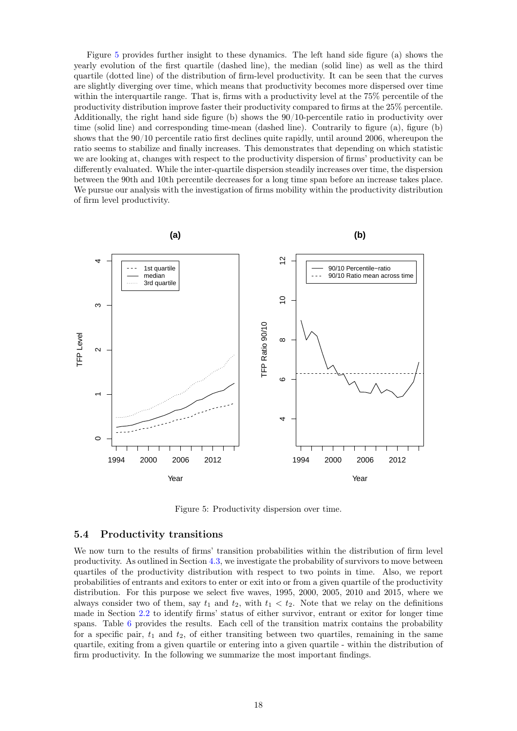Figure 5 provides further insight to these dynamics. The left hand side figure (a) shows the yearly evolution of the first quartile (dashed line), the median (solid line) as well as the third quartile (dotted line) of the distribution of firm-level productivity. It can be seen that the curves are slightly diverging over time, which means that productivity becomes more dispersed over time within the interquartile range. That is, firms with a productivity level at the 75% percentile of the productivity distribution improve faster their productivity compared to firms at the 25% percentile. Additionally, the right hand side figure (b) shows the 90/10-percentile ratio in productivity over time (solid line) and corresponding time-mean (dashed line). Contrarily to figure (a), figure (b) shows that the 90/10 percentile ratio first declines quite rapidly, until around 2006, whereupon the ratio seems to stabilize and finally increases. This demonstrates that depending on which statistic we are looking at, changes with respect to the productivity dispersion of firms' productivity can be differently evaluated. While the inter-quartile dispersion steadily increases over time, the dispersion between the 90th and 10th percentile decreases for a long time span before an increase takes place. We pursue our analysis with the investigation of firms mobility within the productivity distribution of firm level productivity.

Figure 5: Productivity dispersion over time.

### 5.4 Productivity transitions

We now turn to the results of firms' transition probabilities within the distribution of firm level productivity. As outlined in Section 4.3, we investigate the probability of survivors to move between quartiles of the productivity distribution with respect to two points in time. Also, we report probabilities of entrants and exitors to enter or exit into or from a given quartile of the productivity distribution. For this purpose we select five waves, 1995, 2000, 2005, 2010 and 2015, where we always consider two of them, say $t_1$ and $t_2$, with $t_1 < t_2$. Note that we relay on the definitions made in Section 2.2 to identify firms' status of either survivor, entrant or exitor for longer time spans. Table 6 provides the results. Each cell of the transition matrix contains the probability for a specific pair, $t_1$ and $t_2$, of either transiting between two quartiles, remaining in the same quartile, exiting from a given quartile or entering into a given quartile - within the distribution of firm productivity. In the following we summarize the most important findings.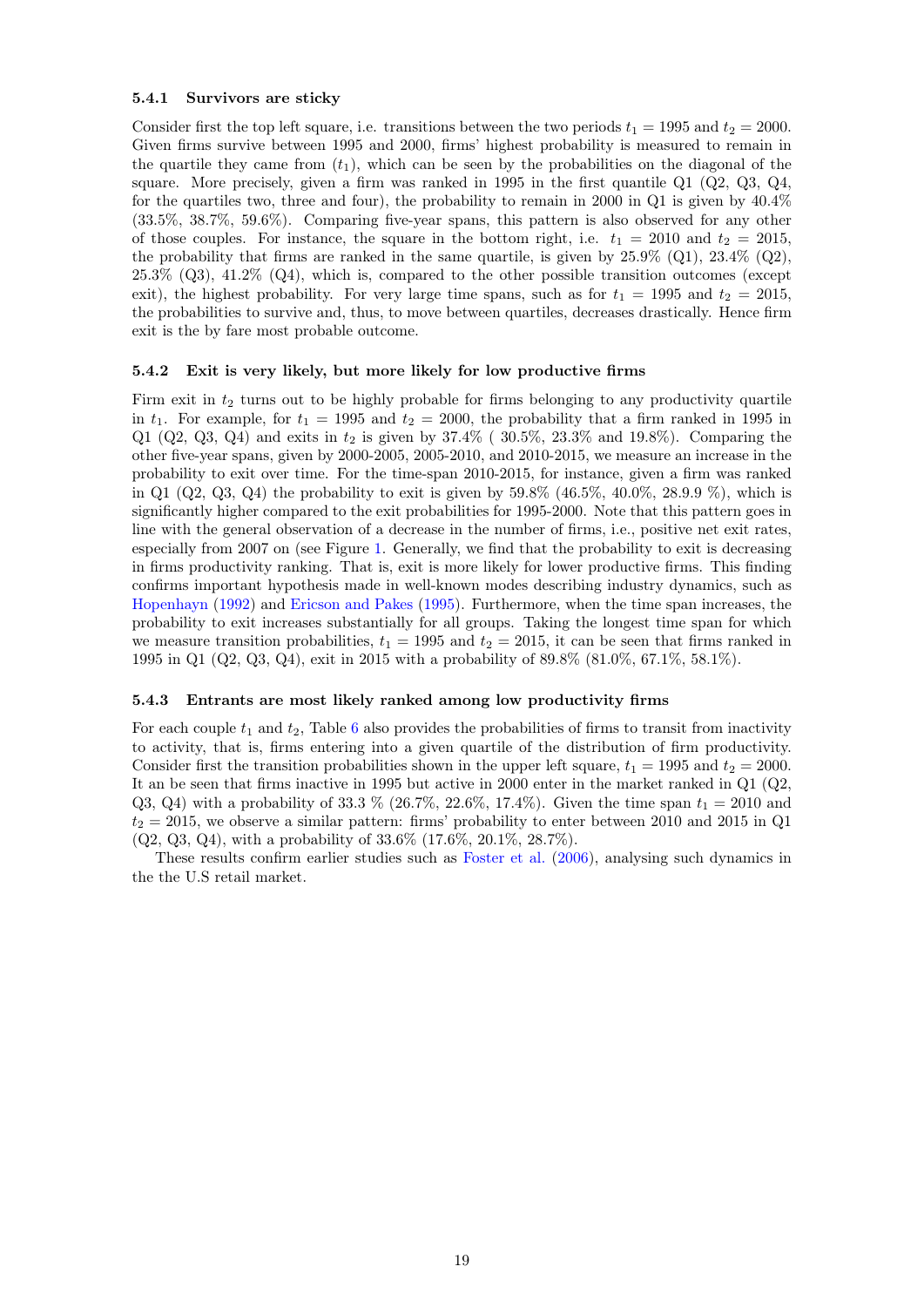#### 5.4.1 Survivors are sticky

Consider first the top left square, i.e. transitions between the two periods $t_1 = 1995$ and $t_2 = 2000$. Given firms survive between 1995 and 2000, firms' highest probability is measured to remain in the quartile they came from ($t_1$), which can be seen by the probabilities on the diagonal of the square. More precisely, given a firm was ranked in 1995 in the first quantile Q1 (Q2, Q3, Q4, for the quartiles two, three and four), the probability to remain in 2000 in Q1 is given by 40.4% (33.5%, 38.7%, 59.6%). Comparing five-year spans, this pattern is also observed for any other of those couples. For instance, the square in the bottom right, i.e. $t_1 = 2010$ and $t_2 = 2015$, the probability that firms are ranked in the same quartile, is given by 25.9% (Q1), 23.4% (Q2), 25.3% (Q3), 41.2% (Q4), which is, compared to the other possible transition outcomes (except exit), the highest probability. For very large time spans, such as for $t_1 = 1995$ and $t_2 = 2015$, the probabilities to survive and, thus, to move between quartiles, decreases drastically. Hence firm exit is the by fare most probable outcome.

#### 5.4.2 Exit is very likely, but more likely for low productive firms

Firm exit in $t_2$ turns out to be highly probable for firms belonging to any productivity quartile in $t_1$. For example, for $t_1 = 1995$ and $t_2 = 2000$, the probability that a firm ranked in 1995 in Q1 (Q2, Q3, Q4) and exits in $t_2$ is given by 37.4% ( 30.5%, 23.3% and 19.8%). Comparing the other five-year spans, given by 2000-2005, 2005-2010, and 2010-2015, we measure an increase in the probability to exit over time. For the time-span 2010-2015, for instance, given a firm was ranked in Q1 (Q2, Q3, Q4) the probability to exit is given by 59.8% (46.5%, 40.0%, 28.9.9 %), which is significantly higher compared to the exit probabilities for 1995-2000. Note that this pattern goes in line with the general observation of a decrease in the number of firms, i.e., positive net exit rates, especially from 2007 on (see Figure 1. Generally, we find that the probability to exit is decreasing in firms productivity ranking. That is, exit is more likely for lower productive firms. This finding confirms important hypothesis made in well-known modes describing industry dynamics, such as Hopenhayn (1992) and Ericson and Pakes (1995). Furthermore, when the time span increases, the probability to exit increases substantially for all groups. Taking the longest time span for which we measure transition probabilities, $t_1 = 1995$ and $t_2 = 2015$, it can be seen that firms ranked in 1995 in Q1 (Q2, Q3, Q4), exit in 2015 with a probability of 89.8% (81.0%, 67.1%, 58.1%).

#### 5.4.3 Entrants are most likely ranked among low productivity firms

For each couple $t_1$ and $t_2$, Table 6 also provides the probabilities of firms to transit from inactivity to activity, that is, firms entering into a given quartile of the distribution of firm productivity. Consider first the transition probabilities shown in the upper left square, $t_1 = 1995$ and $t_2 = 2000$. It an be seen that firms inactive in 1995 but active in 2000 enter in the market ranked in Q1 (Q2, Q3, Q4) with a probability of 33.3 % (26.7%, 22.6%, 17.4%). Given the time span $t_1 = 2010$ and $t_2 = 2015$, we observe a similar pattern: firms' probability to enter between 2010 and 2015 in Q1 (Q2, Q3, Q4), with a probability of 33.6% (17.6%, 20.1%, 28.7%).

These results confirm earlier studies such as Foster et al. (2006), analysing such dynamics in the the U.S retail market.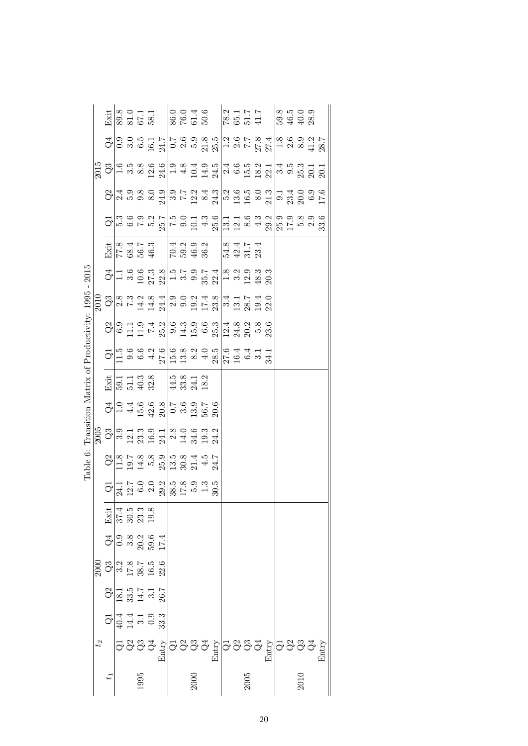Table 6: Transition Matrix of Productivity: 1995 - 2015

| $t_1$ | $t_2$ | 2000 | | | | | 2005 | | | | | 2010 | | | | | 2015 | | | | |
|---|---|---|---|---|---|---|---|---|---|---|---|---|---|---|---|---|---|---|---|---|---|
| | | Q1 | Q2 | Q3 | Q4 | Exit | Q1 | Q2 | Q3 | Q4 | Exit | Q1 | Q2 | Q3 | Q4 | Exit | Q1 | Q2 | Q3 | Q4 | Exit |
| 1995 | Q1 | 40.4 | 18.1 | 3.2 | 0.9 | 37.4 | 24.1 | 11.8 | 3.9 | 1.0 | 59.1 | 11.5 | 6.9 | 2.8 | 1.1 | 77.8 | 5.3 | 2.4 | 1.6 | 0.9 | 89.8 |
| | Q2 | 14.4 | 33.5 | 17.8 | 3.8 | 30.5 | 12.7 | 19.7 | 12.1 | 4.4 | 51.1 | 9.6 | 11.1 | 7.3 | 3.6 | 68.4 | 6.6 | 5.9 | 3.5 | 3.0 | 81.0 |
| | Q3 | 3.1 | 14.7 | 38.7 | 20.2 | 23.3 | 6.0 | 14.8 | 23.3 | 15.6 | 40.3 | 6.6 | 11.9 | 14.2 | 10.6 | 56.7 | 7.9 | 9.8 | 8.8 | 6.5 | 67.1 |
| | Q4 | 0.9 | 3.1 | 16.5 | 59.6 | 19.8 | 2.0 | 5.8 | 16.9 | 42.6 | 32.8 | 4.2 | 7.4 | 14.8 | 27.3 | 46.3 | 5.2 | 8.0 | 12.6 | 16.1 | 58.1 |
| | Entry | 33.3 | 26.7 | 22.6 | 17.4 | | 29.2 | 25.9 | 24.1 | 20.8 | | 27.6 | 25.2 | 24.4 | 22.8 | | 25.7 | 24.9 | 24.6 | 24.7 | |
| 2000 | Q1 | | | | | | 38.5 | 13.5 | 2.8 | 0.7 | 44.5 | 15.6 | 9.6 | 2.9 | 1.5 | 70.4 | 7.5 | 3.9 | 1.9 | 0.7 | 86.0 |
| | Q2 | | | | | | 17.8 | 30.8 | 14.0 | 3.6 | 33.8 | 13.8 | 14.3 | 9.0 | 3.7 | 59.2 | 9.0 | 7.7 | 4.8 | 2.6 | 76.0 |
| | Q3 | | | | | | 5.9 | 21.4 | 34.6 | 13.9 | 24.1 | 8.2 | 15.9 | 19.2 | 9.9 | 46.9 | 10.1 | 12.2 | 10.4 | 5.9 | 61.4 |
| | Q4 | | | | | | 1.3 | 4.5 | 19.3 | 56.7 | 18.2 | 4.0 | 6.6 | 17.4 | 35.7 | 36.2 | 4.3 | 8.4 | 14.9 | 21.8 | 50.6 |
| | Entry | | | | | | 30.5 | 24.7 | 24.2 | 20.6 | | 28.5 | 25.3 | 23.8 | 22.4 | | 25.6 | 24.3 | 24.5 | 25.5 | |
| 2005 | Q1 | | | | | | | | | | | 27.6 | 12.4 | 3.4 | 1.8 | 54.8 | 13.1 | 5.2 | 2.4 | 1.2 | 78.2 |
| | Q2 | | | | | | | | | | | 16.4 | 24.8 | 13.1 | 3.2 | 42.4 | 12.1 | 13.6 | 6.6 | 2.6 | 65.1 |
| | Q3 | | | | | | | | | | | 6.4 | 20.2 | 28.7 | 12.9 | 31.7 | 8.6 | 16.5 | 15.5 | 7.7 | 51.7 |
| | Q4 | | | | | | | | | | | 3.1 | 5.8 | 19.4 | 48.3 | 23.4 | 4.3 | 8.0 | 18.2 | 27.8 | 41.7 |
| | Entry | | | | | | | | | | | 34.1 | 23.6 | 22.0 | 20.3 | | 29.2 | 21.3 | 22.1 | 27.4 | |
| 2010 | Q1 | | | | | | | | | | | | | | | | 25.9 | 9.1 | 3.4 | 1.8 | 59.8 |
| | Q2 | | | | | | | | | | | | | | | | 17.9 | 23.4 | 9.5 | 2.6 | 46.5 |
| | Q3 | | | | | | | | | | | | | | | | 5.8 | 20.0 | 25.3 | 8.9 | 40.0 |
| | Q4 | | | | | | | | | | | | | | | | 2.9 | 6.9 | 20.1 | 41.2 | 28.9 |
| | Entry | | | | | | | | | | | | | | | | 33.6 | 17.6 | 20.1 | 28.7 | |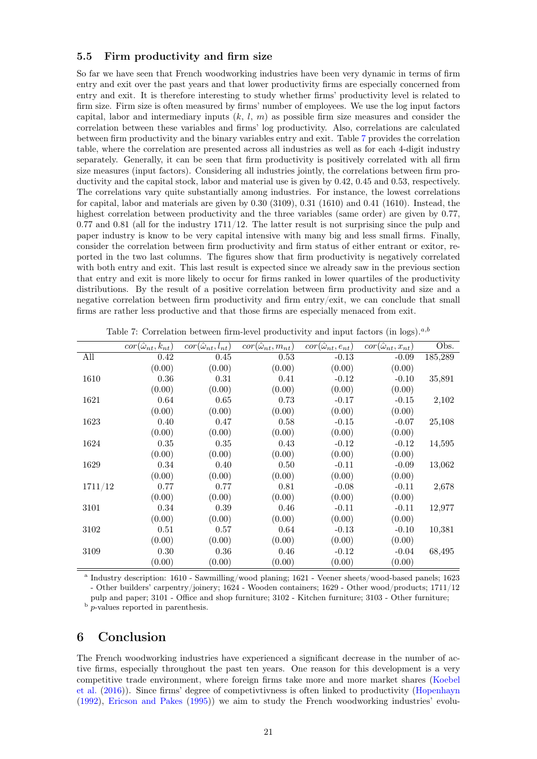### 5.5 Firm productivity and firm size

So far we have seen that French woodworking industries have been very dynamic in terms of firm entry and exit over the past years and that lower productivity firms are especially concerned from entry and exit. It is therefore interesting to study whether firms' productivity level is related to firm size. Firm size is often measured by firms' number of employees. We use the log input factors capital, labor and intermediary inputs ($k$, $l$, $m$) as possible firm size measures and consider the correlation between these variables and firms' log productivity. Also, correlations are calculated between firm productivity and the binary variables entry and exit. Table 7 provides the correlation table, where the correlation are presented across all industries as well as for each 4-digit industry separately. Generally, it can be seen that firm productivity is positively correlated with all firm size measures (input factors). Considering all industries jointly, the correlations between firm productivity and the capital stock, labor and material use is given by 0.42, 0.45 and 0.53, respectively. The correlations vary quite substantially among industries. For instance, the lowest correlations for capital, labor and materials are given by 0.30 (3109), 0.31 (1610) and 0.41 (1610). Instead, the highest correlation between productivity and the three variables (same order) are given by 0.77, 0.77 and 0.81 (all for the industry 1711/12. The latter result is not surprising since the pulp and paper industry is know to be very capital intensive with many big and less small firms. Finally, consider the correlation between firm productivity and firm status of either entrant or exitor, reported in the two last columns. The figures show that firm productivity is negatively correlated with both entry and exit. This last result is expected since we already saw in the previous section that entry and exit is more likely to occur for firms ranked in lower quartiles of the productivity distributions. By the result of a positive correlation between firm productivity and size and a negative correlation between firm productivity and firm entry/exit, we can conclude that small firms are rather less productive and that those firms are especially menaced from exit.

Table 7: Correlation between firm-level productivity and input factors (in logs).[a,b]

| | $cor(\hat{\omega}_{nt}, k_{nt})$ | $cor(\hat{\omega}_{nt}, l_{nt})$ | $cor(\hat{\omega}_{nt}, m_{nt})$ | $cor(\hat{\omega}_{nt}, e_{nt})$ | $cor(\hat{\omega}_{nt}, x_{nt})$ | Obs. |
|---|---|---|---|---|---|---|
| All | 0.42 | 0.45 | 0.53 | -0.13 | -0.09 | 185,289 |
| | (0.00) | (0.00) | (0.00) | (0.00) | (0.00) | |
| 1610 | 0.36 | 0.31 | 0.41 | -0.12 | -0.10 | 35,891 |
| | (0.00) | (0.00) | (0.00) | (0.00) | (0.00) | |
| 1621 | 0.64 | 0.65 | 0.73 | -0.17 | -0.15 | 2,102 |
| | (0.00) | (0.00) | (0.00) | (0.00) | (0.00) | |
| 1623 | 0.40 | 0.47 | 0.58 | -0.15 | -0.07 | 25,108 |
| | (0.00) | (0.00) | (0.00) | (0.00) | (0.00) | |
| 1624 | 0.35 | 0.35 | 0.43 | -0.12 | -0.12 | 14,595 |
| | (0.00) | (0.00) | (0.00) | (0.00) | (0.00) | |
| 1629 | 0.34 | 0.40 | 0.50 | -0.11 | -0.09 | 13,062 |
| | (0.00) | (0.00) | (0.00) | (0.00) | (0.00) | |
| 1711/12 | 0.77 | 0.77 | 0.81 | -0.08 | -0.11 | 2,678 |
| | (0.00) | (0.00) | (0.00) | (0.00) | (0.00) | |
| 3101 | 0.34 | 0.39 | 0.46 | -0.11 | -0.11 | 12,977 |
| | (0.00) | (0.00) | (0.00) | (0.00) | (0.00) | |
| 3102 | 0.51 | 0.57 | 0.64 | -0.13 | -0.10 | 10,381 |
| | (0.00) | (0.00) | (0.00) | (0.00) | (0.00) | |
| 3109 | 0.30 | 0.36 | 0.46 | -0.12 | -0.04 | 68,495 |
| | (0.00) | (0.00) | (0.00) | (0.00) | (0.00) | |

[a] Industry description: 1610 - Sawmilling/wood planing; 1621 - Veener sheets/wood-based panels; 1623 - Other builders' carpentry/joinery; 1624 - Wooden containers; 1629 - Other wood/products; 1711/12 pulp and paper; 3101 - Office and shop furniture; 3102 - Kitchen furniture; 3103 - Other furniture;
[b] $p$-values reported in parenthesis.

## 6 Conclusion

The French woodworking industries have experienced a significant decrease in the number of active firms, especially throughout the past ten years. One reason for this development is a very competitive trade environment, where foreign firms take more and more market shares (Koebel et al. (2016)). Since firms' degree of competivtivness is often linked to productivity (Hopenhayn (1992), Ericson and Pakes (1995)) we aim to study the French woodworking industries' evolu-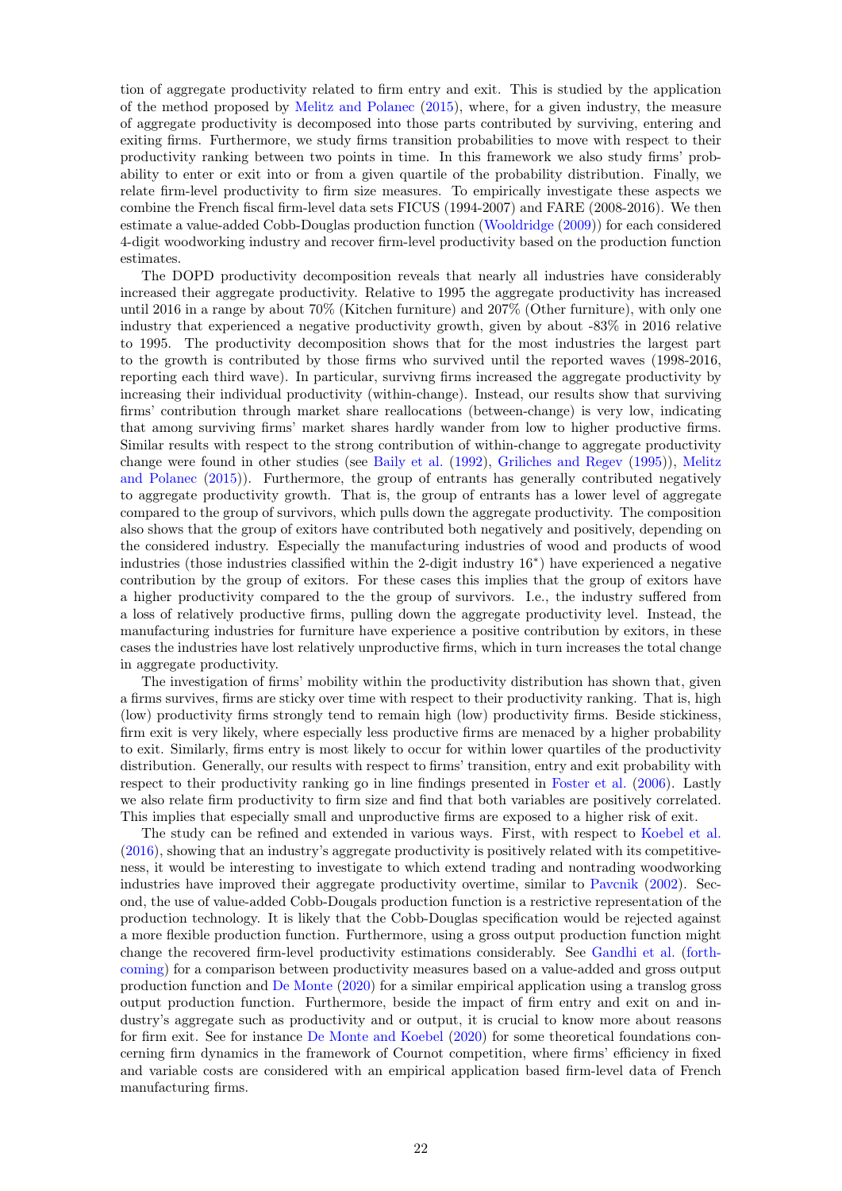tion of aggregate productivity related to firm entry and exit. This is studied by the application of the method proposed by Melitz and Polanec (2015), where, for a given industry, the measure of aggregate productivity is decomposed into those parts contributed by surviving, entering and exiting firms. Furthermore, we study firms transition probabilities to move with respect to their productivity ranking between two points in time. In this framework we also study firms' probability to enter or exit into or from a given quartile of the probability distribution. Finally, we relate firm-level productivity to firm size measures. To empirically investigate these aspects we combine the French fiscal firm-level data sets FICUS (1994-2007) and FARE (2008-2016). We then estimate a value-added Cobb-Douglas production function (Wooldridge (2009)) for each considered 4-digit woodworking industry and recover firm-level productivity based on the production function estimates.

The DOPD productivity decomposition reveals that nearly all industries have considerably increased their aggregate productivity. Relative to 1995 the aggregate productivity has increased until 2016 in a range by about 70% (Kitchen furniture) and 207% (Other furniture), with only one industry that experienced a negative productivity growth, given by about -83% in 2016 relative to 1995. The productivity decomposition shows that for the most industries the largest part to the growth is contributed by those firms who survived until the reported waves (1998-2016, reporting each third wave). In particular, survivng firms increased the aggregate productivity by increasing their individual productivity (within-change). Instead, our results show that surviving firms' contribution through market share reallocations (between-change) is very low, indicating that among surviving firms' market shares hardly wander from low to higher productive firms. Similar results with respect to the strong contribution of within-change to aggregate productivity change were found in other studies (see Baily et al. (1992), Griliches and Regev (1995)), Melitz and Polanec (2015)). Furthermore, the group of entrants has generally contributed negatively to aggregate productivity growth. That is, the group of entrants has a lower level of aggregate compared to the group of survivors, which pulls down the aggregate productivity. The composition also shows that the group of exitors have contributed both negatively and positively, depending on the considered industry. Especially the manufacturing industries of wood and products of wood industries (those industries classified within the 2-digit industry 16*) have experienced a negative contribution by the group of exitors. For these cases this implies that the group of exitors have a higher productivity compared to the the group of survivors. I.e., the industry suffered from a loss of relatively productive firms, pulling down the aggregate productivity level. Instead, the manufacturing industries for furniture have experience a positive contribution by exitors, in these cases the industries have lost relatively unproductive firms, which in turn increases the total change in aggregate productivity.

The investigation of firms' mobility within the productivity distribution has shown that, given a firms survives, firms are sticky over time with respect to their productivity ranking. That is, high (low) productivity firms strongly tend to remain high (low) productivity firms. Beside stickiness, firm exit is very likely, where especially less productive firms are menaced by a higher probability to exit. Similarly, firms entry is most likely to occur for within lower quartiles of the productivity distribution. Generally, our results with respect to firms' transition, entry and exit probability with respect to their productivity ranking go in line findings presented in Foster et al. (2006). Lastly we also relate firm productivity to firm size and find that both variables are positively correlated. This implies that especially small and unproductive firms are exposed to a higher risk of exit.

The study can be refined and extended in various ways. First, with respect to Koebel et al. (2016), showing that an industry's aggregate productivity is positively related with its competitiveness, it would be interesting to investigate to which extend trading and nontrading woodworking industries have improved their aggregate productivity overtime, similar to Pavcnik (2002). Second, the use of value-added Cobb-Dougals production function is a restrictive representation of the production technology. It is likely that the Cobb-Douglas specification would be rejected against a more flexible production function. Furthermore, using a gross output production function might change the recovered firm-level productivity estimations considerably. See Gandhi et al. (forthcoming) for a comparison between productivity measures based on a value-added and gross output production function and De Monte (2020) for a similar empirical application using a translog gross output production function. Furthermore, beside the impact of firm entry and exit on and industry's aggregate such as productivity and or output, it is crucial to know more about reasons for firm exit. See for instance De Monte and Koebel (2020) for some theoretical foundations concerning firm dynamics in the framework of Cournot competition, where firms' efficiency in fixed and variable costs are considered with an empirical application based firm-level data of French manufacturing firms.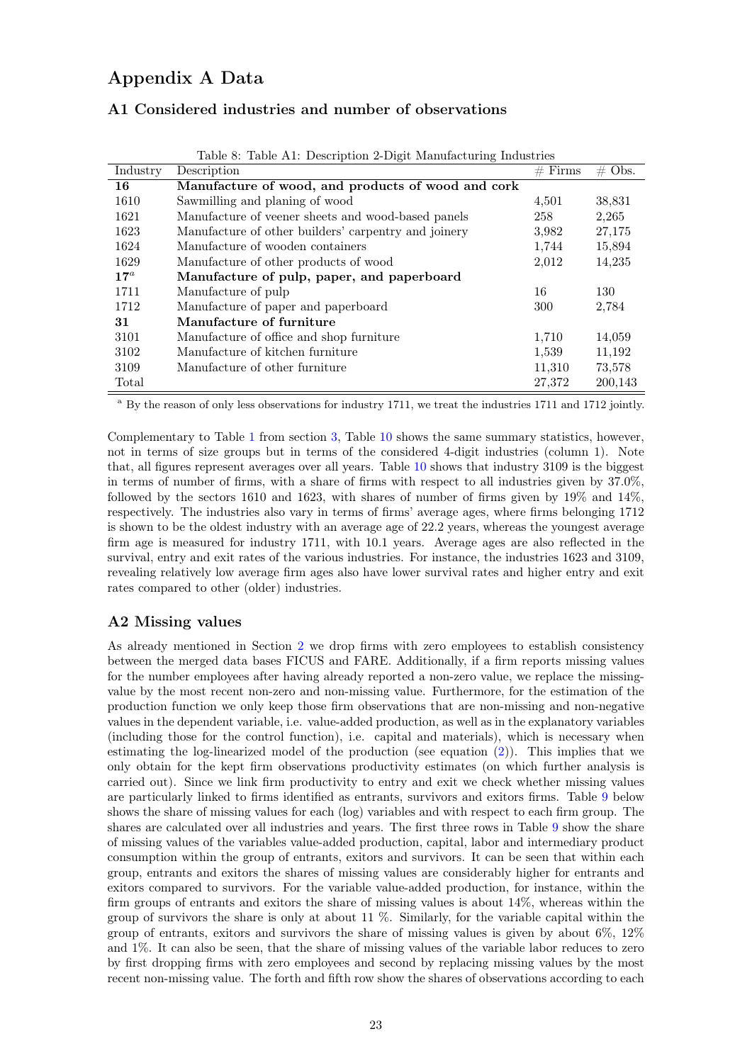# Appendix A Data

## A1 Considered industries and number of observations

Table 8: Table A1: Description 2-Digit Manufacturing Industries

| Industry | Description | # Firms | # Obs. |
|---|---|---|---|
| **16** | **Manufacture of wood, and products of wood and cork** | | |
| 1610 | Sawmilling and planing of wood | 4,501 | 38,831 |
| 1621 | Manufacture of veener sheets and wood-based panels | 258 | 2,265 |
| 1623 | Manufacture of other builders' carpentry and joinery | 3,982 | 27,175 |
| 1624 | Manufacture of wooden containers | 1,744 | 15,894 |
| 1629 | Manufacture of other products of wood | 2,012 | 14,235 |
| **17**[a] | **Manufacture of pulp, paper, and paperboard** | | |
| 1711 | Manufacture of pulp | 16 | 130 |
| 1712 | Manufacture of paper and paperboard | 300 | 2,784 |
| **31** | **Manufacture of furniture** | | |
| 3101 | Manufacture of office and shop furniture | 1,710 | 14,059 |
| 3102 | Manufacture of kitchen furniture | 1,539 | 11,192 |
| 3109 | Manufacture of other furniture | 11,310 | 73,578 |
| Total | | 27,372 | 200,143 |

[a] By the reason of only less observations for industry 1711, we treat the industries 1711 and 1712 jointly.

Complementary to Table 1 from section 3, Table 10 shows the same summary statistics, however, not in terms of size groups but in terms of the considered 4-digit industries (column 1). Note that, all figures represent averages over all years. Table 10 shows that industry 3109 is the biggest in terms of number of firms, with a share of firms with respect to all industries given by 37.0%, followed by the sectors 1610 and 1623, with shares of number of firms given by 19% and 14%, respectively. The industries also vary in terms of firms' average ages, where firms belonging 1712 is shown to be the oldest industry with an average age of 22.2 years, whereas the youngest average firm age is measured for industry 1711, with 10.1 years. Average ages are also reflected in the survival, entry and exit rates of the various industries. For instance, the industries 1623 and 3109, revealing relatively low average firm ages also have lower survival rates and higher entry and exit rates compared to other (older) industries.

## A2 Missing values

As already mentioned in Section 2 we drop firms with zero employees to establish consistency between the merged data bases FICUS and FARE. Additionally, if a firm reports missing values for the number employees after having already reported a non-zero value, we replace the missing-value by the most recent non-zero and non-missing value. Furthermore, for the estimation of the production function we only keep those firm observations that are non-missing and non-negative values in the dependent variable, i.e. value-added production, as well as in the explanatory variables (including those for the control function), i.e. capital and materials), which is necessary when estimating the log-linearized model of the production (see equation (2)). This implies that we only obtain for the kept firm observations productivity estimates (on which further analysis is carried out). Since we link firm productivity to entry and exit we check whether missing values are particularly linked to firms identified as entrants, survivors and exitors firms. Table 9 below shows the share of missing values for each (log) variables and with respect to each firm group. The shares are calculated over all industries and years. The first three rows in Table 9 show the share of missing values of the variables value-added production, capital, labor and intermediary product consumption within the group of entrants, exitors and survivors. It can be seen that within each group, entrants and exitors the shares of missing values are considerably higher for entrants and exitors compared to survivors. For the variable value-added production, for instance, within the firm groups of entrants and exitors the share of missing values is about 14%, whereas within the group of survivors the share is only at about 11 %. Similarly, for the variable capital within the group of entrants, exitors and survivors the share of missing values is given by about 6%, 12% and 1%. It can also be seen, that the share of missing values of the variable labor reduces to zero by first dropping firms with zero employees and second by replacing missing values by the most recent non-missing value. The forth and fifth row show the shares of observations according to each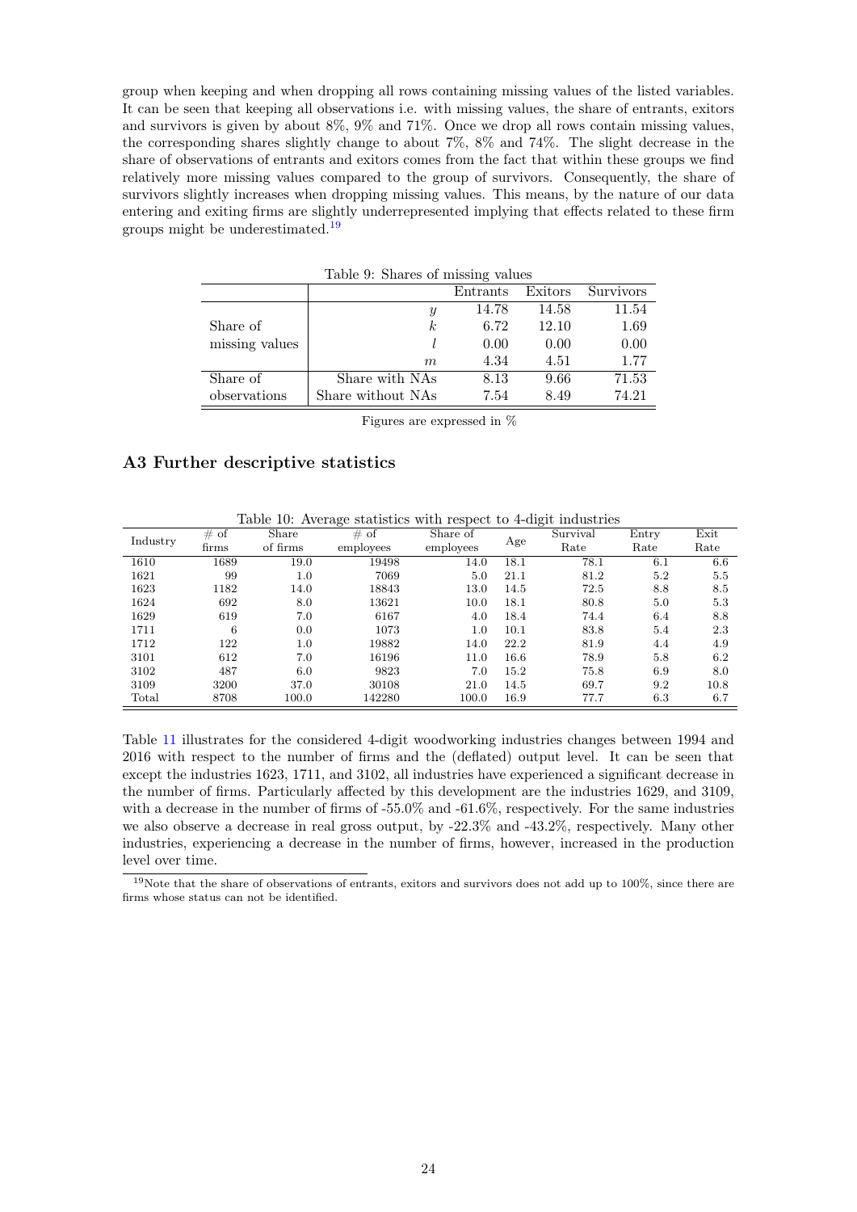group when keeping and when dropping all rows containing missing values of the listed variables. It can be seen that keeping all observations i.e. with missing values, the share of entrants, exitors and survivors is given by about 8%, 9% and 71%. Once we drop all rows contain missing values, the corresponding shares slightly change to about 7%, 8% and 74%. The slight decrease in the share of observations of entrants and exitors comes from the fact that within these groups we find relatively more missing values compared to the group of survivors. Consequently, the share of survivors slightly increases when dropping missing values. This means, by the nature of our data entering and exiting firms are slightly underrepresented implying that effects related to these firm groups might be underestimated.[19]

Table 9: Shares of missing values

| | | Entrants | Exitors | Survivors |
|---|---|---|---|---|
| Share of missing values | $y$ | 14.78 | 14.58 | 11.54 |
| | $k$ | 6.72 | 12.10 | 1.69 |
| | $l$ | 0.00 | 0.00 | 0.00 |
| | $m$ | 4.34 | 4.51 | 1.77 |
| Share of observations | Share with NAs | 8.13 | 9.66 | 71.53 |
| | Share without NAs | 7.54 | 8.49 | 74.21 |

Figures are expressed in %

## A3 Further descriptive statistics

Table 10: Average statistics with respect to 4-digit industries

| Industry | # of firms | Share of firms | # of employees | Share of employees | Age | Survival Rate | Entry Rate | Exit Rate |
|---|---|---|---|---|---|---|---|---|
| 1610 | 1689 | 19.0 | 19498 | 14.0 | 18.1 | 78.1 | 6.1 | 6.6 |
| 1621 | 99 | 1.0 | 7069 | 5.0 | 21.1 | 81.2 | 5.2 | 5.5 |
| 1623 | 1182 | 14.0 | 18843 | 13.0 | 14.5 | 72.5 | 8.8 | 8.5 |
| 1624 | 692 | 8.0 | 13621 | 10.0 | 18.1 | 80.8 | 5.0 | 5.3 |
| 1629 | 619 | 7.0 | 6167 | 4.0 | 18.4 | 74.4 | 6.4 | 8.8 |
| 1711 | 6 | 0.0 | 1073 | 1.0 | 10.1 | 83.8 | 5.4 | 2.3 |
| 1712 | 122 | 1.0 | 19882 | 14.0 | 22.2 | 81.9 | 4.4 | 4.9 |
| 3101 | 612 | 7.0 | 16196 | 11.0 | 16.6 | 78.9 | 5.8 | 6.2 |
| 3102 | 487 | 6.0 | 9823 | 7.0 | 15.2 | 75.8 | 6.9 | 8.0 |
| 3109 | 3200 | 37.0 | 30108 | 21.0 | 14.5 | 69.7 | 9.2 | 10.8 |
| Total | 8708 | 100.0 | 142280 | 100.0 | 16.9 | 77.7 | 6.3 | 6.7 |

Table 11 illustrates for the considered 4-digit woodworking industries changes between 1994 and 2016 with respect to the number of firms and the (deflated) output level. It can be seen that except the industries 1623, 1711, and 3102, all industries have experienced a significant decrease in the number of firms. Particularly affected by this development are the industries 1629, and 3109, with a decrease in the number of firms of -55.0% and -61.6%, respectively. For the same industries we also observe a decrease in real gross output, by -22.3% and -43.2%, respectively. Many other industries, experiencing a decrease in the number of firms, however, increased in the production level over time.

[19] Note that the share of observations of entrants, exitors and survivors does not add up to 100%, since there are firms whose status can not be identified.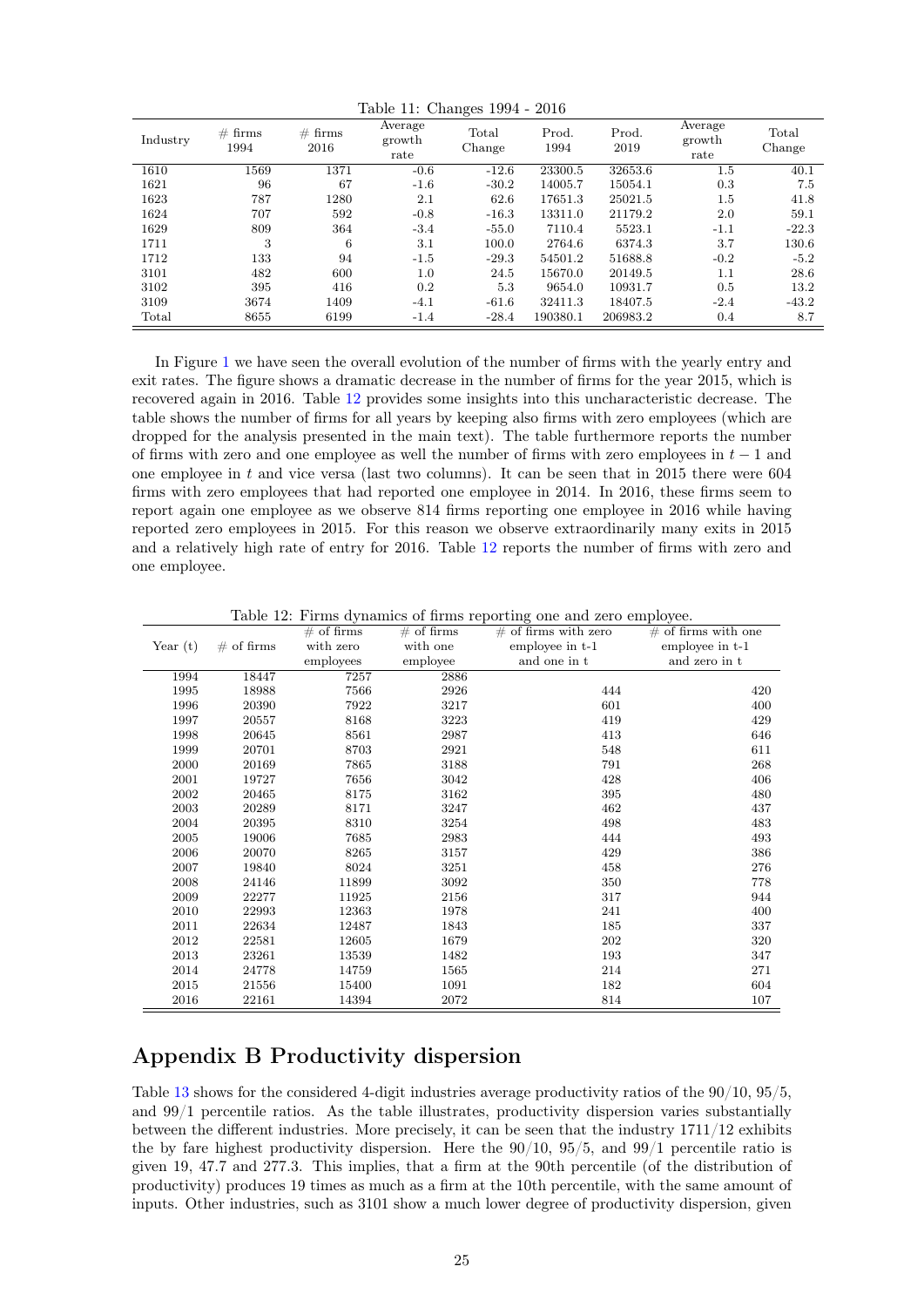Table 11: Changes 1994 - 2016

| Industry | # firms 1994 | # firms 2016 | Average growth rate | Total Change | Prod. 1994 | Prod. 2019 | Average growth rate | Total Change |
|---|---|---|---|---|---|---|---|---|
| 1610 | 1569 | 1371 | -0.6 | -12.6 | 23300.5 | 32653.6 | 1.5 | 40.1 |
| 1621 | 96 | 67 | -1.6 | -30.2 | 14005.7 | 15054.1 | 0.3 | 7.5 |
| 1623 | 787 | 1280 | 2.1 | 62.6 | 17651.3 | 25021.5 | 1.5 | 41.8 |
| 1624 | 707 | 592 | -0.8 | -16.3 | 13311.0 | 21179.2 | 2.0 | 59.1 |
| 1629 | 809 | 364 | -3.4 | -55.0 | 7110.4 | 5523.1 | -1.1 | -22.3 |
| 1711 | 3 | 6 | 3.1 | 100.0 | 2764.6 | 6374.3 | 3.7 | 130.6 |
| 1712 | 133 | 94 | -1.5 | -29.3 | 54501.2 | 51688.8 | -0.2 | -5.2 |
| 3101 | 482 | 600 | 1.0 | 24.5 | 15670.0 | 20149.5 | 1.1 | 28.6 |
| 3102 | 395 | 416 | 0.2 | 5.3 | 9654.0 | 10931.7 | 0.5 | 13.2 |
| 3109 | 3674 | 1409 | -4.1 | -61.6 | 32411.3 | 18407.5 | -2.4 | -43.2 |
| Total | 8655 | 6199 | -1.4 | -28.4 | 190380.1 | 206983.2 | 0.4 | 8.7 |

In Figure 1 we have seen the overall evolution of the number of firms with the yearly entry and exit rates. The figure shows a dramatic decrease in the number of firms for the year 2015, which is recovered again in 2016. Table 12 provides some insights into this uncharacteristic decrease. The table shows the number of firms for all years by keeping also firms with zero employees (which are dropped for the analysis presented in the main text). The table furthermore reports the number of firms with zero and one employee as well the number of firms with zero employees in $t-1$ and one employee in $t$ and vice versa (last two columns). It can be seen that in 2015 there were 604 firms with zero employees that had reported one employee in 2014. In 2016, these firms seem to report again one employee as we observe 814 firms reporting one employee in 2016 while having reported zero employees in 2015. For this reason we observe extraordinarily many exits in 2015 and a relatively high rate of entry for 2016. Table 12 reports the number of firms with zero and one employee.

Table 12: Firms dynamics of firms reporting one and zero employee.

| Year (t) | # of firms | # of firms with zero employees | # of firms with one employee | # of firms with zero employee in t-1 and one in t | # of firms with one employee in t-1 and zero in t |
|---|---|---|---|---|---|
| 1994 | 18447 | 7257 | 2886 | | |
| 1995 | 18988 | 7566 | 2926 | 444 | 420 |
| 1996 | 20390 | 7922 | 3217 | 601 | 400 |
| 1997 | 20557 | 8168 | 3223 | 419 | 429 |
| 1998 | 20645 | 8561 | 2987 | 413 | 646 |
| 1999 | 20701 | 8703 | 2921 | 548 | 611 |
| 2000 | 20169 | 7865 | 3188 | 791 | 268 |
| 2001 | 19727 | 7656 | 3042 | 428 | 406 |
| 2002 | 20465 | 8175 | 3162 | 395 | 480 |
| 2003 | 20289 | 8171 | 3247 | 462 | 437 |
| 2004 | 20395 | 8310 | 3254 | 498 | 483 |
| 2005 | 19006 | 7685 | 2983 | 444 | 493 |
| 2006 | 20070 | 8265 | 3157 | 429 | 386 |
| 2007 | 19840 | 8024 | 3251 | 458 | 276 |
| 2008 | 24146 | 11899 | 3092 | 350 | 778 |
| 2009 | 22277 | 11925 | 2156 | 317 | 944 |
| 2010 | 22993 | 12363 | 1978 | 241 | 400 |
| 2011 | 22634 | 12487 | 1843 | 185 | 337 |
| 2012 | 22581 | 12605 | 1679 | 202 | 320 |
| 2013 | 23261 | 13539 | 1482 | 193 | 347 |
| 2014 | 24778 | 14759 | 1565 | 214 | 271 |
| 2015 | 21556 | 15400 | 1091 | 182 | 604 |
| 2016 | 22161 | 14394 | 2072 | 814 | 107 |

# Appendix B Productivity dispersion

Table 13 shows for the considered 4-digit industries average productivity ratios of the 90/10, 95/5, and 99/1 percentile ratios. As the table illustrates, productivity dispersion varies substantially between the different industries. More precisely, it can be seen that the industry 1711/12 exhibits the by fare highest productivity dispersion. Here the 90/10, 95/5, and 99/1 percentile ratio is given 19, 47.7 and 277.3. This implies, that a firm at the 90th percentile (of the distribution of productivity) produces 19 times as much as a firm at the 10th percentile, with the same amount of inputs. Other industries, such as 3101 show a much lower degree of productivity dispersion, given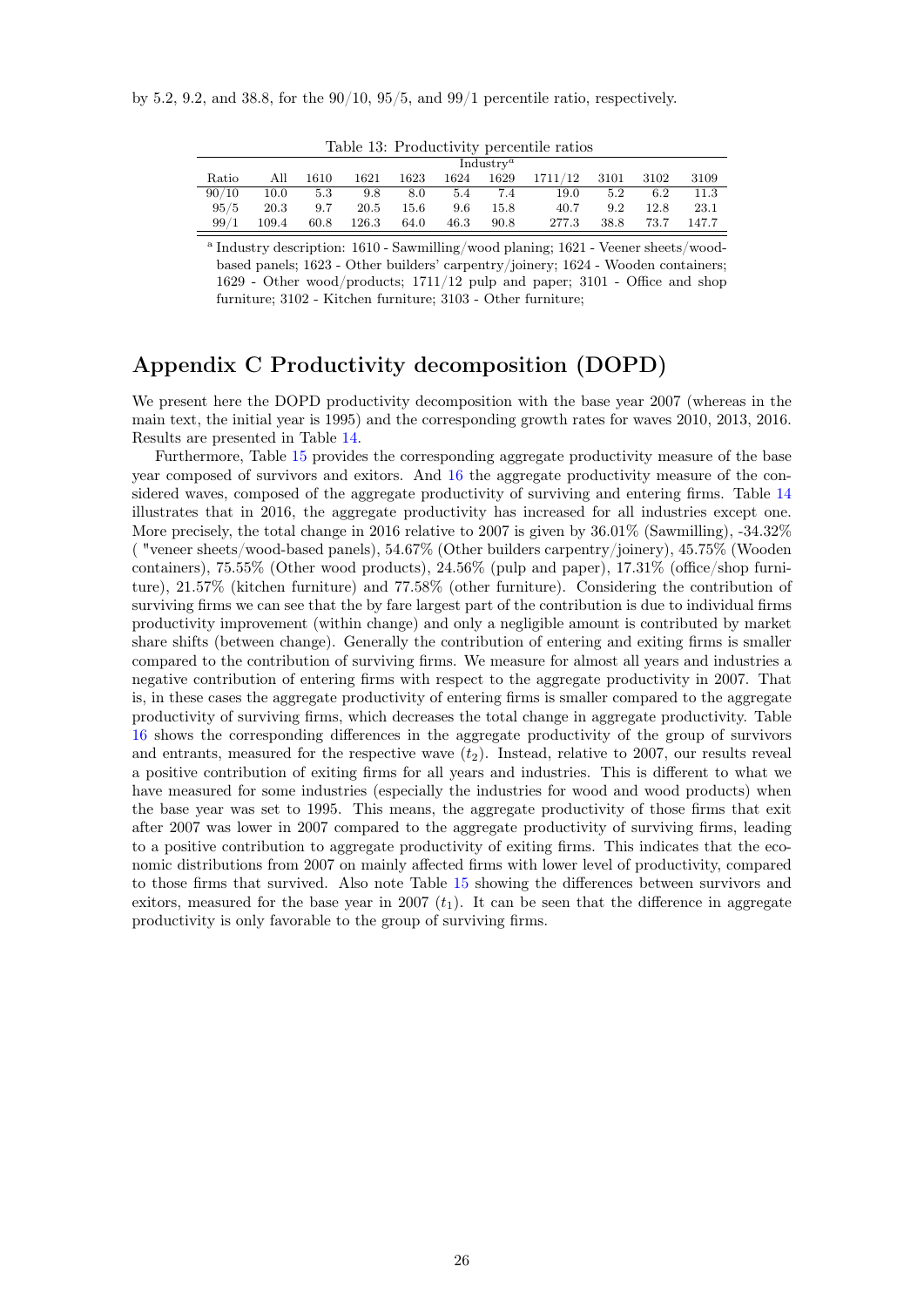by 5.2, 9.2, and 38.8, for the 90/10, 95/5, and 99/1 percentile ratio, respectively.

Table 13: Productivity percentile ratios

| | | Industry[a] | | | | | | | | |
|---|---|---|---|---|---|---|---|---|---|---|
| Ratio | All | 1610 | 1621 | 1623 | 1624 | 1629 | 1711/12 | 3101 | 3102 | 3109 |
| 90/10 | 10.0 | 5.3 | 9.8 | 8.0 | 5.4 | 7.4 | 19.0 | 5.2 | 6.2 | 11.3 |
| 95/5 | 20.3 | 9.7 | 20.5 | 15.6 | 9.6 | 15.8 | 40.7 | 9.2 | 12.8 | 23.1 |
| 99/1 | 109.4 | 60.8 | 126.3 | 64.0 | 46.3 | 90.8 | 277.3 | 38.8 | 73.7 | 147.7 |

[a] Industry description: 1610 - Sawmilling/wood planing; 1621 - Veener sheets/wood-based panels; 1623 - Other builders' carpentry/joinery; 1624 - Wooden containers; 1629 - Other wood/products; 1711/12 pulp and paper; 3101 - Office and shop furniture; 3102 - Kitchen furniture; 3103 - Other furniture;

# Appendix C Productivity decomposition (DOPD)

We present here the DOPD productivity decomposition with the base year 2007 (whereas in the main text, the initial year is 1995) and the corresponding growth rates for waves 2010, 2013, 2016. Results are presented in Table 14.

Furthermore, Table 15 provides the corresponding aggregate productivity measure of the base year composed of survivors and exitors. And 16 the aggregate productivity measure of the considered waves, composed of the aggregate productivity of surviving and entering firms. Table 14 illustrates that in 2016, the aggregate productivity has increased for all industries except one. More precisely, the total change in 2016 relative to 2007 is given by 36.01% (Sawmilling), -34.32% ( "veneer sheets/wood-based panels), 54.67% (Other builders carpentry/joinery), 45.75% (Wooden containers), 75.55% (Other wood products), 24.56% (pulp and paper), 17.31% (office/shop furniture), 21.57% (kitchen furniture) and 77.58% (other furniture). Considering the contribution of surviving firms we can see that the by fare largest part of the contribution is due to individual firms productivity improvement (within change) and only a negligible amount is contributed by market share shifts (between change). Generally the contribution of entering and exiting firms is smaller compared to the contribution of surviving firms. We measure for almost all years and industries a negative contribution of entering firms with respect to the aggregate productivity in 2007. That is, in these cases the aggregate productivity of entering firms is smaller compared to the aggregate productivity of surviving firms, which decreases the total change in aggregate productivity. Table 16 shows the corresponding differences in the aggregate productivity of the group of survivors and entrants, measured for the respective wave ($t_2$). Instead, relative to 2007, our results reveal a positive contribution of exiting firms for all years and industries. This is different to what we have measured for some industries (especially the industries for wood and wood products) when the base year was set to 1995. This means, the aggregate productivity of those firms that exit after 2007 was lower in 2007 compared to the aggregate productivity of surviving firms, leading to a positive contribution to aggregate productivity of exiting firms. This indicates that the economic distributions from 2007 on mainly affected firms with lower level of productivity, compared to those firms that survived. Also note Table 15 showing the differences between survivors and exitors, measured for the base year in 2007 ($t_1$). It can be seen that the difference in aggregate productivity is only favorable to the group of surviving firms.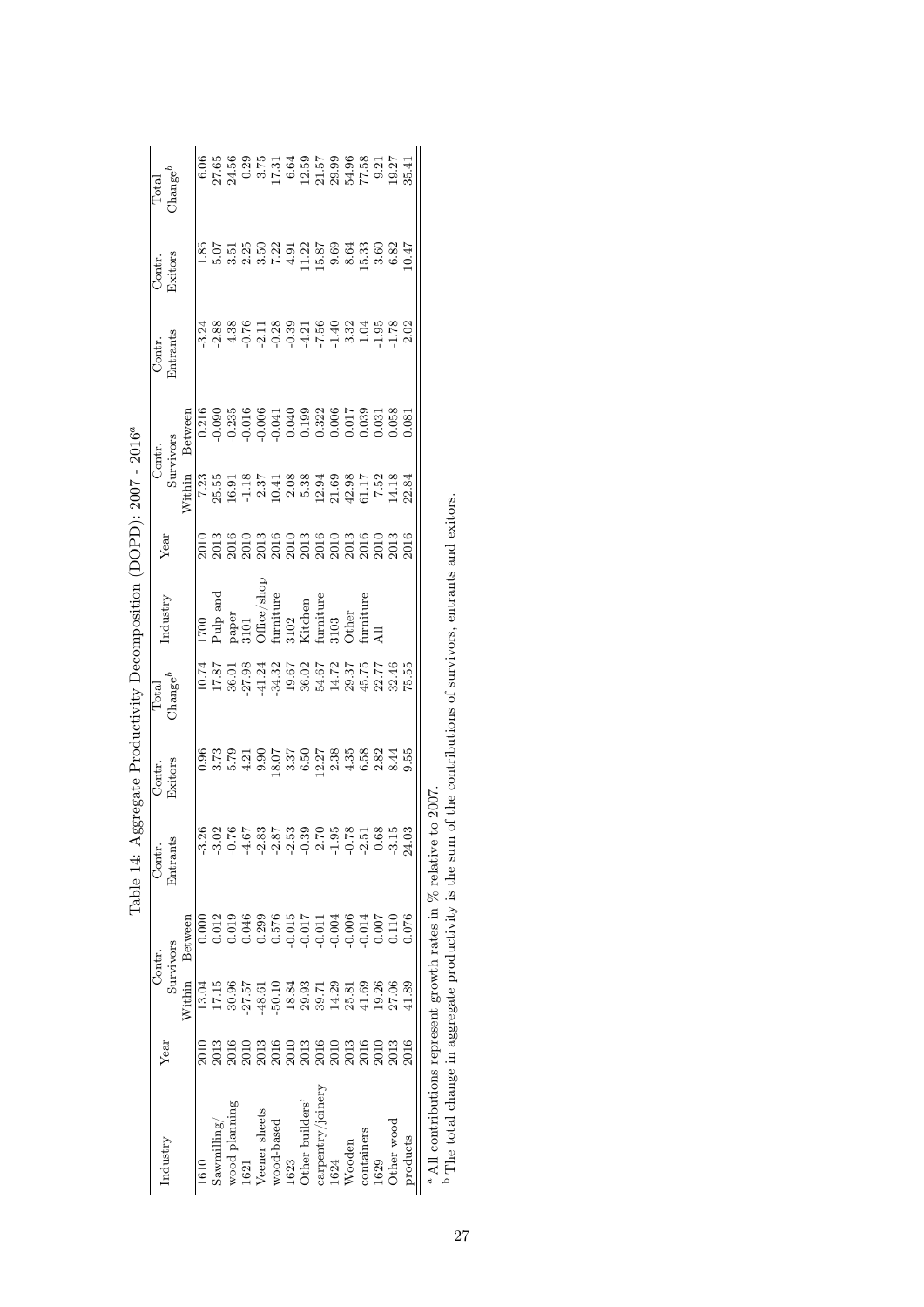Table 14: Aggregate Productivity Decomposition (DOPD): 2007 - 2016[a]

| Industry | Year | Contr. Survivors | | Contr. Entrants | Contr. Exitors | Total Change[b] | Industry | Year | Contr. Survivors | | Contr. Entrants | Contr. Exitors | Total Change[b] |
|---|---|---|---|---|---|---|---|---|---|---|---|---|---|
| | | Within | Between | | | | | | Within | Between | | | |
| 1610 | 2010 | 13.04 | 0.000 | -3.26 | 0.96 | 10.74 | 1700 | 2010 | 7.23 | 0.216 | -3.24 | 1.85 | 6.06 |
| Sawmilling/ | 2013 | 17.15 | 0.012 | -3.02 | 3.73 | 17.87 | Pulp and | 2013 | 25.55 | -0.090 | -2.88 | 5.07 | 27.65 |
| wood planning | 2016 | 30.96 | 0.019 | -0.76 | 5.79 | 36.01 | paper | 2016 | 16.91 | -0.235 | 4.38 | 3.51 | 24.56 |
| 1621 | 2010 | -27.57 | 0.046 | -4.67 | 4.21 | -27.98 | 3101 | 2010 | -1.18 | -0.016 | -0.76 | 2.25 | 0.29 |
| Veener sheets | 2013 | -48.61 | 0.299 | -2.83 | 9.90 | -41.24 | Office/shop | 2013 | 2.37 | -0.006 | -2.11 | 3.50 | 3.75 |
| wood-based | 2016 | -50.10 | 0.576 | -2.87 | 18.07 | -34.32 | furniture | 2016 | 10.41 | -0.041 | -0.28 | 7.22 | 17.31 |
| 1623 | 2010 | 18.84 | -0.015 | -2.53 | 3.37 | 19.67 | 3102 | 2010 | 2.08 | 0.040 | -0.39 | 4.91 | 6.64 |
| Other builders' | 2013 | 29.93 | -0.017 | -0.39 | 6.50 | 36.02 | Kitchen | 2013 | 5.38 | 0.199 | -4.21 | 11.22 | 12.59 |
| carpentry/joinery | 2016 | 39.71 | -0.011 | 2.70 | 12.27 | 54.67 | furniture | 2016 | 12.94 | 0.322 | -7.56 | 15.87 | 21.57 |
| 1624 | 2010 | 14.29 | -0.004 | -1.95 | 2.38 | 14.72 | 3103 | 2010 | 21.69 | 0.006 | -1.40 | 9.69 | 29.99 |
| Wooden | 2013 | 25.81 | -0.006 | -0.78 | 4.35 | 29.37 | Other | 2013 | 42.98 | 0.017 | 3.32 | 8.64 | 54.96 |
| containers | 2016 | 41.69 | -0.014 | -2.51 | 6.58 | 45.75 | furniture | 2016 | 61.17 | 0.039 | 1.04 | 15.33 | 77.58 |
| 1629 | 2010 | 19.26 | 0.007 | 0.68 | 2.82 | 22.77 | All | 2010 | 7.52 | 0.031 | -1.95 | 3.60 | 9.21 |
| Other wood | 2013 | 27.06 | 0.110 | -3.15 | 8.44 | 32.46 | | 2013 | 14.18 | 0.058 | -1.78 | 6.82 | 19.27 |
| products | 2016 | 41.89 | 0.076 | 24.03 | 9.55 | 75.55 | | 2016 | 22.84 | 0.081 | 2.02 | 10.47 | 35.41 |

[a] All contributions represent growth rates in % relative to 2007.

[b] The total change in aggregate productivity is the sum of the contributions of survivors, entrants and exitors.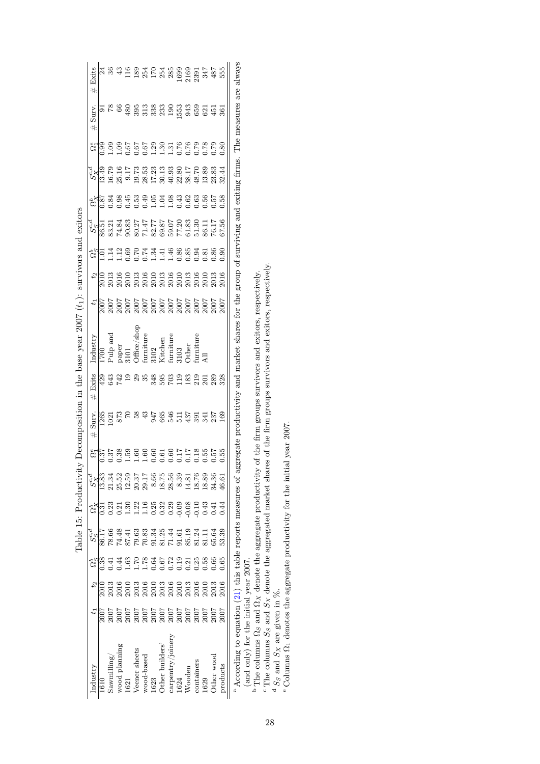Table 15: Productivity Decomposition in the base year 2007 ($t_1$): survivors and exitors

| Industry | $t_1$ | $t_2$ | $\Omega_S^b$ | $S_S^{c,d}$ | $\Omega_X^b$ | $S_X^{c,d}$ | $\Omega_1^e$ | # Surv. | # Exits | Industry | $t_1$ | $t_2$ | $\Omega_S^b$ | $S_S^{c,d}$ | $\Omega_X^b$ | $S_X^{c,d}$ | $\Omega_1^e$ | # Surv. | # Exits |
|---|---|---|---|---|---|---|---|---|---|---|---|---|---|---|---|---|---|---|---|
| 1610 | 2007 | 2010 | 0.38 | 86.17 | 0.31 | 13.83 | 0.37 | 1265 | 429 | 1700 | 2007 | 2010 | 1.01 | 86.51 | 0.87 | 13.49 | 0.99 | 91 | 24 |
| Sawmilling/ | 2007 | 2013 | 0.41 | 78.66 | 0.23 | 21.34 | 0.37 | 1021 | 643 | Pulp and | 2007 | 2013 | 1.14 | 83.21 | 0.84 | 16.79 | 1.09 | 78 | 36 |
| wood planning | 2007 | 2016 | 0.44 | 74.48 | 0.21 | 25.52 | 0.38 | 873 | 742 | paper | 2007 | 2016 | 1.12 | 74.84 | 0.98 | 25.16 | 1.09 | 66 | 43 |
| 1621 | 2007 | 2010 | 1.63 | 87.41 | 1.30 | 12.59 | 1.59 | 70 | 19 | 3101 | 2007 | 2010 | 0.69 | 90.83 | 0.45 | 9.17 | 0.67 | 480 | 116 |
| Veneer sheets | 2007 | 2013 | 1.70 | 79.63 | 1.22 | 20.37 | 1.60 | 58 | 29 | Office/shop | 2007 | 2013 | 0.70 | 80.27 | 0.53 | 19.73 | 0.67 | 395 | 189 |
| wood-based | 2007 | 2016 | 1.78 | 70.83 | 1.16 | 29.17 | 1.60 | 43 | 35 | furniture | 2007 | 2016 | 0.74 | 71.47 | 0.49 | 28.53 | 0.67 | 313 | 254 |
| 1623 | 2007 | 2010 | 0.64 | 91.34 | 0.25 | 8.66 | 0.60 | 947 | 348 | 3102 | 2007 | 2010 | 1.34 | 82.77 | 1.05 | 17.23 | 1.29 | 338 | 170 |
| Other builders' | 2007 | 2013 | 0.67 | 81.25 | 0.32 | 18.75 | 0.61 | 665 | 595 | Kitchen | 2007 | 2013 | 1.41 | 69.87 | 1.04 | 30.13 | 1.30 | 233 | 254 |
| carpentry/joinery | 2007 | 2016 | 0.72 | 71.44 | 0.29 | 28.56 | 0.60 | 546 | 703 | furniture | 2007 | 2016 | 1.46 | 59.07 | 1.08 | 40.93 | 1.31 | 190 | 285 |
| 1624 | 2007 | 2010 | 0.19 | 91.61 | -0.09 | 8.39 | 0.17 | 511 | 119 | 3103 | 2007 | 2010 | 0.86 | 77.20 | 0.43 | 22.80 | 0.76 | 1553 | 1699 |
| Wooden | 2007 | 2013 | 0.21 | 85.19 | -0.08 | 14.81 | 0.17 | 437 | 183 | Other | 2007 | 2013 | 0.85 | 61.83 | 0.62 | 38.17 | 0.76 | 943 | 2169 |
| containers | 2007 | 2016 | 0.25 | 81.24 | -0.10 | 18.76 | 0.18 | 391 | 219 | furniture | 2007 | 2016 | 0.94 | 51.30 | 0.63 | 48.70 | 0.79 | 659 | 2391 |
| 1629 | 2007 | 2010 | 0.58 | 81.11 | 0.43 | 18.89 | 0.55 | 341 | 201 | All | 2007 | 2010 | 0.81 | 86.11 | 0.56 | 13.89 | 0.78 | 621 | 347 |
| Other wood | 2007 | 2013 | 0.66 | 65.64 | 0.41 | 34.36 | 0.57 | 237 | 289 | | 2007 | 2013 | 0.86 | 76.17 | 0.57 | 23.83 | 0.79 | 451 | 487 |
| products | 2007 | 2016 | 0.65 | 53.39 | 0.44 | 46.61 | 0.55 | 169 | 328 | | 2007 | 2016 | 0.90 | 67.56 | 0.58 | 32.44 | 0.80 | 361 | 555 |

[a] According to equation (21) this table reports measures of aggregate productivity and market shares for the group of surviving and exiting firms. The measures are always (and only) for the initial year 2007.

[b] The columns $\Omega_S$ and $\Omega_X$ denote the aggregate productivity of the firm groups survivors and exitors, respectively.

[c] The columns $S_S$ and $S_X$ denote the aggregated market shares of the firm groups survivors and exitors, respectively.

[d] $S_S$ and $S_X$ are given in %.

[e] Columns $\Omega_1$ denotes the aggregate productivity for the initial year 2007.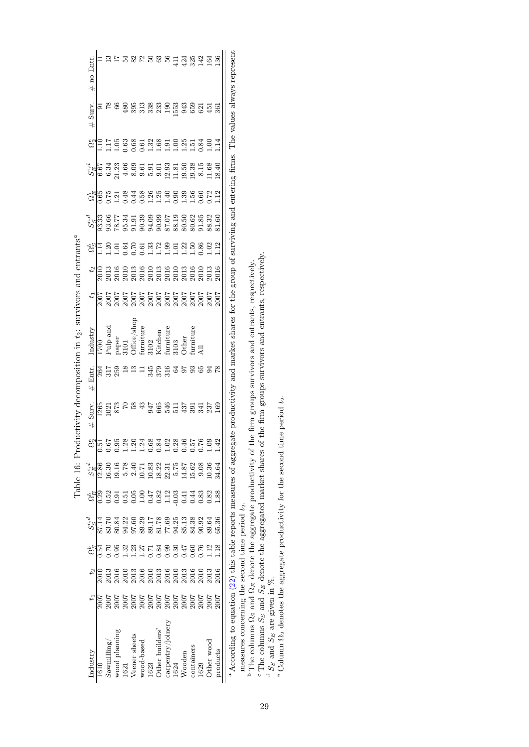Table 16: Productivity decomposition in $t_2$: survivors and entrants[a]

| Industry | $t_1$ | $t_2$ | $\Omega_S^b$ | $S_S^{c,d}$ | $\Omega_E^b$ | $S_E^{c,d}$ | $\Omega_2^e$ | # Surv. | # Entr. |
|---|---|---|---|---|---|---|---|---|---|
| 1610 | 2007 | 2010 | 0.54 | 87.14 | 0.29 | 12.86 | 0.51 | 1265 | 264 |
| Sawmilling/ | 2007 | 2013 | 0.70 | 83.70 | 0.52 | 16.30 | 0.67 | 1021 | 317 |
| wood planning | 2007 | 2016 | 0.95 | 80.84 | 0.91 | 19.16 | 0.95 | 873 | 259 |
| 1621 | 2007 | 2010 | 1.32 | 94.22 | 0.51 | 5.78 | 1.28 | 70 | 18 |
| Veneer sheets | 2007 | 2013 | 1.23 | 97.60 | 0.05 | 2.40 | 1.20 | 58 | 13 |
| wood-based | 2007 | 2016 | 1.27 | 89.29 | 1.00 | 10.71 | 1.24 | 43 | 11 |
| 1623 | 2007 | 2010 | 0.71 | 89.17 | 0.47 | 10.83 | 0.68 | 947 | 345 |
| Other builders' | 2007 | 2013 | 0.84 | 81.78 | 0.82 | 18.22 | 0.84 | 665 | 379 |
| carpentry/joinery | 2007 | 2016 | 0.99 | 77.69 | 1.12 | 22.31 | 1.02 | 546 | 316 |
| 1624 | 2007 | 2010 | 0.30 | 94.25 | -0.03 | 5.75 | 0.28 | 511 | 64 |
| Wooden | 2007 | 2013 | 0.47 | 85.13 | 0.41 | 14.87 | 0.46 | 437 | 97 |
| containers | 2007 | 2016 | 0.60 | 84.38 | 0.44 | 15.62 | 0.57 | 391 | 93 |
| 1629 | 2007 | 2010 | 0.76 | 90.92 | 0.83 | 9.08 | 0.76 | 341 | 65 |
| Other wood | 2007 | 2013 | 1.12 | 89.64 | 0.82 | 10.36 | 1.09 | 237 | 94 |
| products | 2007 | 2016 | 1.18 | 65.36 | 1.88 | 34.64 | 1.42 | 169 | 78 |

| Industry | $t_1$ | $t_2$ | $\Omega_S^b$ | $S_S^{c,d}$ | $\Omega_E^b$ | $S_E^{c,d}$ | $\Omega_2^e$ | # Surv. | # no Entr. |
|---|---|---|---|---|---|---|---|---|---|
| 1700 | 2007 | 2010 | 1.14 | 93.33 | 0.65 | 6.67 | 1.10 | 91 | 11 |
| Pulp and | 2007 | 2013 | 1.20 | 93.66 | 0.75 | 6.34 | 1.17 | 78 | 13 |
| paper | 2007 | 2016 | 1.01 | 78.77 | 1.21 | 21.23 | 1.05 | 66 | 17 |
| 3101 | 2007 | 2010 | 0.64 | 95.34 | 0.48 | 4.66 | 0.63 | 480 | 54 |
| Office/shop | 2007 | 2013 | 0.70 | 91.91 | 0.44 | 8.09 | 0.68 | 395 | 82 |
| furniture | 2007 | 2016 | 0.61 | 90.39 | 0.58 | 9.61 | 0.61 | 313 | 72 |
| 3102 | 2007 | 2010 | 1.33 | 94.09 | 1.26 | 5.91 | 1.32 | 338 | 50 |
| Kitchen | 2007 | 2013 | 1.72 | 90.99 | 1.25 | 9.01 | 1.68 | 233 | 63 |
| furniture | 2007 | 2016 | 1.99 | 87.07 | 1.40 | 12.93 | 1.91 | 190 | 56 |
| 3103 | 2007 | 2010 | 1.01 | 88.19 | 0.90 | 11.81 | 1.00 | 1553 | 411 |
| Other | 2007 | 2013 | 1.22 | 80.50 | 1.39 | 19.50 | 1.25 | 943 | 424 |
| furniture | 2007 | 2016 | 1.50 | 80.62 | 1.56 | 19.38 | 1.51 | 659 | 325 |
| All | 2007 | 2010 | 0.86 | 91.85 | 0.60 | 8.15 | 0.84 | 621 | 142 |
| | 2007 | 2013 | 1.02 | 88.32 | 0.72 | 11.68 | 1.00 | 451 | 164 |
| | 2007 | 2016 | 1.12 | 81.60 | 1.12 | 18.40 | 1.14 | 361 | 136 |

[a] According to equation (22) this table reports measures of aggregate productivity and market shares for the group of surviving and entering firms. The values always represent measures concerning the second time period $t_2$.

[b] The columns $\Omega_S$ and $\Omega_E$ denote the aggregate productivity of the firm groups survivors and entrants, respectively.

[c] The columns $S_S$ and $S_E$ denote the aggregated market shares of the firm groups survivors and entrants, respectively.

[d] $S_S$ and $S_E$ are given in %.

[e] Column $\Omega_2$ denotes the aggregate productivity for the second time period $t_2$.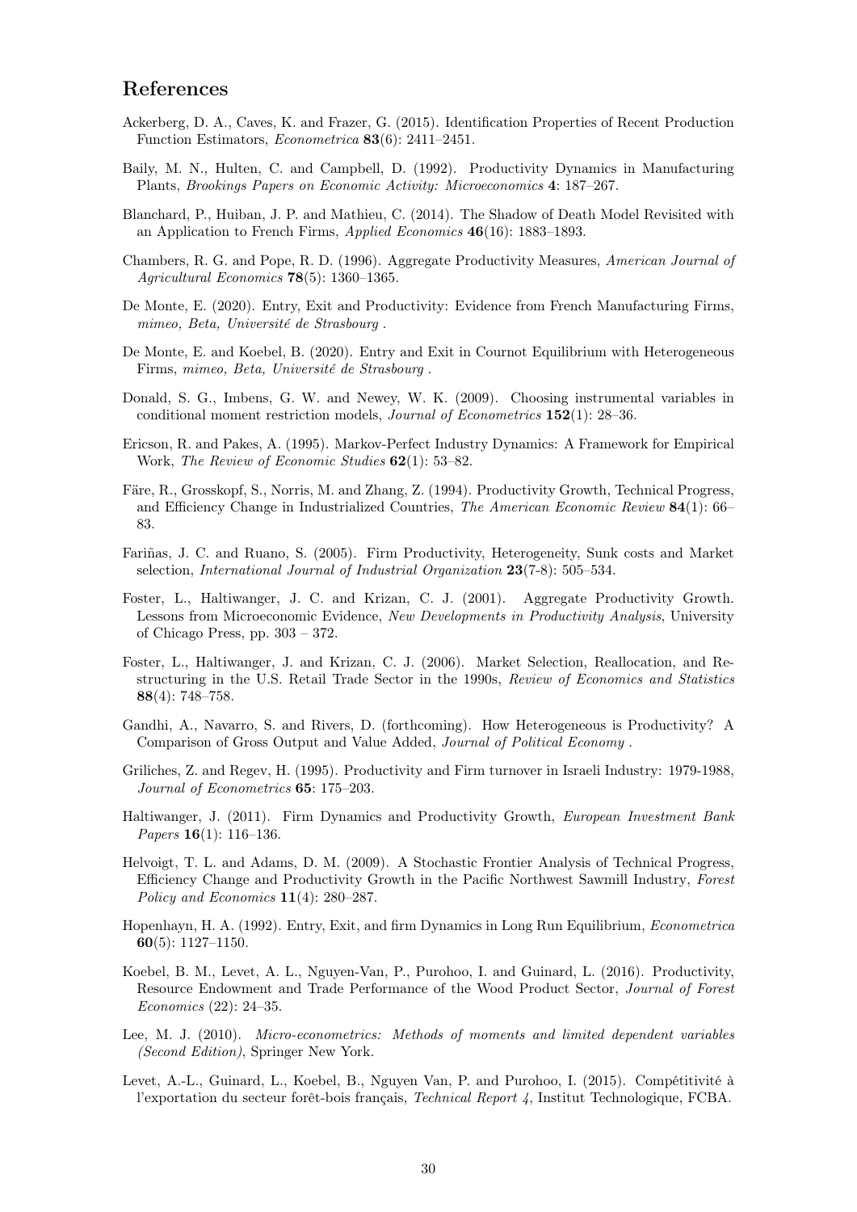# References

Ackerberg, D. A., Caves, K. and Frazer, G. (2015). Identification Properties of Recent Production Function Estimators, *Econometrica* **83**(6): 2411–2451.

Baily, M. N., Hulten, C. and Campbell, D. (1992). Productivity Dynamics in Manufacturing Plants, *Brookings Papers on Economic Activity: Microeconomics* **4**: 187–267.

Blanchard, P., Huiban, J. P. and Mathieu, C. (2014). The Shadow of Death Model Revisited with an Application to French Firms, *Applied Economics* **46**(16): 1883–1893.

Chambers, R. G. and Pope, R. D. (1996). Aggregate Productivity Measures, *American Journal of Agricultural Economics* **78**(5): 1360–1365.

De Monte, E. (2020). Entry, Exit and Productivity: Evidence from French Manufacturing Firms, *mimeo, Beta, Université de Strasbourg* .

De Monte, E. and Koebel, B. (2020). Entry and Exit in Cournot Equilibrium with Heterogeneous Firms, *mimeo, Beta, Université de Strasbourg* .

Donald, S. G., Imbens, G. W. and Newey, W. K. (2009). Choosing instrumental variables in conditional moment restriction models, *Journal of Econometrics* **152**(1): 28–36.

Ericson, R. and Pakes, A. (1995). Markov-Perfect Industry Dynamics: A Framework for Empirical Work, *The Review of Economic Studies* **62**(1): 53–82.

Färe, R., Grosskopf, S., Norris, M. and Zhang, Z. (1994). Productivity Growth, Technical Progress, and Efficiency Change in Industrialized Countries, *The American Economic Review* **84**(1): 66–83.

Fariñas, J. C. and Ruano, S. (2005). Firm Productivity, Heterogeneity, Sunk costs and Market selection, *International Journal of Industrial Organization* **23**(7-8): 505–534.

Foster, L., Haltiwanger, J. C. and Krizan, C. J. (2001). Aggregate Productivity Growth. Lessons from Microeconomic Evidence, *New Developments in Productivity Analysis*, University of Chicago Press, pp. 303 – 372.

Foster, L., Haltiwanger, J. and Krizan, C. J. (2006). Market Selection, Reallocation, and Restructuring in the U.S. Retail Trade Sector in the 1990s, *Review of Economics and Statistics* **88**(4): 748–758.

Gandhi, A., Navarro, S. and Rivers, D. (forthcoming). How Heterogeneous is Productivity? A Comparison of Gross Output and Value Added, *Journal of Political Economy* .

Griliches, Z. and Regev, H. (1995). Productivity and Firm turnover in Israeli Industry: 1979-1988, *Journal of Econometrics* **65**: 175–203.

Haltiwanger, J. (2011). Firm Dynamics and Productivity Growth, *European Investment Bank Papers* **16**(1): 116–136.

Helvoigt, T. L. and Adams, D. M. (2009). A Stochastic Frontier Analysis of Technical Progress, Efficiency Change and Productivity Growth in the Pacific Northwest Sawmill Industry, *Forest Policy and Economics* **11**(4): 280–287.

Hopenhayn, H. A. (1992). Entry, Exit, and firm Dynamics in Long Run Equilibrium, *Econometrica* **60**(5): 1127–1150.

Koebel, B. M., Levet, A. L., Nguyen-Van, P., Purohoo, I. and Guinard, L. (2016). Productivity, Resource Endowment and Trade Performance of the Wood Product Sector, *Journal of Forest Economics* (22): 24–35.

Lee, M. J. (2010). *Micro-econometrics: Methods of moments and limited dependent variables (Second Edition)*, Springer New York.

Levet, A.-L., Guinard, L., Koebel, B., Nguyen Van, P. and Purohoo, I. (2015). Compétitivité à l'exportation du secteur forêt-bois français, *Technical Report 4*, Institut Technologique, FCBA.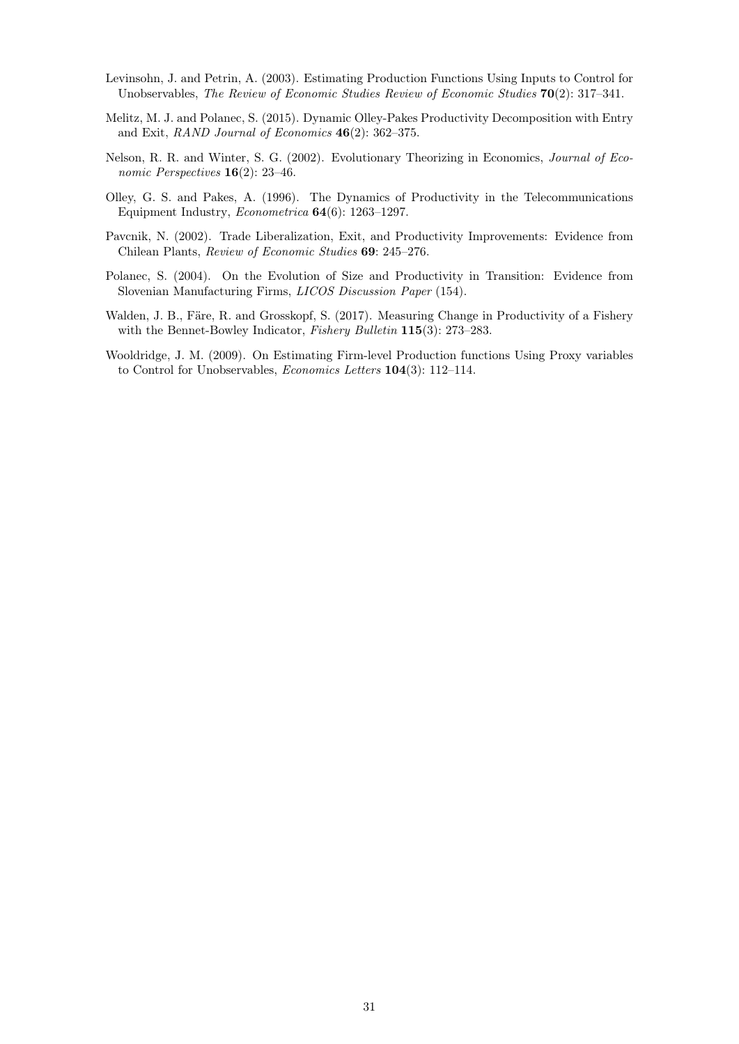Levinsohn, J. and Petrin, A. (2003). Estimating Production Functions Using Inputs to Control for Unobservables, *The Review of Economic Studies Review of Economic Studies* **70**(2): 317–341.

Melitz, M. J. and Polanec, S. (2015). Dynamic Olley-Pakes Productivity Decomposition with Entry and Exit, *RAND Journal of Economics* **46**(2): 362–375.

Nelson, R. R. and Winter, S. G. (2002). Evolutionary Theorizing in Economics, *Journal of Economic Perspectives* **16**(2): 23–46.

Olley, G. S. and Pakes, A. (1996). The Dynamics of Productivity in the Telecommunications Equipment Industry, *Econometrica* **64**(6): 1263–1297.

Pavcnik, N. (2002). Trade Liberalization, Exit, and Productivity Improvements: Evidence from Chilean Plants, *Review of Economic Studies* **69**: 245–276.

Polanec, S. (2004). On the Evolution of Size and Productivity in Transition: Evidence from Slovenian Manufacturing Firms, *LICOS Discussion Paper* (154).

Walden, J. B., Färe, R. and Grosskopf, S. (2017). Measuring Change in Productivity of a Fishery with the Bennet-Bowley Indicator, *Fishery Bulletin* **115**(3): 273–283.

Wooldridge, J. M. (2009). On Estimating Firm-level Production functions Using Proxy variables to Control for Unobservables, *Economics Letters* **104**(3): 112–114.